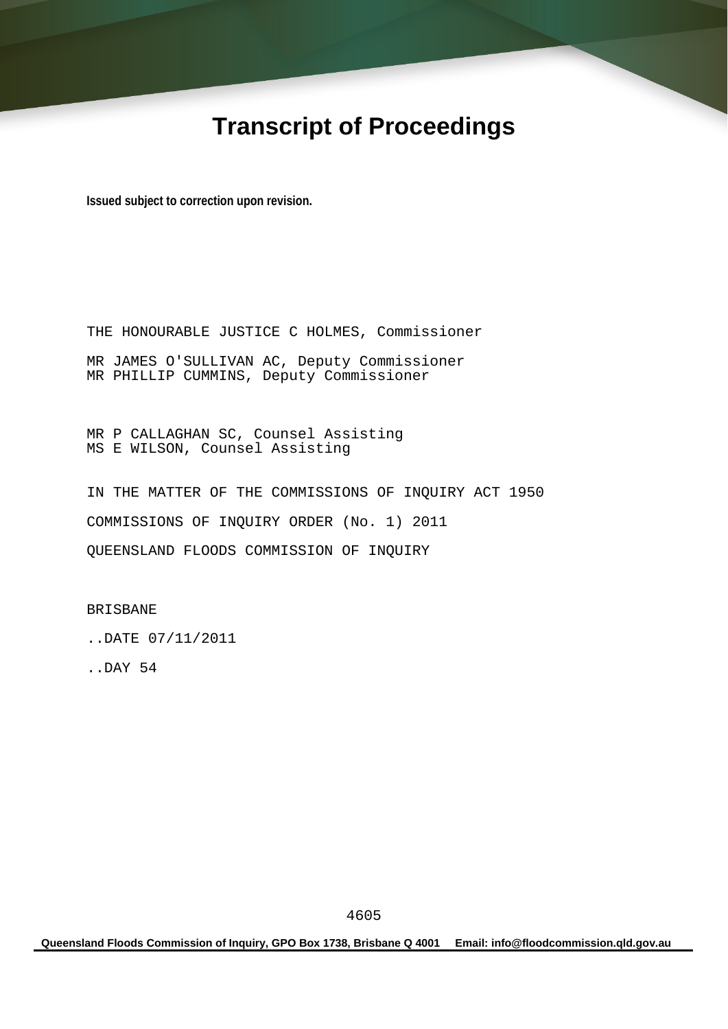# Transcript of Proceedings

**Issued subject to correction upon revision.**

THE HONOURABLE JUSTICE C HOLMES, Commissioner

MR JAMES O'SULLIVAN AC, Deputy Commissioner
MR PHILLIP CUMMINS, Deputy Commissioner

MR P CALLAGHAN SC, Counsel Assisting
MS E WILSON, Counsel Assisting

IN THE MATTER OF THE COMMISSIONS OF INQUIRY ACT 1950

COMMISSIONS OF INQUIRY ORDER (No. 1) 2011

QUEENSLAND FLOODS COMMISSION OF INQUIRY

BRISBANE

..DATE 07/11/2011

..DAY 54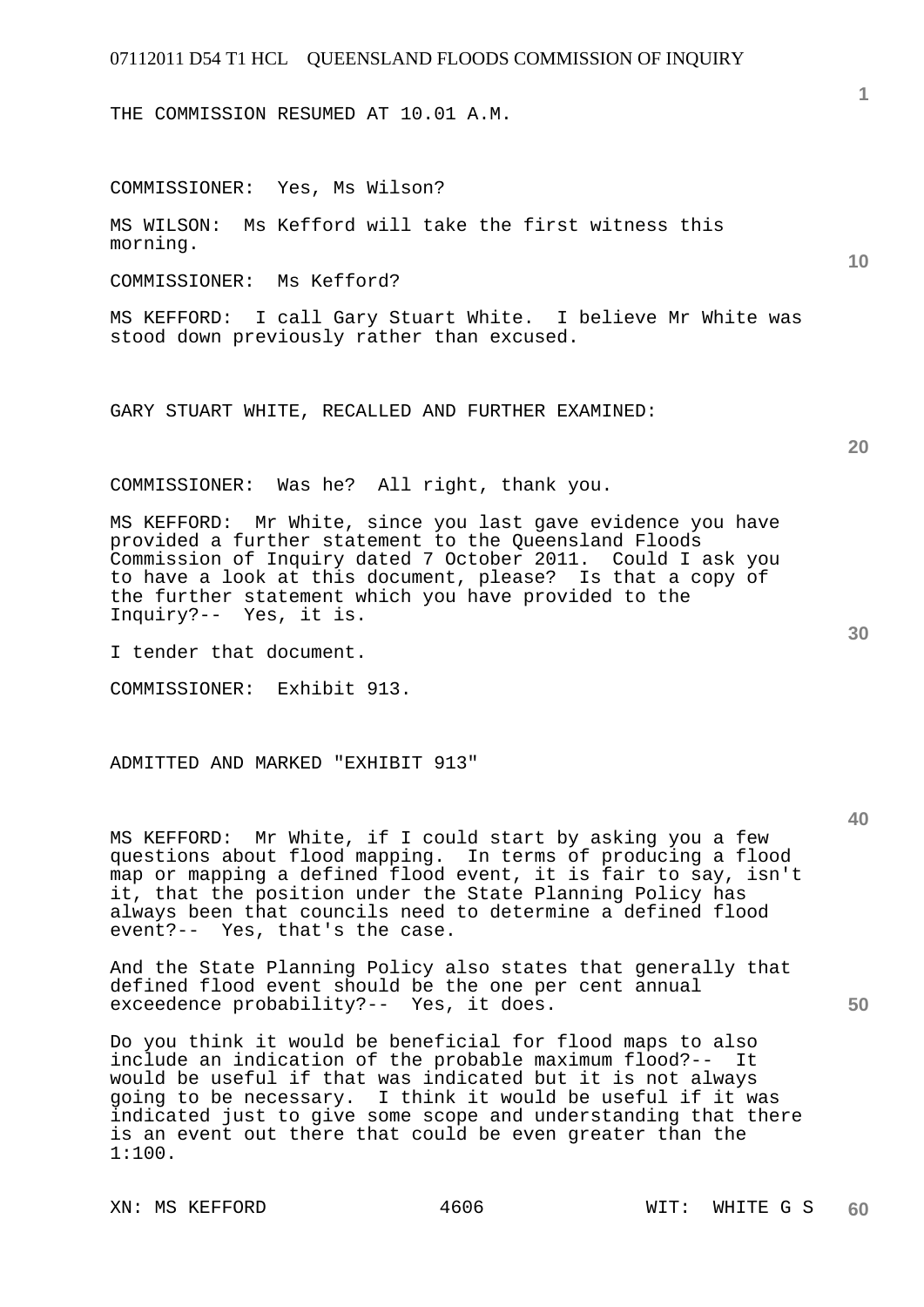THE COMMISSION RESUMED AT 10.01 A.M.

COMMISSIONER: Yes, Ms Wilson?

MS WILSON: Ms Kefford will take the first witness this morning.

COMMISSIONER: Ms Kefford?

MS KEFFORD: I call Gary Stuart White. I believe Mr White was stood down previously rather than excused.

GARY STUART WHITE, RECALLED AND FURTHER EXAMINED:

COMMISSIONER: Was he? All right, thank you.

MS KEFFORD: Mr White, since you last gave evidence you have provided a further statement to the Queensland Floods Commission of Inquiry dated 7 October 2011. Could I ask you to have a look at this document, please? Is that a copy of the further statement which you have provided to the Inquiry?-- Yes, it is.

I tender that document.

COMMISSIONER: Exhibit 913.

ADMITTED AND MARKED "EXHIBIT 913"

MS KEFFORD: Mr White, if I could start by asking you a few questions about flood mapping. In terms of producing a flood map or mapping a defined flood event, it is fair to say, isn't it, that the position under the State Planning Policy has always been that councils need to determine a defined flood event?-- Yes, that's the case.

And the State Planning Policy also states that generally that defined flood event should be the one per cent annual exceedence probability?-- Yes, it does.

Do you think it would be beneficial for flood maps to also include an indication of the probable maximum flood?-- It would be useful if that was indicated but it is not always going to be necessary. I think it would be useful if it was indicated just to give some scope and understanding that there is an event out there that could be even greater than the 1:100.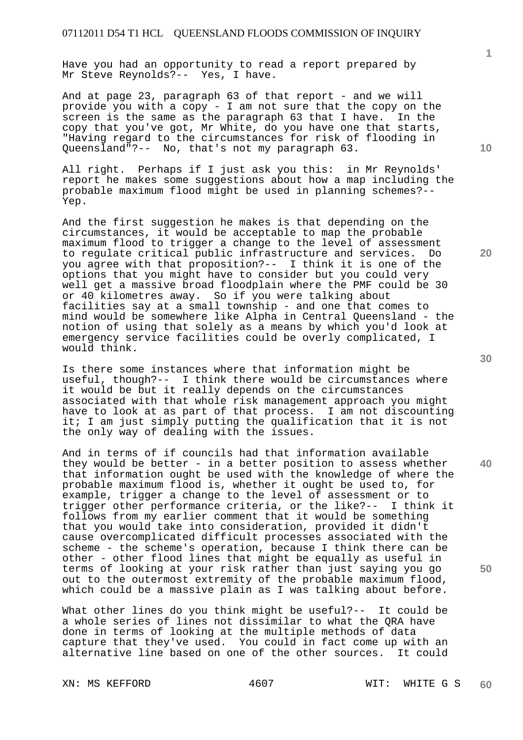Have you had an opportunity to read a report prepared by Mr Steve Reynolds?-- Yes, I have.

And at page 23, paragraph 63 of that report - and we will provide you with a copy - I am not sure that the copy on the screen is the same as the paragraph 63 that I have. In the copy that you've got, Mr White, do you have one that starts, "Having regard to the circumstances for risk of flooding in Queensland"?-- No, that's not my paragraph 63.

All right. Perhaps if I just ask you this: in Mr Reynolds' report he makes some suggestions about how a map including the probable maximum flood might be used in planning schemes?-- Yep.

And the first suggestion he makes is that depending on the circumstances, it would be acceptable to map the probable maximum flood to trigger a change to the level of assessment to regulate critical public infrastructure and services. Do you agree with that proposition?-- I think it is one of the options that you might have to consider but you could very well get a massive broad floodplain where the PMF could be 30 or 40 kilometres away. So if you were talking about facilities say at a small township - and one that comes to mind would be somewhere like Alpha in Central Queensland - the notion of using that solely as a means by which you'd look at emergency service facilities could be overly complicated, I would think.

Is there some instances where that information might be useful, though?-- I think there would be circumstances where it would be but it really depends on the circumstances associated with that whole risk management approach you might have to look at as part of that process. I am not discounting it; I am just simply putting the qualification that it is not the only way of dealing with the issues.

And in terms of if councils had that information available they would be better - in a better position to assess whether that information ought be used with the knowledge of where the probable maximum flood is, whether it ought be used to, for example, trigger a change to the level of assessment or to trigger other performance criteria, or the like?-- I think it follows from my earlier comment that it would be something that you would take into consideration, provided it didn't cause overcomplicated difficult processes associated with the scheme - the scheme's operation, because I think there can be other - other flood lines that might be equally as useful in terms of looking at your risk rather than just saying you go out to the outermost extremity of the probable maximum flood, which could be a massive plain as I was talking about before.

What other lines do you think might be useful?-- It could be a whole series of lines not dissimilar to what the QRA have done in terms of looking at the multiple methods of data capture that they've used. You could in fact come up with an alternative line based on one of the other sources. It could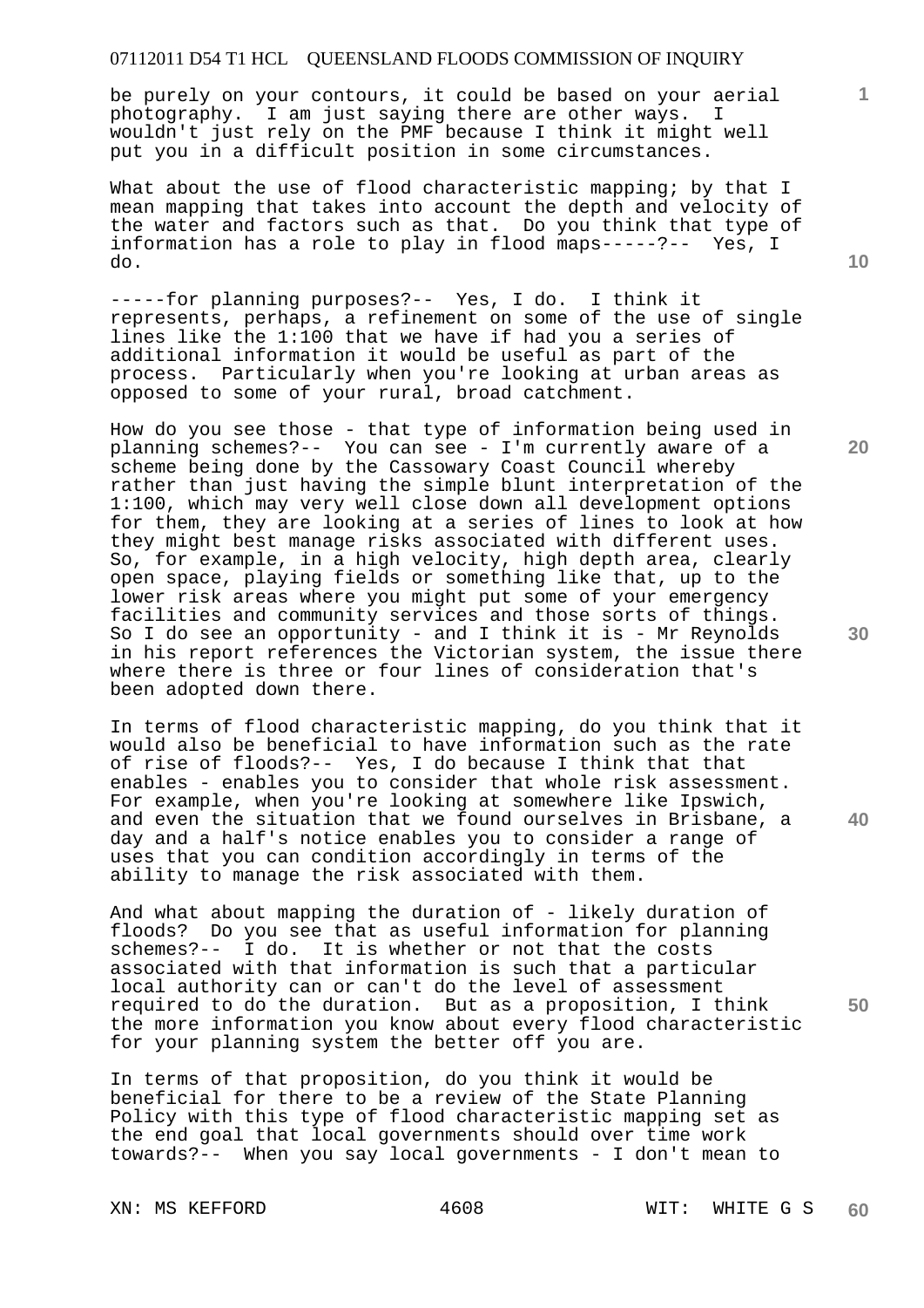be purely on your contours, it could be based on your aerial photography. I am just saying there are other ways. I wouldn't just rely on the PMF because I think it might well put you in a difficult position in some circumstances.

What about the use of flood characteristic mapping; by that I mean mapping that takes into account the depth and velocity of the water and factors such as that. Do you think that type of information has a role to play in flood maps-----?-- Yes, I do.

-----for planning purposes?-- Yes, I do. I think it represents, perhaps, a refinement on some of the use of single lines like the 1:100 that we have if had you a series of additional information it would be useful as part of the process. Particularly when you're looking at urban areas as opposed to some of your rural, broad catchment.

How do you see those - that type of information being used in planning schemes?-- You can see - I'm currently aware of a scheme being done by the Cassowary Coast Council whereby rather than just having the simple blunt interpretation of the 1:100, which may very well close down all development options for them, they are looking at a series of lines to look at how they might best manage risks associated with different uses. So, for example, in a high velocity, high depth area, clearly open space, playing fields or something like that, up to the lower risk areas where you might put some of your emergency facilities and community services and those sorts of things. So I do see an opportunity - and I think it is - Mr Reynolds in his report references the Victorian system, the issue there where there is three or four lines of consideration that's been adopted down there.

In terms of flood characteristic mapping, do you think that it would also be beneficial to have information such as the rate of rise of floods?-- Yes, I do because I think that that enables - enables you to consider that whole risk assessment. For example, when you're looking at somewhere like Ipswich, and even the situation that we found ourselves in Brisbane, a day and a half's notice enables you to consider a range of uses that you can condition accordingly in terms of the ability to manage the risk associated with them.

And what about mapping the duration of - likely duration of floods? Do you see that as useful information for planning schemes?-- I do. It is whether or not that the costs associated with that information is such that a particular local authority can or can't do the level of assessment required to do the duration. But as a proposition, I think the more information you know about every flood characteristic for your planning system the better off you are.

In terms of that proposition, do you think it would be beneficial for there to be a review of the State Planning Policy with this type of flood characteristic mapping set as the end goal that local governments should over time work towards?-- When you say local governments - I don't mean to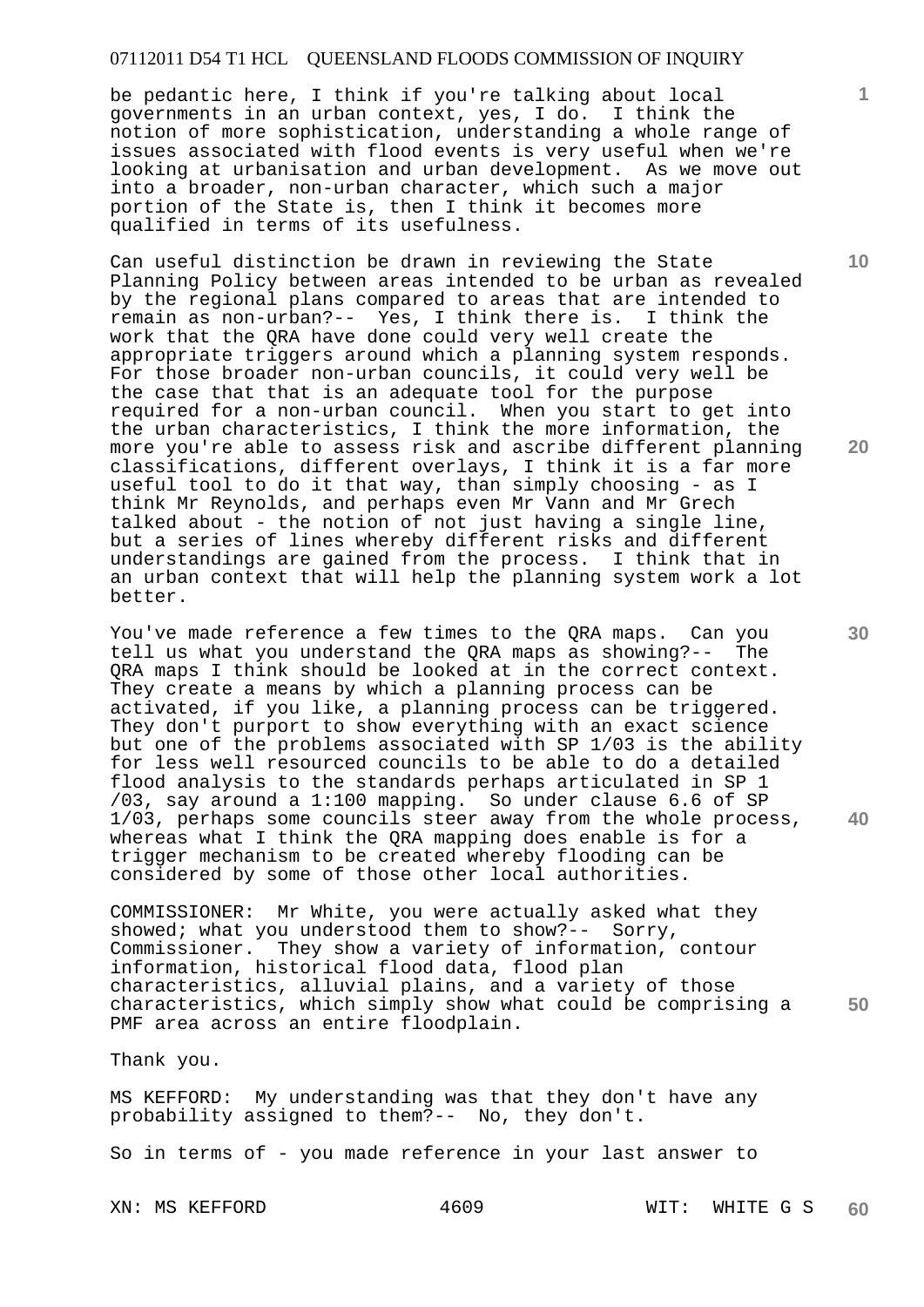be pedantic here, I think if you're talking about local governments in an urban context, yes, I do. I think the notion of more sophistication, understanding a whole range of issues associated with flood events is very useful when we're looking at urbanisation and urban development. As we move out into a broader, non-urban character, which such a major portion of the State is, then I think it becomes more qualified in terms of its usefulness.

Can useful distinction be drawn in reviewing the State Planning Policy between areas intended to be urban as revealed by the regional plans compared to areas that are intended to remain as non-urban?-- Yes, I think there is. I think the work that the QRA have done could very well create the appropriate triggers around which a planning system responds. For those broader non-urban councils, it could very well be the case that that is an adequate tool for the purpose required for a non-urban council. When you start to get into the urban characteristics, I think the more information, the more you're able to assess risk and ascribe different planning classifications, different overlays, I think it is a far more useful tool to do it that way, than simply choosing - as I think Mr Reynolds, and perhaps even Mr Vann and Mr Grech talked about - the notion of not just having a single line, but a series of lines whereby different risks and different understandings are gained from the process. I think that in an urban context that will help the planning system work a lot better.

You've made reference a few times to the QRA maps. Can you tell us what you understand the QRA maps as showing?-- The QRA maps I think should be looked at in the correct context. They create a means by which a planning process can be activated, if you like, a planning process can be triggered. They don't purport to show everything with an exact science but one of the problems associated with SP 1/03 is the ability for less well resourced councils to be able to do a detailed flood analysis to the standards perhaps articulated in SP 1 /03, say around a 1:100 mapping. So under clause 6.6 of SP 1/03, perhaps some councils steer away from the whole process, whereas what I think the QRA mapping does enable is for a trigger mechanism to be created whereby flooding can be considered by some of those other local authorities.

COMMISSIONER: Mr White, you were actually asked what they showed; what you understood them to show?-- Sorry, Commissioner. They show a variety of information, contour information, historical flood data, flood plan characteristics, alluvial plains, and a variety of those characteristics, which simply show what could be comprising a PMF area across an entire floodplain.

Thank you.

MS KEFFORD: My understanding was that they don't have any probability assigned to them?-- No, they don't.

So in terms of - you made reference in your last answer to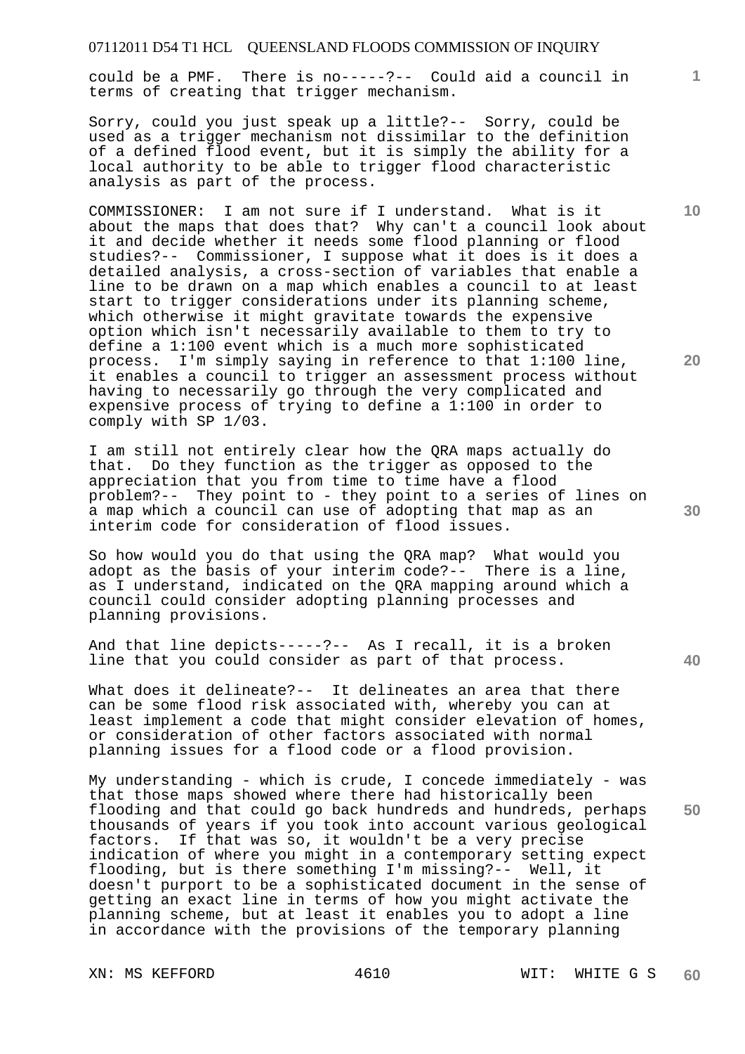could be a PMF. There is no-----?-- Could aid a council in terms of creating that trigger mechanism.

Sorry, could you just speak up a little?-- Sorry, could be used as a trigger mechanism not dissimilar to the definition of a defined flood event, but it is simply the ability for a local authority to be able to trigger flood characteristic analysis as part of the process.

COMMISSIONER: I am not sure if I understand. What is it about the maps that does that? Why can't a council look about it and decide whether it needs some flood planning or flood studies?-- Commissioner, I suppose what it does is it does a detailed analysis, a cross-section of variables that enable a line to be drawn on a map which enables a council to at least start to trigger considerations under its planning scheme, which otherwise it might gravitate towards the expensive option which isn't necessarily available to them to try to define a 1:100 event which is a much more sophisticated process. I'm simply saying in reference to that 1:100 line, it enables a council to trigger an assessment process without having to necessarily go through the very complicated and expensive process of trying to define a 1:100 in order to comply with SP 1/03.

I am still not entirely clear how the QRA maps actually do that. Do they function as the trigger as opposed to the appreciation that you from time to time have a flood problem?-- They point to - they point to a series of lines on a map which a council can use of adopting that map as an interim code for consideration of flood issues.

So how would you do that using the QRA map? What would you adopt as the basis of your interim code?-- There is a line, as I understand, indicated on the QRA mapping around which a council could consider adopting planning processes and planning provisions.

And that line depicts-----?-- As I recall, it is a broken line that you could consider as part of that process.

What does it delineate?-- It delineates an area that there can be some flood risk associated with, whereby you can at least implement a code that might consider elevation of homes, or consideration of other factors associated with normal planning issues for a flood code or a flood provision.

My understanding - which is crude, I concede immediately - was that those maps showed where there had historically been flooding and that could go back hundreds and hundreds, perhaps thousands of years if you took into account various geological factors. If that was so, it wouldn't be a very precise indication of where you might in a contemporary setting expect flooding, but is there something I'm missing?-- Well, it doesn't purport to be a sophisticated document in the sense of getting an exact line in terms of how you might activate the planning scheme, but at least it enables you to adopt a line in accordance with the provisions of the temporary planning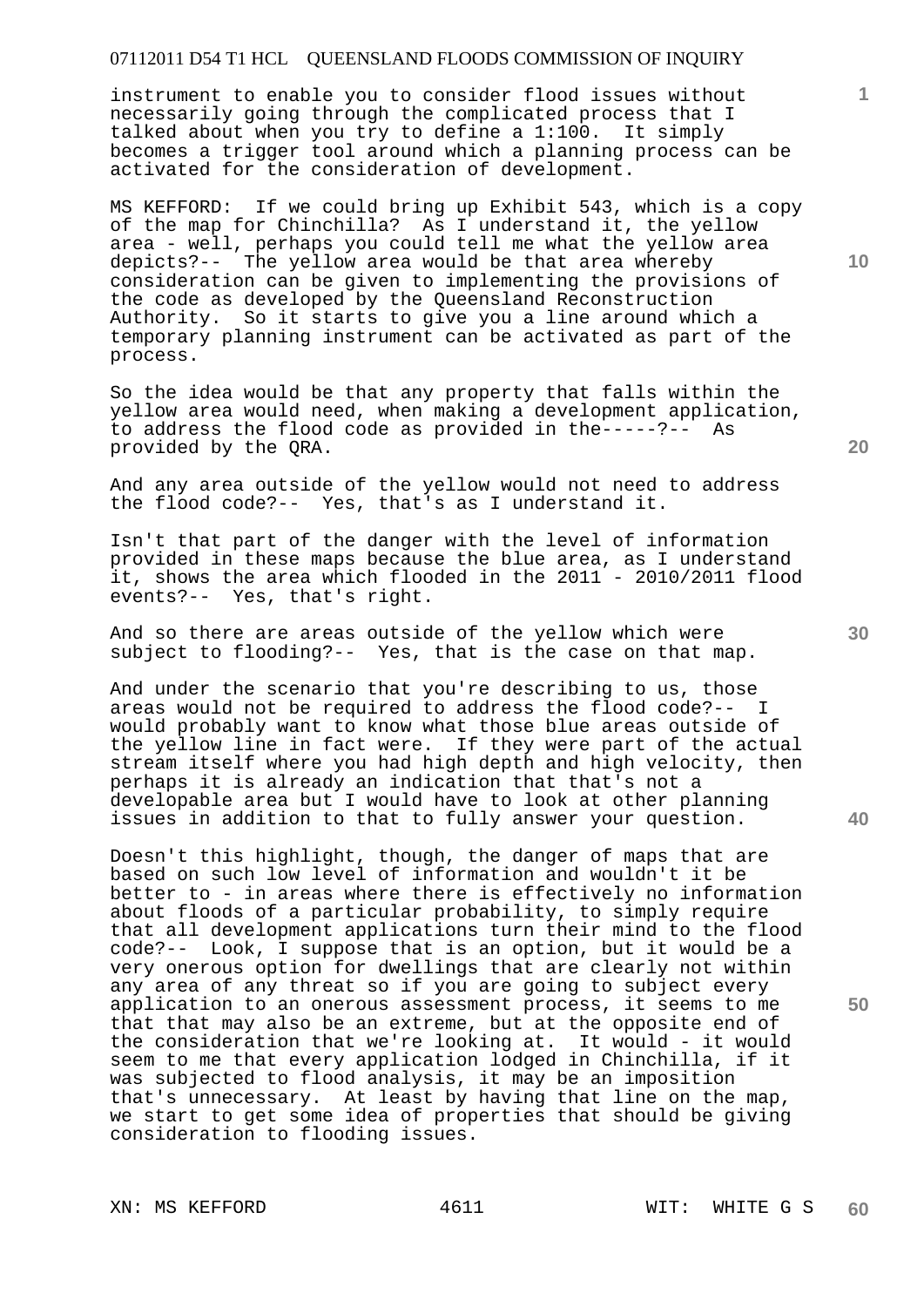instrument to enable you to consider flood issues without necessarily going through the complicated process that I talked about when you try to define a 1:100. It simply becomes a trigger tool around which a planning process can be activated for the consideration of development.

MS KEFFORD: If we could bring up Exhibit 543, which is a copy of the map for Chinchilla? As I understand it, the yellow area - well, perhaps you could tell me what the yellow area depicts?-- The yellow area would be that area whereby consideration can be given to implementing the provisions of the code as developed by the Queensland Reconstruction Authority. So it starts to give you a line around which a temporary planning instrument can be activated as part of the process.

So the idea would be that any property that falls within the yellow area would need, when making a development application, to address the flood code as provided in the-----?-- As provided by the QRA.

And any area outside of the yellow would not need to address the flood code?-- Yes, that's as I understand it.

Isn't that part of the danger with the level of information provided in these maps because the blue area, as I understand it, shows the area which flooded in the 2011 - 2010/2011 flood events?-- Yes, that's right.

And so there are areas outside of the yellow which were subject to flooding?-- Yes, that is the case on that map.

And under the scenario that you're describing to us, those areas would not be required to address the flood code?-- I would probably want to know what those blue areas outside of the yellow line in fact were. If they were part of the actual stream itself where you had high depth and high velocity, then perhaps it is already an indication that that's not a developable area but I would have to look at other planning issues in addition to that to fully answer your question.

Doesn't this highlight, though, the danger of maps that are based on such low level of information and wouldn't it be better to - in areas where there is effectively no information about floods of a particular probability, to simply require that all development applications turn their mind to the flood code?-- Look, I suppose that is an option, but it would be a very onerous option for dwellings that are clearly not within any area of any threat so if you are going to subject every application to an onerous assessment process, it seems to me that that may also be an extreme, but at the opposite end of the consideration that we're looking at. It would - it would seem to me that every application lodged in Chinchilla, if it was subjected to flood analysis, it may be an imposition that's unnecessary. At least by having that line on the map, we start to get some idea of properties that should be giving consideration to flooding issues.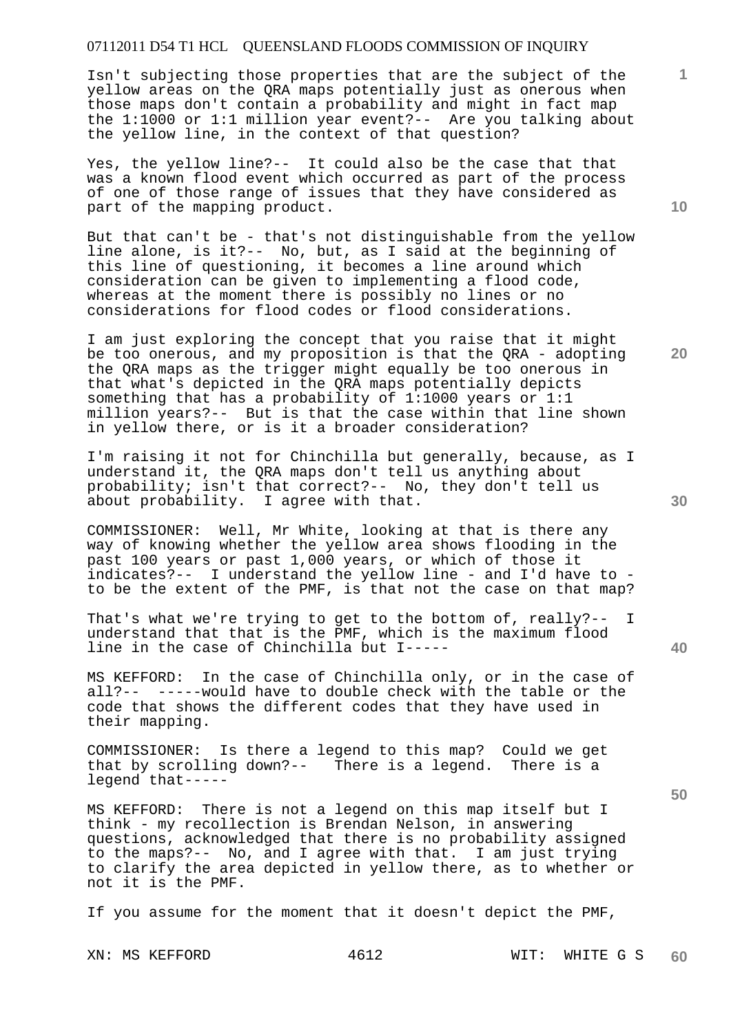Isn't subjecting those properties that are the subject of the yellow areas on the QRA maps potentially just as onerous when those maps don't contain a probability and might in fact map the 1:1000 or 1:1 million year event?-- Are you talking about the yellow line, in the context of that question?

Yes, the yellow line?-- It could also be the case that that was a known flood event which occurred as part of the process of one of those range of issues that they have considered as part of the mapping product.

But that can't be - that's not distinguishable from the yellow line alone, is it?-- No, but, as I said at the beginning of this line of questioning, it becomes a line around which consideration can be given to implementing a flood code, whereas at the moment there is possibly no lines or no considerations for flood codes or flood considerations.

I am just exploring the concept that you raise that it might be too onerous, and my proposition is that the QRA - adopting the QRA maps as the trigger might equally be too onerous in that what's depicted in the QRA maps potentially depicts something that has a probability of 1:1000 years or 1:1 million years?-- But is that the case within that line shown in yellow there, or is it a broader consideration?

I'm raising it not for Chinchilla but generally, because, as I understand it, the QRA maps don't tell us anything about probability; isn't that correct?-- No, they don't tell us about probability. I agree with that.

COMMISSIONER: Well, Mr White, looking at that is there any way of knowing whether the yellow area shows flooding in the past 100 years or past 1,000 years, or which of those it indicates?-- I understand the yellow line - and I'd have to - to be the extent of the PMF, is that not the case on that map?

That's what we're trying to get to the bottom of, really?-- I understand that that is the PMF, which is the maximum flood line in the case of Chinchilla but I-----

MS KEFFORD: In the case of Chinchilla only, or in the case of all?-- -----would have to double check with the table or the code that shows the different codes that they have used in their mapping.

COMMISSIONER: Is there a legend to this map? Could we get that by scrolling down?-- There is a legend. There is a legend that-----

MS KEFFORD: There is not a legend on this map itself but I think - my recollection is Brendan Nelson, in answering questions, acknowledged that there is no probability assigned to the maps?-- No, and I agree with that. I am just trying to clarify the area depicted in yellow there, as to whether or not it is the PMF.

If you assume for the moment that it doesn't depict the PMF,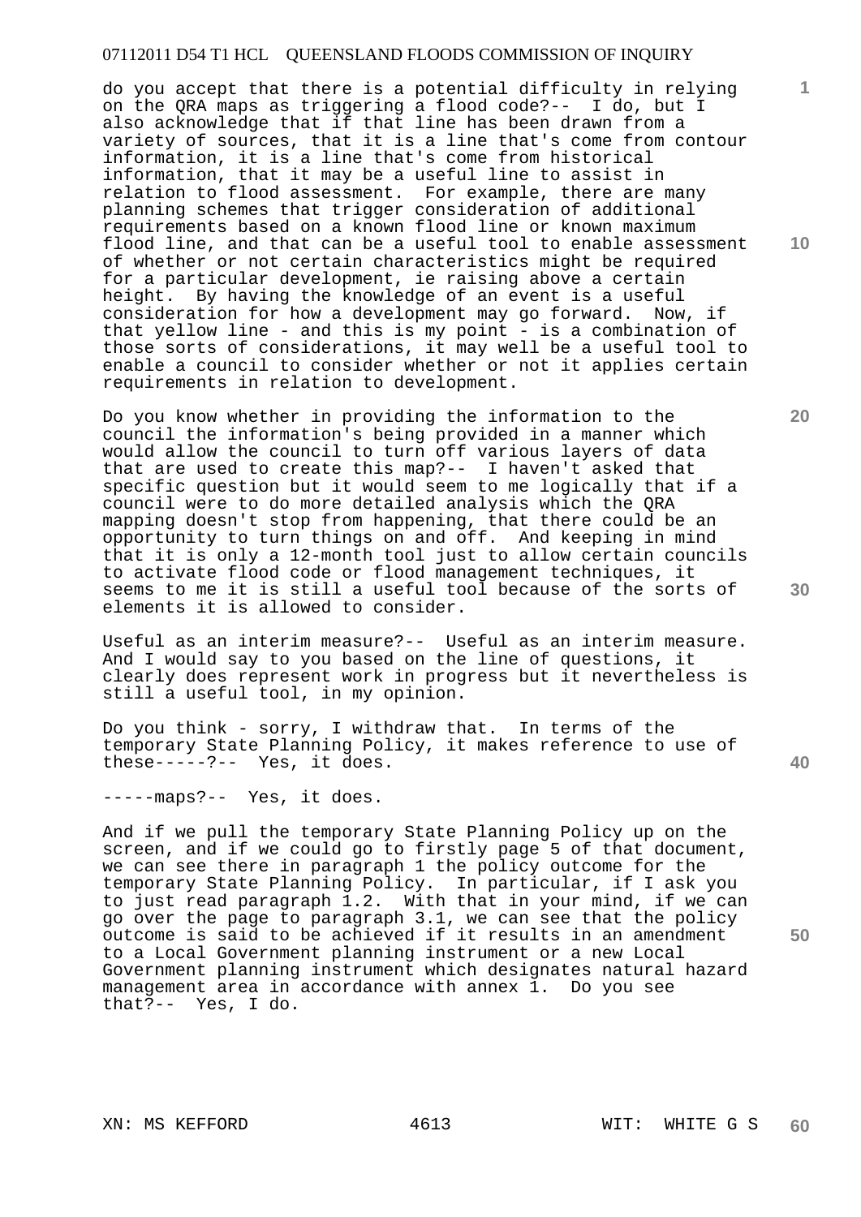do you accept that there is a potential difficulty in relying on the QRA maps as triggering a flood code?-- I do, but I also acknowledge that if that line has been drawn from a variety of sources, that it is a line that's come from contour information, it is a line that's come from historical information, that it may be a useful line to assist in relation to flood assessment. For example, there are many planning schemes that trigger consideration of additional requirements based on a known flood line or known maximum flood line, and that can be a useful tool to enable assessment of whether or not certain characteristics might be required for a particular development, ie raising above a certain height. By having the knowledge of an event is a useful consideration for how a development may go forward. Now, if that yellow line - and this is my point - is a combination of those sorts of considerations, it may well be a useful tool to enable a council to consider whether or not it applies certain requirements in relation to development.

Do you know whether in providing the information to the council the information's being provided in a manner which would allow the council to turn off various layers of data that are used to create this map?-- I haven't asked that specific question but it would seem to me logically that if a council were to do more detailed analysis which the QRA mapping doesn't stop from happening, that there could be an opportunity to turn things on and off. And keeping in mind that it is only a 12-month tool just to allow certain councils to activate flood code or flood management techniques, it seems to me it is still a useful tool because of the sorts of elements it is allowed to consider.

Useful as an interim measure?-- Useful as an interim measure. And I would say to you based on the line of questions, it clearly does represent work in progress but it nevertheless is still a useful tool, in my opinion.

Do you think - sorry, I withdraw that. In terms of the temporary State Planning Policy, it makes reference to use of these-----?-- Yes, it does.

-----maps?-- Yes, it does.

And if we pull the temporary State Planning Policy up on the screen, and if we could go to firstly page 5 of that document, we can see there in paragraph 1 the policy outcome for the temporary State Planning Policy. In particular, if I ask you to just read paragraph 1.2. With that in your mind, if we can go over the page to paragraph 3.1, we can see that the policy outcome is said to be achieved if it results in an amendment to a Local Government planning instrument or a new Local Government planning instrument which designates natural hazard management area in accordance with annex 1. Do you see that?-- Yes, I do.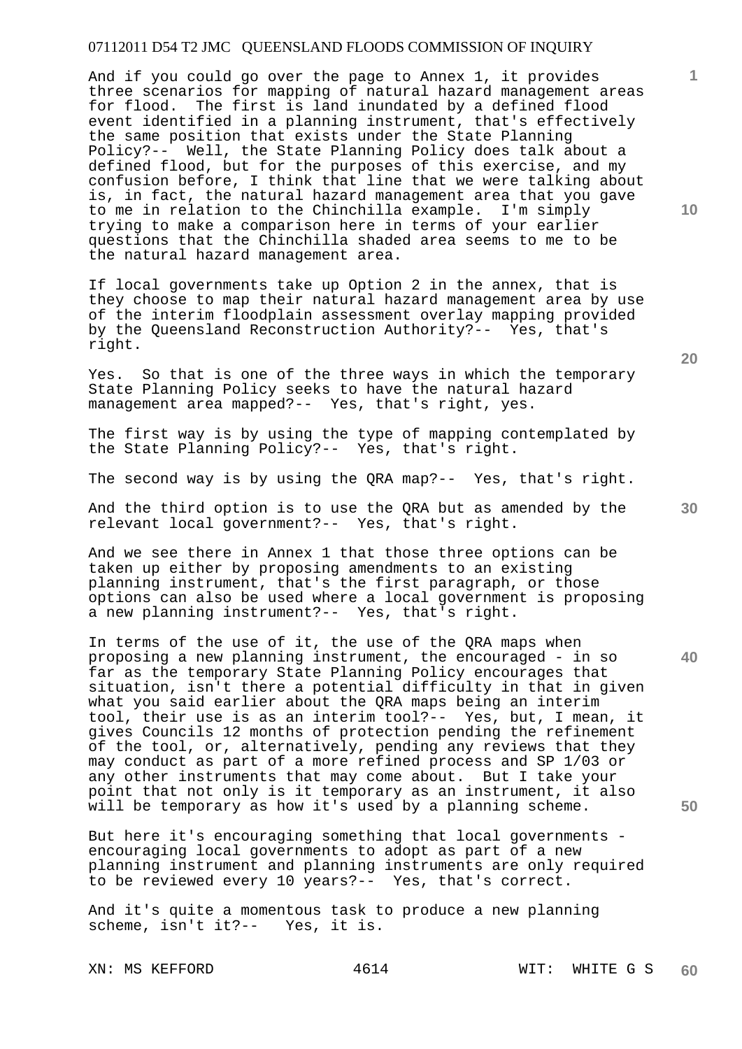And if you could go over the page to Annex 1, it provides three scenarios for mapping of natural hazard management areas for flood. The first is land inundated by a defined flood event identified in a planning instrument, that's effectively the same position that exists under the State Planning Policy?-- Well, the State Planning Policy does talk about a defined flood, but for the purposes of this exercise, and my confusion before, I think that line that we were talking about is, in fact, the natural hazard management area that you gave to me in relation to the Chinchilla example. I'm simply trying to make a comparison here in terms of your earlier questions that the Chinchilla shaded area seems to me to be the natural hazard management area.

If local governments take up Option 2 in the annex, that is they choose to map their natural hazard management area by use of the interim floodplain assessment overlay mapping provided by the Queensland Reconstruction Authority?-- Yes, that's right.

Yes. So that is one of the three ways in which the temporary State Planning Policy seeks to have the natural hazard management area mapped?-- Yes, that's right, yes.

The first way is by using the type of mapping contemplated by the State Planning Policy?-- Yes, that's right.

The second way is by using the QRA map?-- Yes, that's right.

And the third option is to use the QRA but as amended by the relevant local government?-- Yes, that's right.

And we see there in Annex 1 that those three options can be taken up either by proposing amendments to an existing planning instrument, that's the first paragraph, or those options can also be used where a local government is proposing a new planning instrument?-- Yes, that's right.

In terms of the use of it, the use of the QRA maps when proposing a new planning instrument, the encouraged - in so far as the temporary State Planning Policy encourages that situation, isn't there a potential difficulty in that in given what you said earlier about the QRA maps being an interim tool, their use is as an interim tool?-- Yes, but, I mean, it gives Councils 12 months of protection pending the refinement of the tool, or, alternatively, pending any reviews that they may conduct as part of a more refined process and SP 1/03 or any other instruments that may come about. But I take your point that not only is it temporary as an instrument, it also will be temporary as how it's used by a planning scheme.

But here it's encouraging something that local governments - encouraging local governments to adopt as part of a new planning instrument and planning instruments are only required to be reviewed every 10 years?-- Yes, that's correct.

And it's quite a momentous task to produce a new planning scheme, isn't it?-- Yes, it is.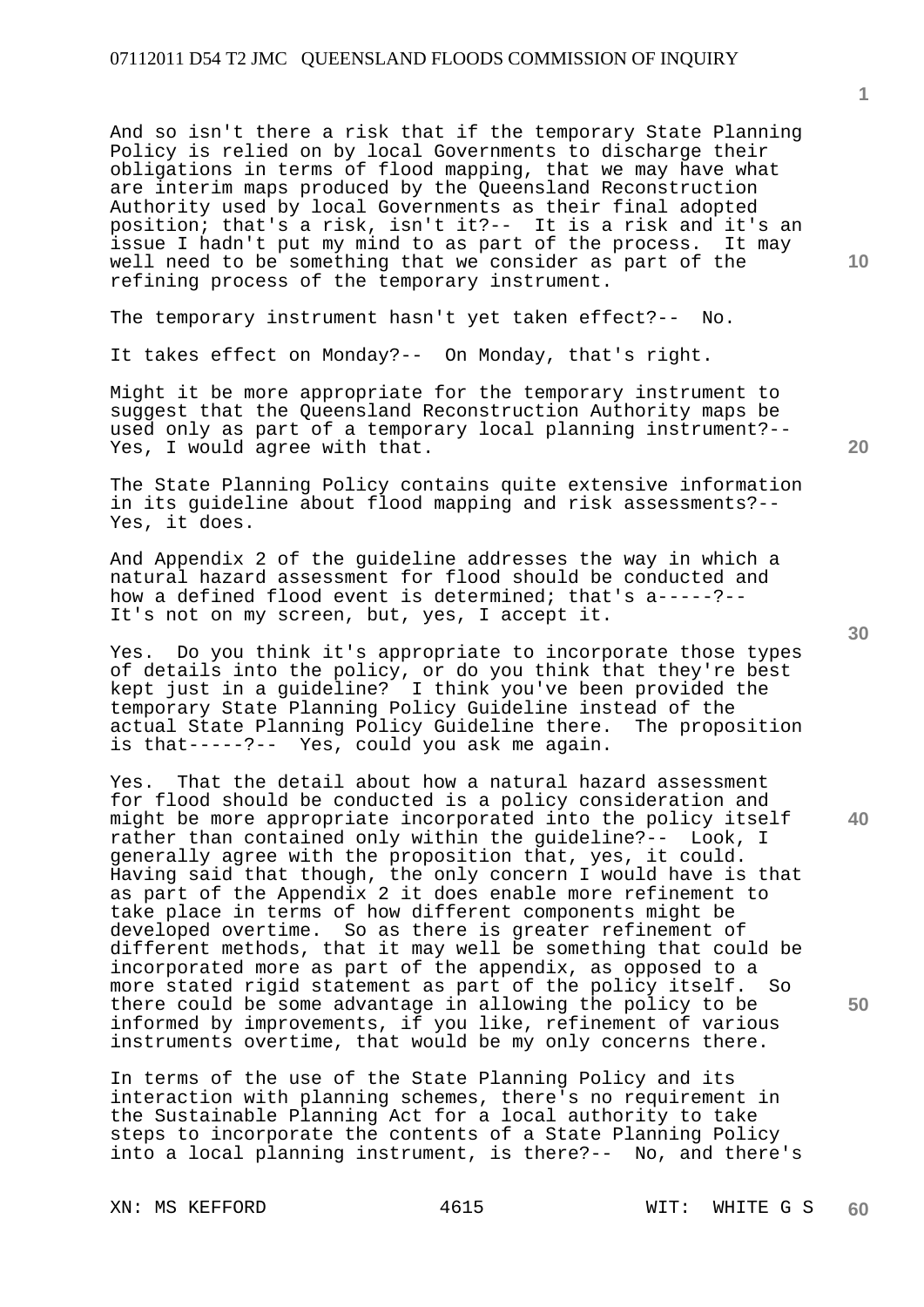And so isn't there a risk that if the temporary State Planning Policy is relied on by local Governments to discharge their obligations in terms of flood mapping, that we may have what are interim maps produced by the Queensland Reconstruction Authority used by local Governments as their final adopted position; that's a risk, isn't it?-- It is a risk and it's an issue I hadn't put my mind to as part of the process. It may well need to be something that we consider as part of the refining process of the temporary instrument.

The temporary instrument hasn't yet taken effect?-- No.

It takes effect on Monday?-- On Monday, that's right.

Might it be more appropriate for the temporary instrument to suggest that the Queensland Reconstruction Authority maps be used only as part of a temporary local planning instrument?-- Yes, I would agree with that.

The State Planning Policy contains quite extensive information in its guideline about flood mapping and risk assessments?-- Yes, it does.

And Appendix 2 of the guideline addresses the way in which a natural hazard assessment for flood should be conducted and how a defined flood event is determined; that's a-----?-- It's not on my screen, but, yes, I accept it.

Yes. Do you think it's appropriate to incorporate those types of details into the policy, or do you think that they're best kept just in a guideline? I think you've been provided the temporary State Planning Policy Guideline instead of the actual State Planning Policy Guideline there. The proposition is that-----?-- Yes, could you ask me again.

Yes. That the detail about how a natural hazard assessment for flood should be conducted is a policy consideration and might be more appropriate incorporated into the policy itself rather than contained only within the guideline?-- Look, I generally agree with the proposition that, yes, it could. Having said that though, the only concern I would have is that as part of the Appendix 2 it does enable more refinement to take place in terms of how different components might be developed overtime. So as there is greater refinement of different methods, that it may well be something that could be incorporated more as part of the appendix, as opposed to a more stated rigid statement as part of the policy itself. So there could be some advantage in allowing the policy to be informed by improvements, if you like, refinement of various instruments overtime, that would be my only concerns there.

In terms of the use of the State Planning Policy and its interaction with planning schemes, there's no requirement in the Sustainable Planning Act for a local authority to take steps to incorporate the contents of a State Planning Policy into a local planning instrument, is there?-- No, and there's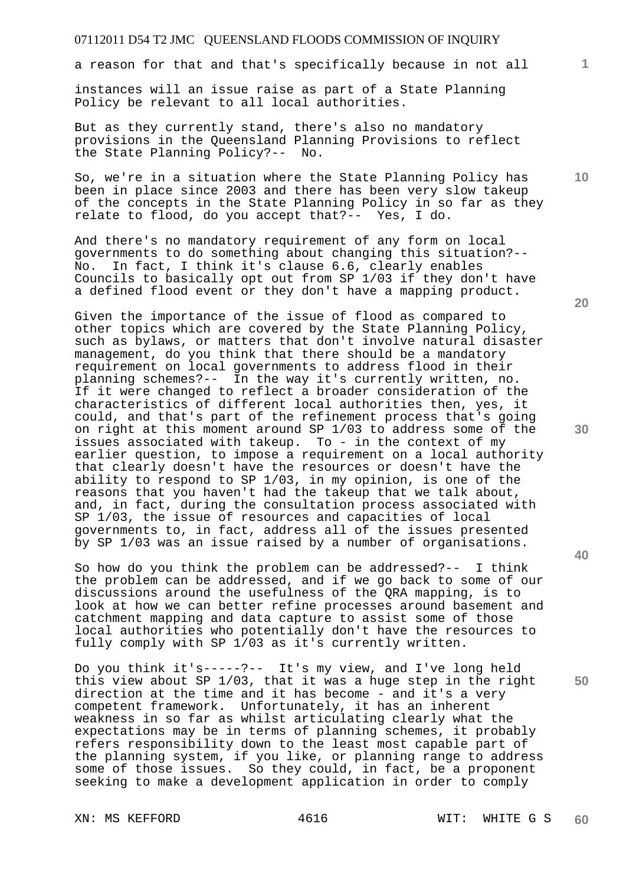a reason for that and that's specifically because in not all instances will an issue raise as part of a State Planning Policy be relevant to all local authorities.

But as they currently stand, there's also no mandatory provisions in the Queensland Planning Provisions to reflect the State Planning Policy?-- No.

So, we're in a situation where the State Planning Policy has been in place since 2003 and there has been very slow takeup of the concepts in the State Planning Policy in so far as they relate to flood, do you accept that?-- Yes, I do.

And there's no mandatory requirement of any form on local governments to do something about changing this situation?-- No. In fact, I think it's clause 6.6, clearly enables Councils to basically opt out from SP 1/03 if they don't have a defined flood event or they don't have a mapping product.

Given the importance of the issue of flood as compared to other topics which are covered by the State Planning Policy, such as bylaws, or matters that don't involve natural disaster management, do you think that there should be a mandatory requirement on local governments to address flood in their planning schemes?-- In the way it's currently written, no. If it were changed to reflect a broader consideration of the characteristics of different local authorities then, yes, it could, and that's part of the refinement process that's going on right at this moment around SP 1/03 to address some of the issues associated with takeup. To - in the context of my earlier question, to impose a requirement on a local authority that clearly doesn't have the resources or doesn't have the ability to respond to SP 1/03, in my opinion, is one of the reasons that you haven't had the takeup that we talk about, and, in fact, during the consultation process associated with SP 1/03, the issue of resources and capacities of local governments to, in fact, address all of the issues presented by SP 1/03 was an issue raised by a number of organisations.

So how do you think the problem can be addressed?-- I think the problem can be addressed, and if we go back to some of our discussions around the usefulness of the QRA mapping, is to look at how we can better refine processes around basement and catchment mapping and data capture to assist some of those local authorities who potentially don't have the resources to fully comply with SP 1/03 as it's currently written.

Do you think it's-----?-- It's my view, and I've long held this view about SP 1/03, that it was a huge step in the right direction at the time and it has become - and it's a very competent framework. Unfortunately, it has an inherent weakness in so far as whilst articulating clearly what the expectations may be in terms of planning schemes, it probably refers responsibility down to the least most capable part of the planning system, if you like, or planning range to address some of those issues. So they could, in fact, be a proponent seeking to make a development application in order to comply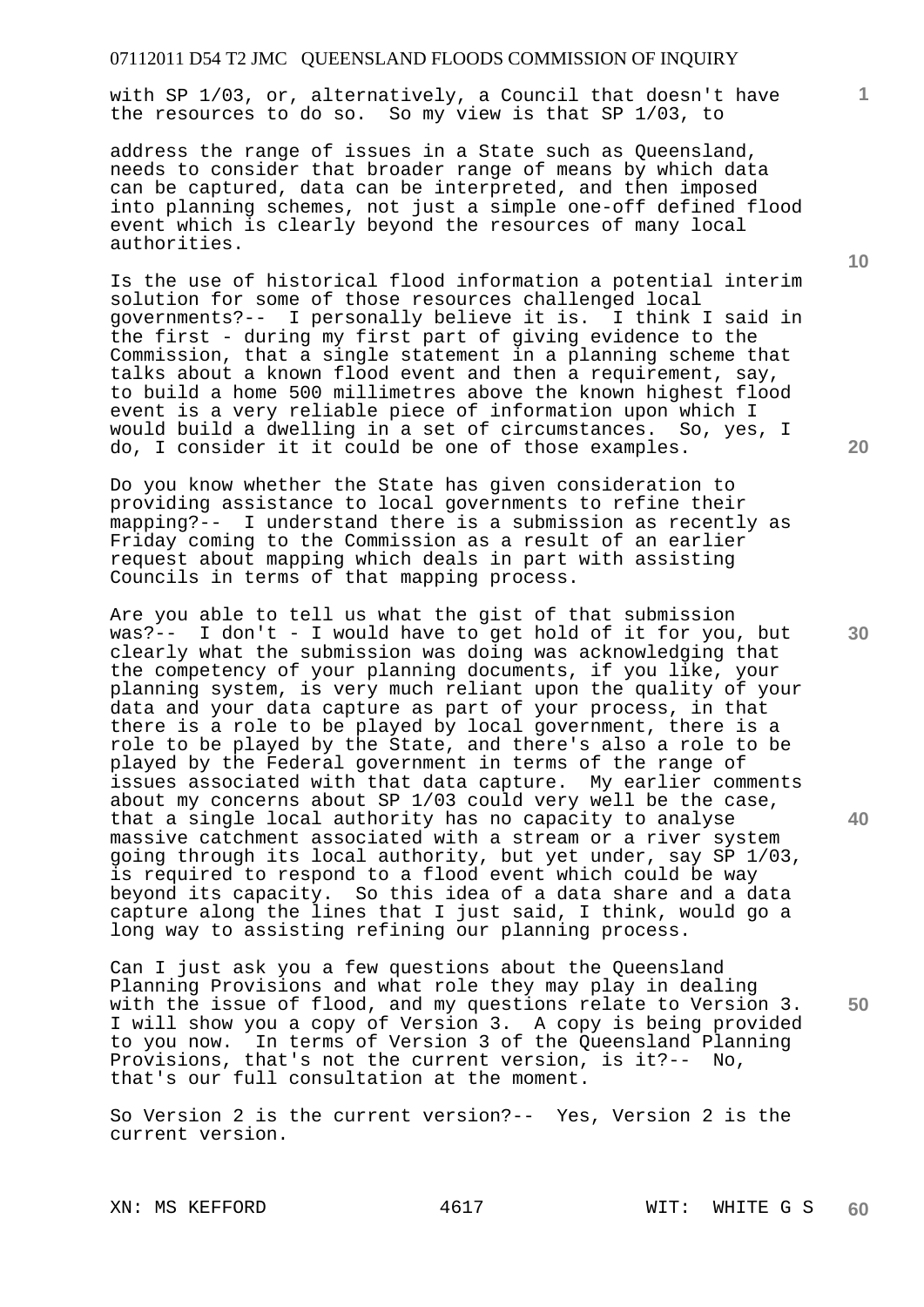with SP 1/03, or, alternatively, a Council that doesn't have the resources to do so. So my view is that SP 1/03, to address the range of issues in a State such as Queensland, needs to consider that broader range of means by which data can be captured, data can be interpreted, and then imposed into planning schemes, not just a simple one-off defined flood event which is clearly beyond the resources of many local authorities.

Is the use of historical flood information a potential interim solution for some of those resources challenged local governments?-- I personally believe it is. I think I said in the first - during my first part of giving evidence to the Commission, that a single statement in a planning scheme that talks about a known flood event and then a requirement, say, to build a home 500 millimetres above the known highest flood event is a very reliable piece of information upon which I would build a dwelling in a set of circumstances. So, yes, I do, I consider it it could be one of those examples.

Do you know whether the State has given consideration to providing assistance to local governments to refine their mapping?-- I understand there is a submission as recently as Friday coming to the Commission as a result of an earlier request about mapping which deals in part with assisting Councils in terms of that mapping process.

Are you able to tell us what the gist of that submission was?-- I don't - I would have to get hold of it for you, but clearly what the submission was doing was acknowledging that the competency of your planning documents, if you like, your planning system, is very much reliant upon the quality of your data and your data capture as part of your process, in that there is a role to be played by local government, there is a role to be played by the State, and there's also a role to be played by the Federal government in terms of the range of issues associated with that data capture. My earlier comments about my concerns about SP 1/03 could very well be the case, that a single local authority has no capacity to analyse massive catchment associated with a stream or a river system going through its local authority, but yet under, say SP 1/03, is required to respond to a flood event which could be way beyond its capacity. So this idea of a data share and a data capture along the lines that I just said, I think, would go a long way to assisting refining our planning process.

Can I just ask you a few questions about the Queensland Planning Provisions and what role they may play in dealing with the issue of flood, and my questions relate to Version 3. I will show you a copy of Version 3. A copy is being provided to you now. In terms of Version 3 of the Queensland Planning Provisions, that's not the current version, is it?-- No, that's our full consultation at the moment.

So Version 2 is the current version?-- Yes, Version 2 is the current version.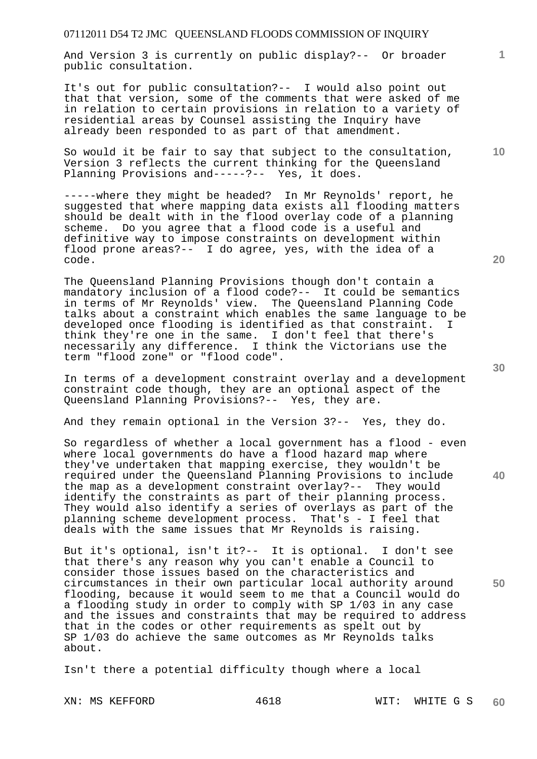And Version 3 is currently on public display?-- Or broader public consultation.

It's out for public consultation?-- I would also point out that that version, some of the comments that were asked of me in relation to certain provisions in relation to a variety of residential areas by Counsel assisting the Inquiry have already been responded to as part of that amendment.

So would it be fair to say that subject to the consultation, Version 3 reflects the current thinking for the Queensland Planning Provisions and-----?-- Yes, it does.

-----where they might be headed? In Mr Reynolds' report, he suggested that where mapping data exists all flooding matters should be dealt with in the flood overlay code of a planning scheme. Do you agree that a flood code is a useful and definitive way to impose constraints on development within flood prone areas?-- I do agree, yes, with the idea of a code.

The Queensland Planning Provisions though don't contain a mandatory inclusion of a flood code?-- It could be semantics in terms of Mr Reynolds' view. The Queensland Planning Code talks about a constraint which enables the same language to be developed once flooding is identified as that constraint. I think they're one in the same. I don't feel that there's necessarily any difference. I think the Victorians use the term "flood zone" or "flood code".

In terms of a development constraint overlay and a development constraint code though, they are an optional aspect of the Queensland Planning Provisions?-- Yes, they are.

And they remain optional in the Version 3?-- Yes, they do.

So regardless of whether a local government has a flood - even where local governments do have a flood hazard map where they've undertaken that mapping exercise, they wouldn't be required under the Queensland Planning Provisions to include the map as a development constraint overlay?-- They would identify the constraints as part of their planning process. They would also identify a series of overlays as part of the planning scheme development process. That's - I feel that deals with the same issues that Mr Reynolds is raising.

But it's optional, isn't it?-- It is optional. I don't see that there's any reason why you can't enable a Council to consider those issues based on the characteristics and circumstances in their own particular local authority around flooding, because it would seem to me that a Council would do a flooding study in order to comply with SP 1/03 in any case and the issues and constraints that may be required to address that in the codes or other requirements as spelt out by SP 1/03 do achieve the same outcomes as Mr Reynolds talks about.

Isn't there a potential difficulty though where a local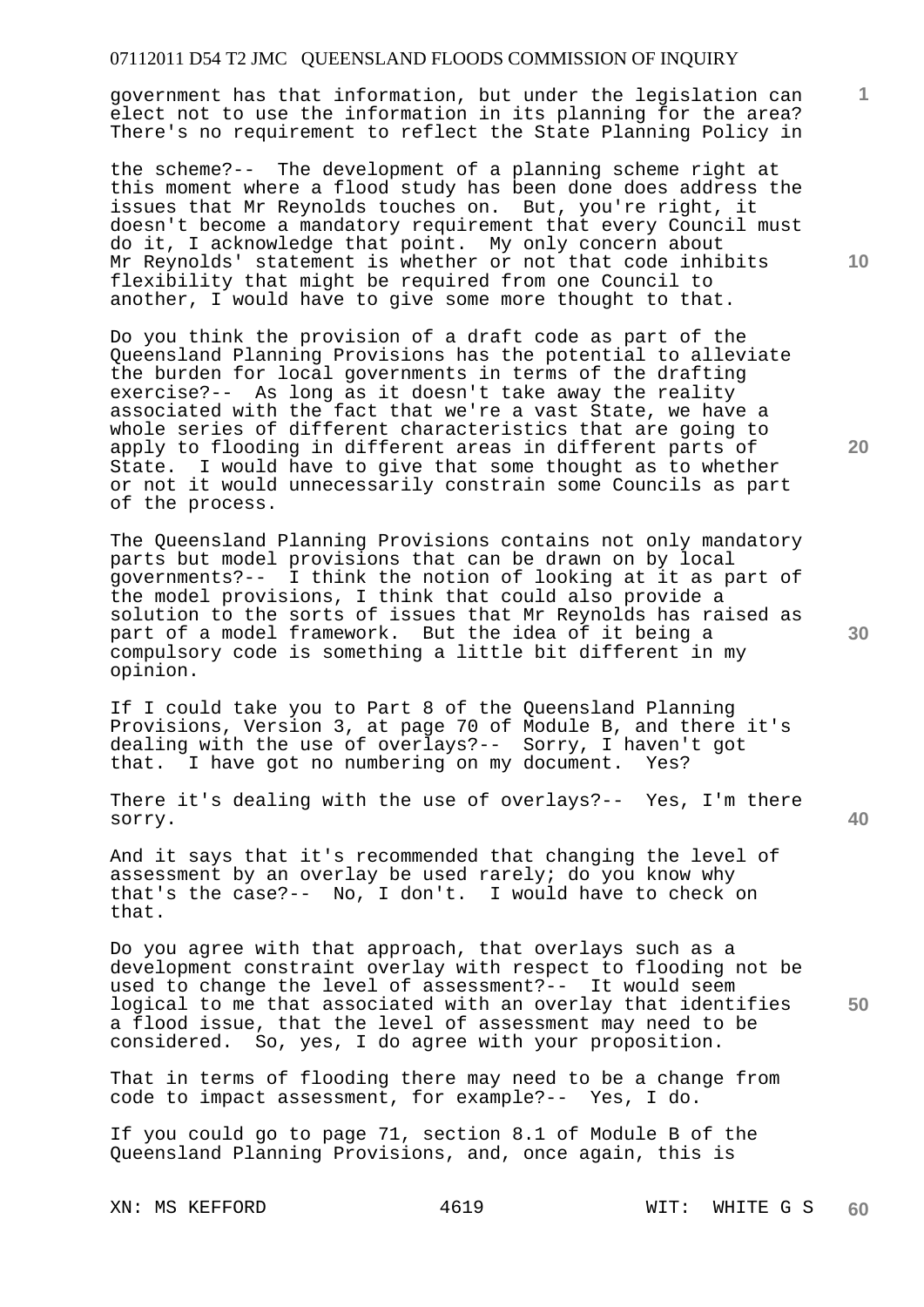government has that information, but under the legislation can elect not to use the information in its planning for the area? There's no requirement to reflect the State Planning Policy in the scheme?-- The development of a planning scheme right at this moment where a flood study has been done does address the issues that Mr Reynolds touches on. But, you're right, it doesn't become a mandatory requirement that every Council must do it, I acknowledge that point. My only concern about Mr Reynolds' statement is whether or not that code inhibits flexibility that might be required from one Council to another, I would have to give some more thought to that.

Do you think the provision of a draft code as part of the Queensland Planning Provisions has the potential to alleviate the burden for local governments in terms of the drafting exercise?-- As long as it doesn't take away the reality associated with the fact that we're a vast State, we have a whole series of different characteristics that are going to apply to flooding in different areas in different parts of State. I would have to give that some thought as to whether or not it would unnecessarily constrain some Councils as part of the process.

The Queensland Planning Provisions contains not only mandatory parts but model provisions that can be drawn on by local governments?-- I think the notion of looking at it as part of the model provisions, I think that could also provide a solution to the sorts of issues that Mr Reynolds has raised as part of a model framework. But the idea of it being a compulsory code is something a little bit different in my opinion.

If I could take you to Part 8 of the Queensland Planning Provisions, Version 3, at page 70 of Module B, and there it's dealing with the use of overlays?-- Sorry, I haven't got that. I have got no numbering on my document. Yes?

There it's dealing with the use of overlays?-- Yes, I'm there sorry.

And it says that it's recommended that changing the level of assessment by an overlay be used rarely; do you know why that's the case?-- No, I don't. I would have to check on that.

Do you agree with that approach, that overlays such as a development constraint overlay with respect to flooding not be used to change the level of assessment?-- It would seem logical to me that associated with an overlay that identifies a flood issue, that the level of assessment may need to be considered. So, yes, I do agree with your proposition.

That in terms of flooding there may need to be a change from code to impact assessment, for example?-- Yes, I do.

If you could go to page 71, section 8.1 of Module B of the Queensland Planning Provisions, and, once again, this is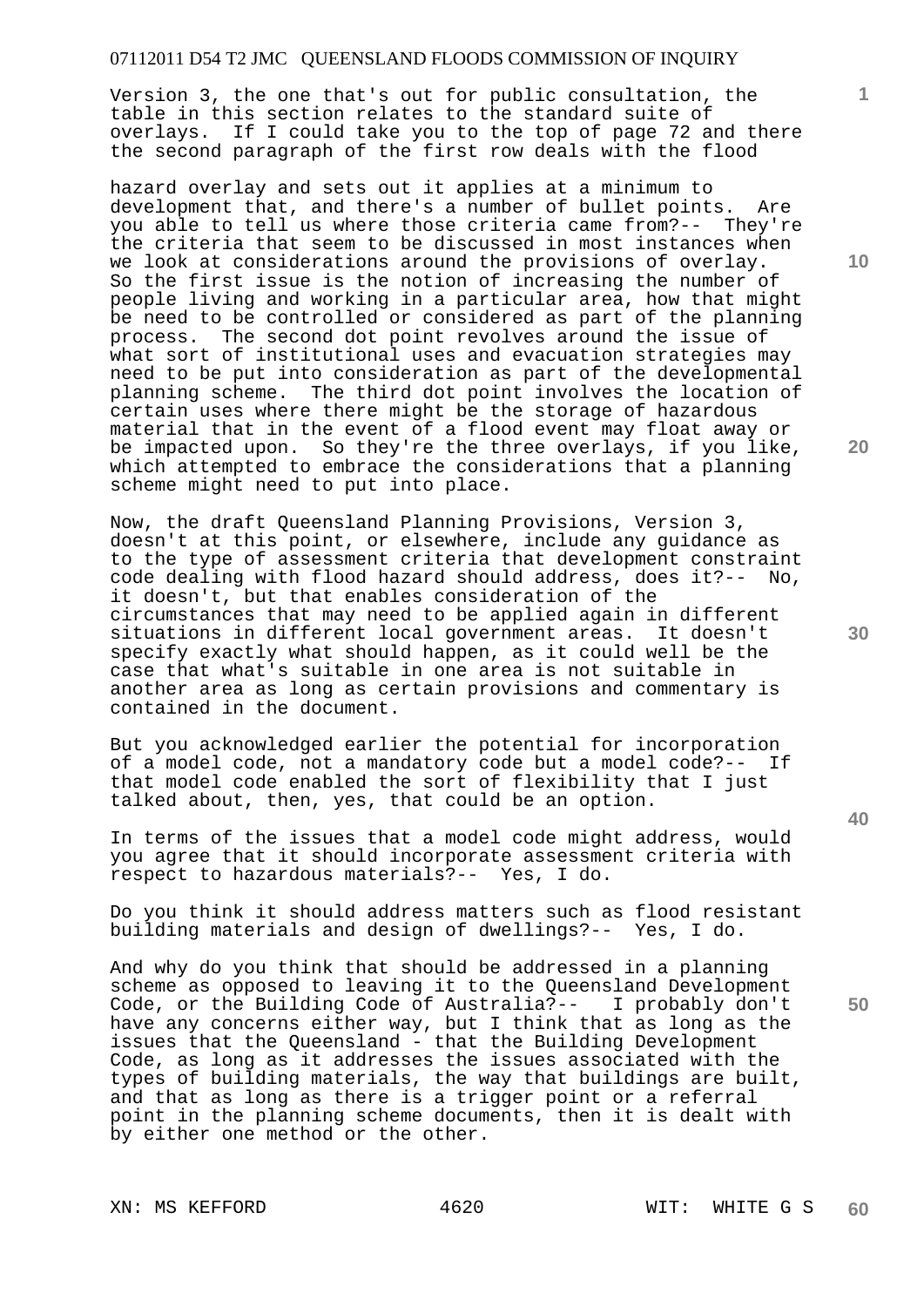Version 3, the one that's out for public consultation, the table in this section relates to the standard suite of overlays. If I could take you to the top of page 72 and there the second paragraph of the first row deals with the flood

hazard overlay and sets out it applies at a minimum to development that, and there's a number of bullet points. Are you able to tell us where those criteria came from?-- They're the criteria that seem to be discussed in most instances when we look at considerations around the provisions of overlay. So the first issue is the notion of increasing the number of people living and working in a particular area, how that might be need to be controlled or considered as part of the planning process. The second dot point revolves around the issue of what sort of institutional uses and evacuation strategies may need to be put into consideration as part of the developmental planning scheme. The third dot point involves the location of certain uses where there might be the storage of hazardous material that in the event of a flood event may float away or be impacted upon. So they're the three overlays, if you like, which attempted to embrace the considerations that a planning scheme might need to put into place.

Now, the draft Queensland Planning Provisions, Version 3, doesn't at this point, or elsewhere, include any guidance as to the type of assessment criteria that development constraint code dealing with flood hazard should address, does it?-- No, it doesn't, but that enables consideration of the circumstances that may need to be applied again in different situations in different local government areas. It doesn't specify exactly what should happen, as it could well be the case that what's suitable in one area is not suitable in another area as long as certain provisions and commentary is contained in the document.

But you acknowledged earlier the potential for incorporation of a model code, not a mandatory code but a model code?-- If that model code enabled the sort of flexibility that I just talked about, then, yes, that could be an option.

In terms of the issues that a model code might address, would you agree that it should incorporate assessment criteria with respect to hazardous materials?-- Yes, I do.

Do you think it should address matters such as flood resistant building materials and design of dwellings?-- Yes, I do.

And why do you think that should be addressed in a planning scheme as opposed to leaving it to the Queensland Development Code, or the Building Code of Australia?-- I probably don't have any concerns either way, but I think that as long as the issues that the Queensland - that the Building Development Code, as long as it addresses the issues associated with the types of building materials, the way that buildings are built, and that as long as there is a trigger point or a referral point in the planning scheme documents, then it is dealt with by either one method or the other.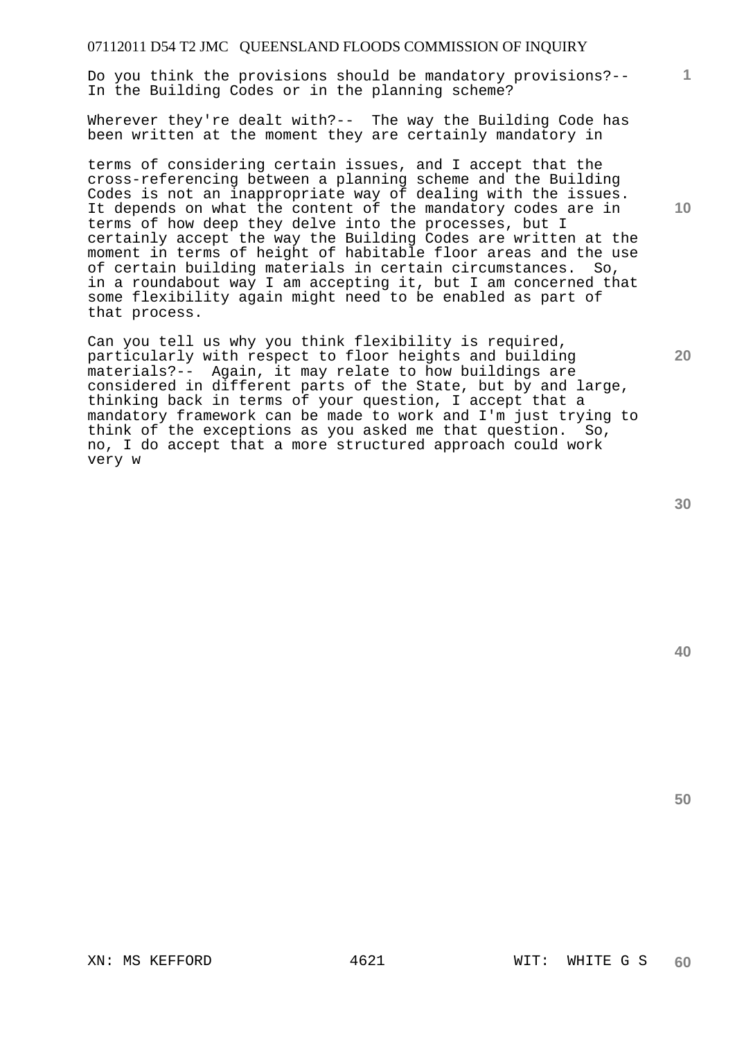Do you think the provisions should be mandatory provisions?-- In the Building Codes or in the planning scheme?

Wherever they're dealt with?-- The way the Building Code has been written at the moment they are certainly mandatory in

terms of considering certain issues, and I accept that the cross-referencing between a planning scheme and the Building Codes is not an inappropriate way of dealing with the issues. It depends on what the content of the mandatory codes are in terms of how deep they delve into the processes, but I certainly accept the way the Building Codes are written at the moment in terms of height of habitable floor areas and the use of certain building materials in certain circumstances. So, in a roundabout way I am accepting it, but I am concerned that some flexibility again might need to be enabled as part of that process.

Can you tell us why you think flexibility is required, particularly with respect to floor heights and building materials?-- Again, it may relate to how buildings are considered in different parts of the State, but by and large, thinking back in terms of your question, I accept that a mandatory framework can be made to work and I'm just trying to think of the exceptions as you asked me that question. So, no, I do accept that a more structured approach could work very w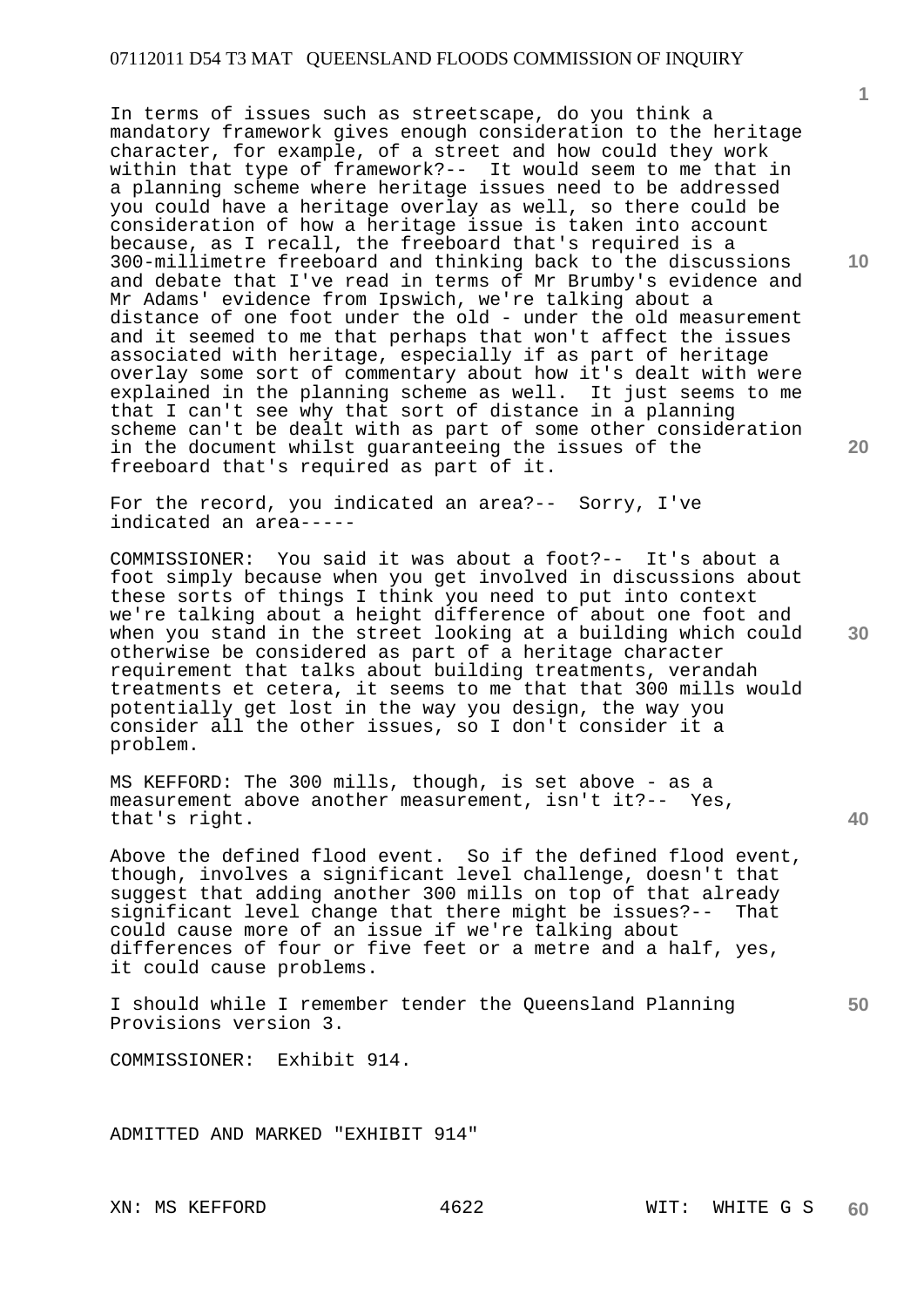In terms of issues such as streetscape, do you think a mandatory framework gives enough consideration to the heritage character, for example, of a street and how could they work within that type of framework?-- It would seem to me that in a planning scheme where heritage issues need to be addressed you could have a heritage overlay as well, so there could be consideration of how a heritage issue is taken into account because, as I recall, the freeboard that's required is a 300-millimetre freeboard and thinking back to the discussions and debate that I've read in terms of Mr Brumby's evidence and Mr Adams' evidence from Ipswich, we're talking about a distance of one foot under the old - under the old measurement and it seemed to me that perhaps that won't affect the issues associated with heritage, especially if as part of heritage overlay some sort of commentary about how it's dealt with were explained in the planning scheme as well. It just seems to me that I can't see why that sort of distance in a planning scheme can't be dealt with as part of some other consideration in the document whilst guaranteeing the issues of the freeboard that's required as part of it.

For the record, you indicated an area?-- Sorry, I've indicated an area-----

COMMISSIONER: You said it was about a foot?-- It's about a foot simply because when you get involved in discussions about these sorts of things I think you need to put into context we're talking about a height difference of about one foot and when you stand in the street looking at a building which could otherwise be considered as part of a heritage character requirement that talks about building treatments, verandah treatments et cetera, it seems to me that that 300 mills would potentially get lost in the way you design, the way you consider all the other issues, so I don't consider it a problem.

MS KEFFORD: The 300 mills, though, is set above - as a measurement above another measurement, isn't it?-- Yes, that's right.

Above the defined flood event. So if the defined flood event, though, involves a significant level challenge, doesn't that suggest that adding another 300 mills on top of that already significant level change that there might be issues?-- That could cause more of an issue if we're talking about differences of four or five feet or a metre and a half, yes, it could cause problems.

I should while I remember tender the Queensland Planning Provisions version 3.

COMMISSIONER: Exhibit 914.

ADMITTED AND MARKED "EXHIBIT 914"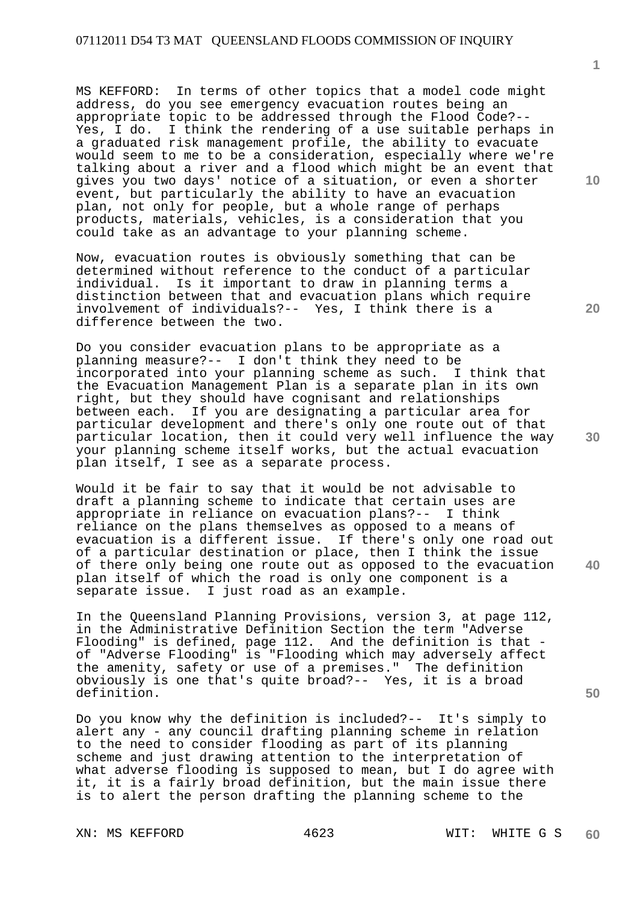MS KEFFORD: In terms of other topics that a model code might address, do you see emergency evacuation routes being an appropriate topic to be addressed through the Flood Code?-- Yes, I do. I think the rendering of a use suitable perhaps in a graduated risk management profile, the ability to evacuate would seem to me to be a consideration, especially where we're talking about a river and a flood which might be an event that gives you two days' notice of a situation, or even a shorter event, but particularly the ability to have an evacuation plan, not only for people, but a whole range of perhaps products, materials, vehicles, is a consideration that you could take as an advantage to your planning scheme.

Now, evacuation routes is obviously something that can be determined without reference to the conduct of a particular individual. Is it important to draw in planning terms a distinction between that and evacuation plans which require involvement of individuals?-- Yes, I think there is a difference between the two.

Do you consider evacuation plans to be appropriate as a planning measure?-- I don't think they need to be incorporated into your planning scheme as such. I think that the Evacuation Management Plan is a separate plan in its own right, but they should have cognisant and relationships between each. If you are designating a particular area for particular development and there's only one route out of that particular location, then it could very well influence the way your planning scheme itself works, but the actual evacuation plan itself, I see as a separate process.

Would it be fair to say that it would be not advisable to draft a planning scheme to indicate that certain uses are appropriate in reliance on evacuation plans?-- I think reliance on the plans themselves as opposed to a means of evacuation is a different issue. If there's only one road out of a particular destination or place, then I think the issue of there only being one route out as opposed to the evacuation plan itself of which the road is only one component is a separate issue. I just road as an example.

In the Queensland Planning Provisions, version 3, at page 112, in the Administrative Definition Section the term "Adverse Flooding" is defined, page 112. And the definition is that - of "Adverse Flooding" is "Flooding which may adversely affect the amenity, safety or use of a premises." The definition obviously is one that's quite broad?-- Yes, it is a broad definition.

Do you know why the definition is included?-- It's simply to alert any - any council drafting planning scheme in relation to the need to consider flooding as part of its planning scheme and just drawing attention to the interpretation of what adverse flooding is supposed to mean, but I do agree with it, it is a fairly broad definition, but the main issue there is to alert the person drafting the planning scheme to the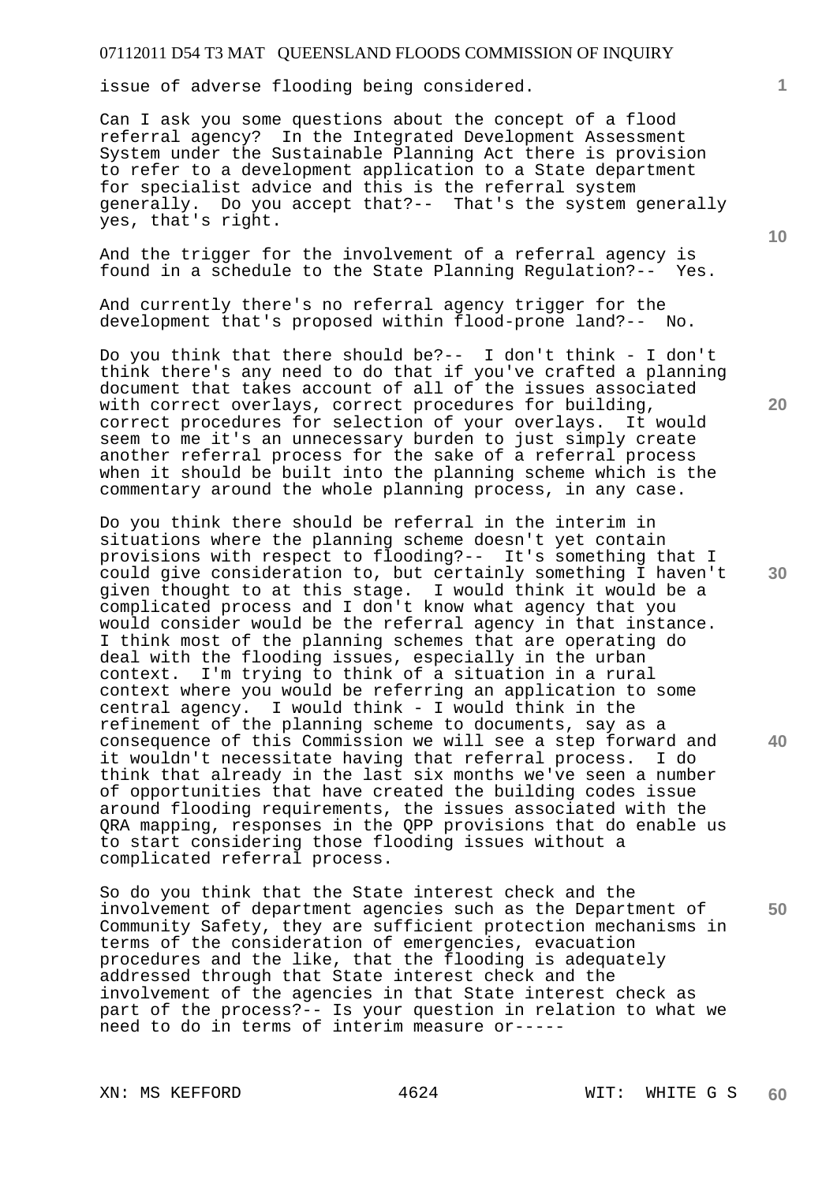issue of adverse flooding being considered.

Can I ask you some questions about the concept of a flood referral agency? In the Integrated Development Assessment System under the Sustainable Planning Act there is provision to refer to a development application to a State department for specialist advice and this is the referral system generally. Do you accept that?-- That's the system generally yes, that's right.

And the trigger for the involvement of a referral agency is found in a schedule to the State Planning Regulation?-- Yes.

And currently there's no referral agency trigger for the development that's proposed within flood-prone land?-- No.

Do you think that there should be?-- I don't think - I don't think there's any need to do that if you've crafted a planning document that takes account of all of the issues associated with correct overlays, correct procedures for building, correct procedures for selection of your overlays. It would seem to me it's an unnecessary burden to just simply create another referral process for the sake of a referral process when it should be built into the planning scheme which is the commentary around the whole planning process, in any case.

Do you think there should be referral in the interim in situations where the planning scheme doesn't yet contain provisions with respect to flooding?-- It's something that I could give consideration to, but certainly something I haven't given thought to at this stage. I would think it would be a complicated process and I don't know what agency that you would consider would be the referral agency in that instance. I think most of the planning schemes that are operating do deal with the flooding issues, especially in the urban context. I'm trying to think of a situation in a rural context where you would be referring an application to some central agency. I would think - I would think in the refinement of the planning scheme to documents, say as a consequence of this Commission we will see a step forward and it wouldn't necessitate having that referral process. I do think that already in the last six months we've seen a number of opportunities that have created the building codes issue around flooding requirements, the issues associated with the QRA mapping, responses in the QPP provisions that do enable us to start considering those flooding issues without a complicated referral process.

So do you think that the State interest check and the involvement of department agencies such as the Department of Community Safety, they are sufficient protection mechanisms in terms of the consideration of emergencies, evacuation procedures and the like, that the flooding is adequately addressed through that State interest check and the involvement of the agencies in that State interest check as part of the process?-- Is your question in relation to what we need to do in terms of interim measure or-----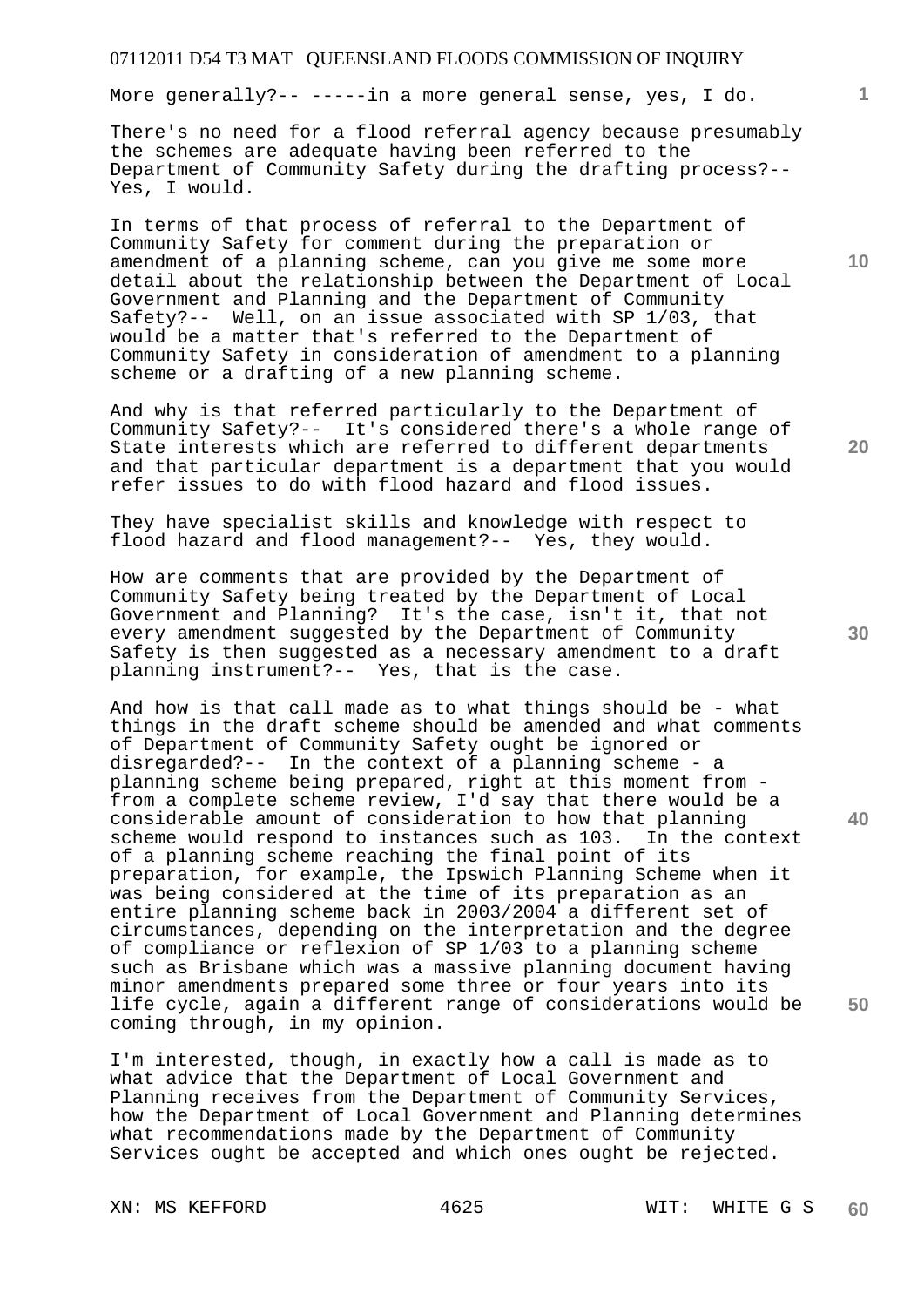More generally?-- -----in a more general sense, yes, I do.

There's no need for a flood referral agency because presumably the schemes are adequate having been referred to the Department of Community Safety during the drafting process?-- Yes, I would.

In terms of that process of referral to the Department of Community Safety for comment during the preparation or amendment of a planning scheme, can you give me some more detail about the relationship between the Department of Local Government and Planning and the Department of Community Safety?-- Well, on an issue associated with SP 1/03, that would be a matter that's referred to the Department of Community Safety in consideration of amendment to a planning scheme or a drafting of a new planning scheme.

And why is that referred particularly to the Department of Community Safety?-- It's considered there's a whole range of State interests which are referred to different departments and that particular department is a department that you would refer issues to do with flood hazard and flood issues.

They have specialist skills and knowledge with respect to flood hazard and flood management?-- Yes, they would.

How are comments that are provided by the Department of Community Safety being treated by the Department of Local Government and Planning? It's the case, isn't it, that not every amendment suggested by the Department of Community Safety is then suggested as a necessary amendment to a draft planning instrument?-- Yes, that is the case.

And how is that call made as to what things should be - what things in the draft scheme should be amended and what comments of Department of Community Safety ought be ignored or disregarded?-- In the context of a planning scheme - a planning scheme being prepared, right at this moment from - from a complete scheme review, I'd say that there would be a considerable amount of consideration to how that planning scheme would respond to instances such as 103. In the context of a planning scheme reaching the final point of its preparation, for example, the Ipswich Planning Scheme when it was being considered at the time of its preparation as an entire planning scheme back in 2003/2004 a different set of circumstances, depending on the interpretation and the degree of compliance or reflexion of SP 1/03 to a planning scheme such as Brisbane which was a massive planning document having minor amendments prepared some three or four years into its life cycle, again a different range of considerations would be coming through, in my opinion.

I'm interested, though, in exactly how a call is made as to what advice that the Department of Local Government and Planning receives from the Department of Community Services, how the Department of Local Government and Planning determines what recommendations made by the Department of Community Services ought be accepted and which ones ought be rejected.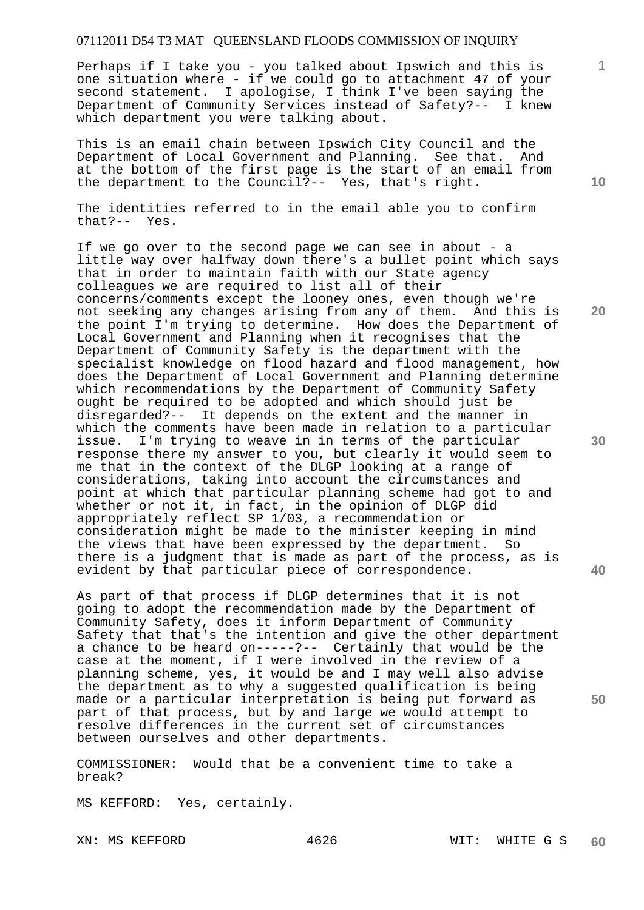Perhaps if I take you - you talked about Ipswich and this is one situation where - if we could go to attachment 47 of your second statement. I apologise, I think I've been saying the Department of Community Services instead of Safety?-- I knew which department you were talking about.

This is an email chain between Ipswich City Council and the Department of Local Government and Planning. See that. And at the bottom of the first page is the start of an email from the department to the Council?-- Yes, that's right.

The identities referred to in the email able you to confirm that?-- Yes.

If we go over to the second page we can see in about - a little way over halfway down there's a bullet point which says that in order to maintain faith with our State agency colleagues we are required to list all of their concerns/comments except the looney ones, even though we're not seeking any changes arising from any of them. And this is the point I'm trying to determine. How does the Department of Local Government and Planning when it recognises that the Department of Community Safety is the department with the specialist knowledge on flood hazard and flood management, how does the Department of Local Government and Planning determine which recommendations by the Department of Community Safety ought be required to be adopted and which should just be disregarded?-- It depends on the extent and the manner in which the comments have been made in relation to a particular issue. I'm trying to weave in in terms of the particular response there my answer to you, but clearly it would seem to me that in the context of the DLGP looking at a range of considerations, taking into account the circumstances and point at which that particular planning scheme had got to and whether or not it, in fact, in the opinion of DLGP did appropriately reflect SP 1/03, a recommendation or consideration might be made to the minister keeping in mind the views that have been expressed by the department. So there is a judgment that is made as part of the process, as is evident by that particular piece of correspondence.

As part of that process if DLGP determines that it is not going to adopt the recommendation made by the Department of Community Safety, does it inform Department of Community Safety that that's the intention and give the other department a chance to be heard on-----?-- Certainly that would be the case at the moment, if I were involved in the review of a planning scheme, yes, it would be and I may well also advise the department as to why a suggested qualification is being made or a particular interpretation is being put forward as part of that process, but by and large we would attempt to resolve differences in the current set of circumstances between ourselves and other departments.

COMMISSIONER: Would that be a convenient time to take a break?

MS KEFFORD: Yes, certainly.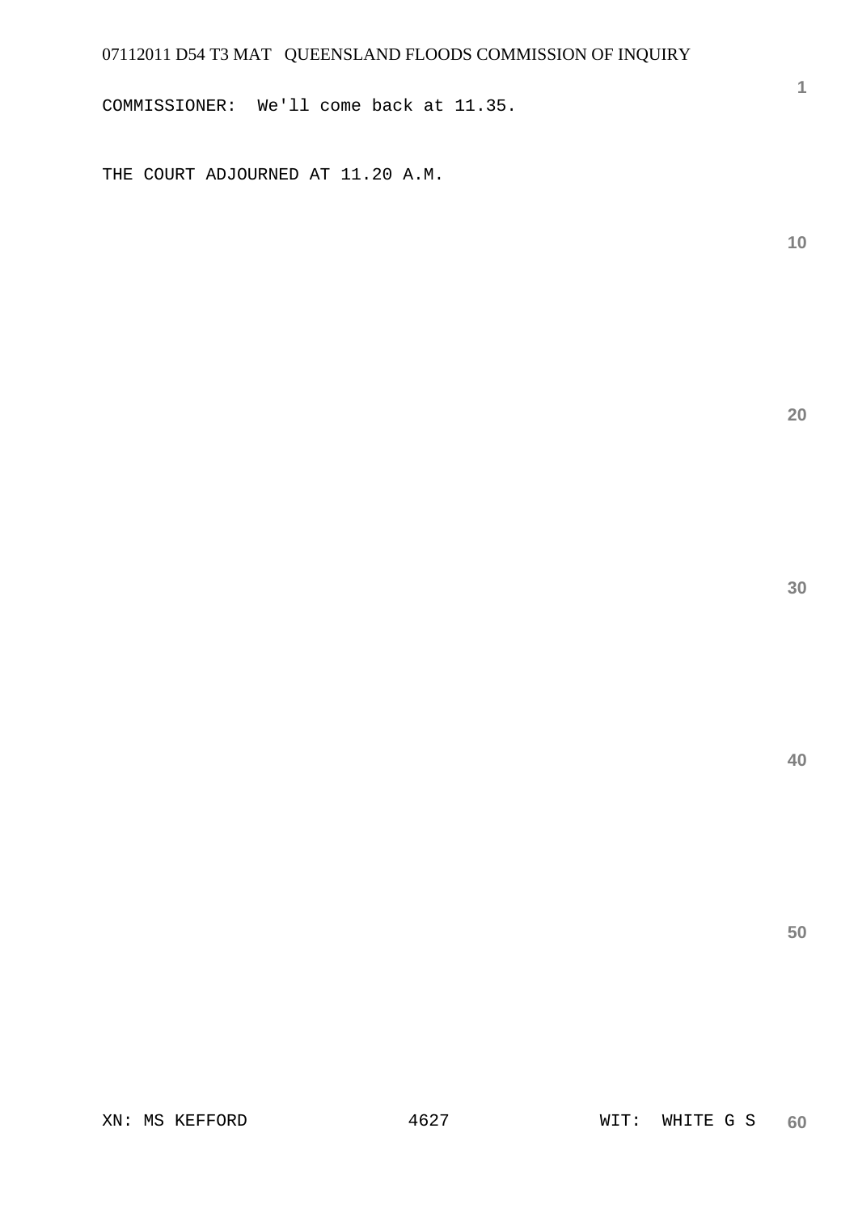COMMISSIONER: We'll come back at 11.35.

THE COURT ADJOURNED AT 11.20 A.M.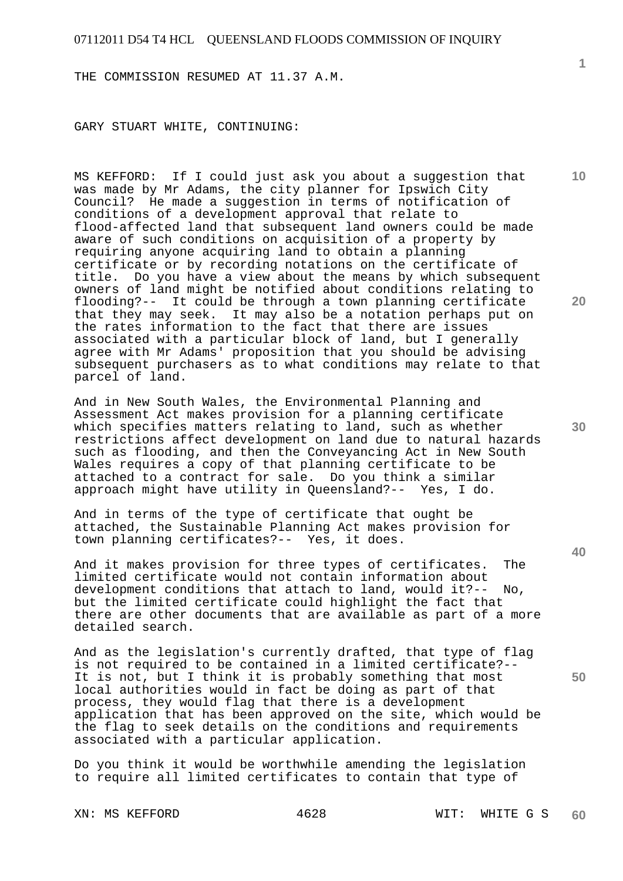THE COMMISSION RESUMED AT 11.37 A.M.

GARY STUART WHITE, CONTINUING:

MS KEFFORD: If I could just ask you about a suggestion that was made by Mr Adams, the city planner for Ipswich City Council? He made a suggestion in terms of notification of conditions of a development approval that relate to flood-affected land that subsequent land owners could be made aware of such conditions on acquisition of a property by requiring anyone acquiring land to obtain a planning certificate or by recording notations on the certificate of title. Do you have a view about the means by which subsequent owners of land might be notified about conditions relating to flooding?-- It could be through a town planning certificate that they may seek. It may also be a notation perhaps put on the rates information to the fact that there are issues associated with a particular block of land, but I generally agree with Mr Adams' proposition that you should be advising subsequent purchasers as to what conditions may relate to that parcel of land.

And in New South Wales, the Environmental Planning and Assessment Act makes provision for a planning certificate which specifies matters relating to land, such as whether restrictions affect development on land due to natural hazards such as flooding, and then the Conveyancing Act in New South Wales requires a copy of that planning certificate to be attached to a contract for sale. Do you think a similar approach might have utility in Queensland?-- Yes, I do.

And in terms of the type of certificate that ought be attached, the Sustainable Planning Act makes provision for town planning certificates?-- Yes, it does.

And it makes provision for three types of certificates. The limited certificate would not contain information about development conditions that attach to land, would it?-- No, but the limited certificate could highlight the fact that there are other documents that are available as part of a more detailed search.

And as the legislation's currently drafted, that type of flag is not required to be contained in a limited certificate?-- It is not, but I think it is probably something that most local authorities would in fact be doing as part of that process, they would flag that there is a development application that has been approved on the site, which would be the flag to seek details on the conditions and requirements associated with a particular application.

Do you think it would be worthwhile amending the legislation to require all limited certificates to contain that type of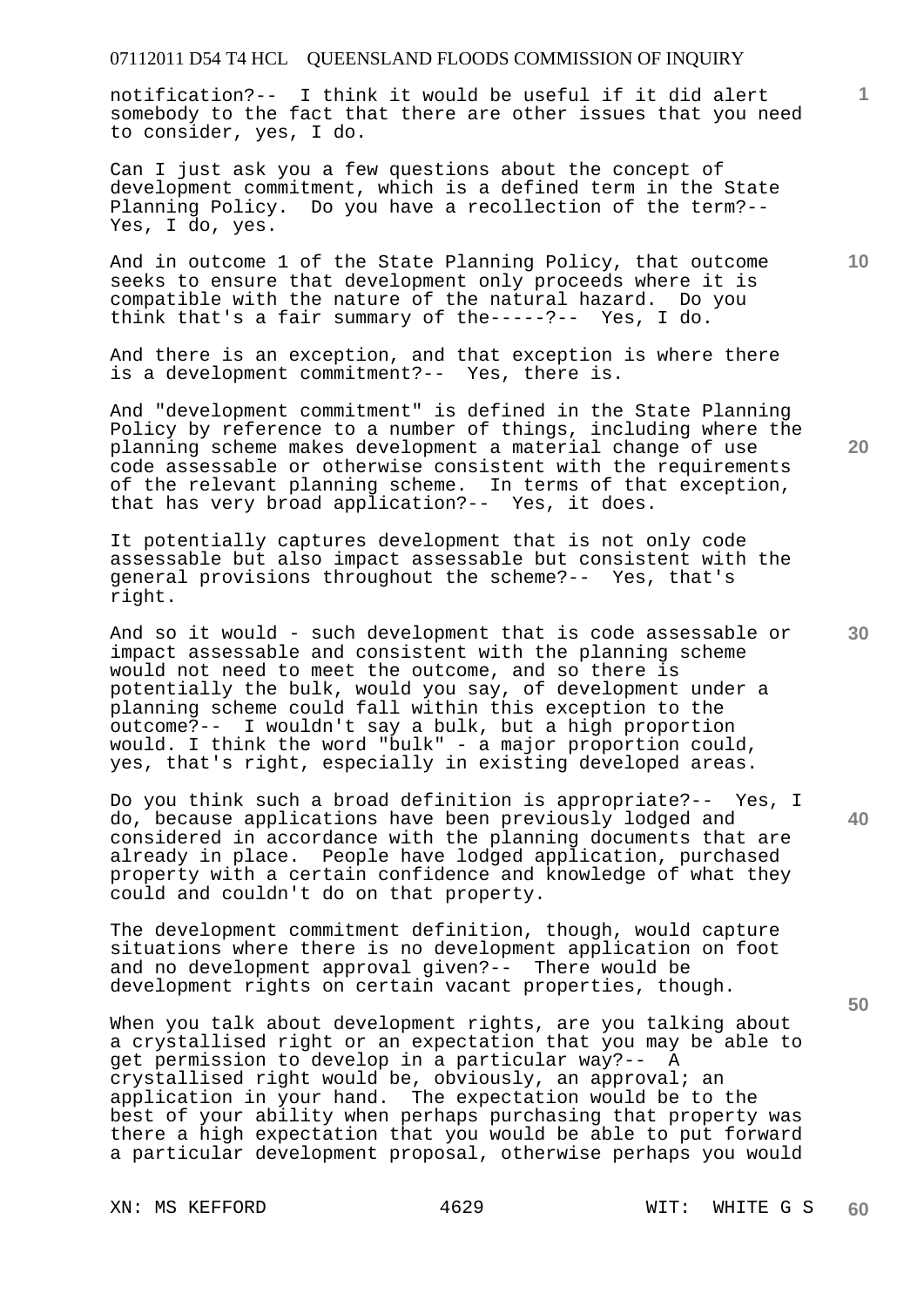notification?-- I think it would be useful if it did alert somebody to the fact that there are other issues that you need to consider, yes, I do.

Can I just ask you a few questions about the concept of development commitment, which is a defined term in the State Planning Policy. Do you have a recollection of the term?-- Yes, I do, yes.

And in outcome 1 of the State Planning Policy, that outcome seeks to ensure that development only proceeds where it is compatible with the nature of the natural hazard. Do you think that's a fair summary of the-----?-- Yes, I do.

And there is an exception, and that exception is where there is a development commitment?-- Yes, there is.

And "development commitment" is defined in the State Planning Policy by reference to a number of things, including where the planning scheme makes development a material change of use code assessable or otherwise consistent with the requirements of the relevant planning scheme. In terms of that exception, that has very broad application?-- Yes, it does.

It potentially captures development that is not only code assessable but also impact assessable but consistent with the general provisions throughout the scheme?-- Yes, that's right.

And so it would - such development that is code assessable or impact assessable and consistent with the planning scheme would not need to meet the outcome, and so there is potentially the bulk, would you say, of development under a planning scheme could fall within this exception to the outcome?-- I wouldn't say a bulk, but a high proportion would. I think the word "bulk" - a major proportion could, yes, that's right, especially in existing developed areas.

Do you think such a broad definition is appropriate?-- Yes, I do, because applications have been previously lodged and considered in accordance with the planning documents that are already in place. People have lodged application, purchased property with a certain confidence and knowledge of what they could and couldn't do on that property.

The development commitment definition, though, would capture situations where there is no development application on foot and no development approval given?-- There would be development rights on certain vacant properties, though.

When you talk about development rights, are you talking about a crystallised right or an expectation that you may be able to get permission to develop in a particular way?-- A crystallised right would be, obviously, an approval; an application in your hand. The expectation would be to the best of your ability when perhaps purchasing that property was there a high expectation that you would be able to put forward a particular development proposal, otherwise perhaps you would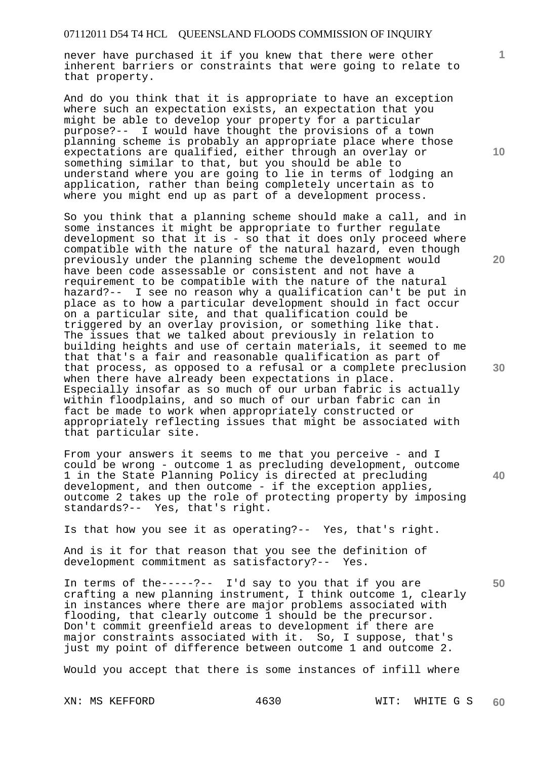never have purchased it if you knew that there were other inherent barriers or constraints that were going to relate to that property.

And do you think that it is appropriate to have an exception where such an expectation exists, an expectation that you might be able to develop your property for a particular purpose?-- I would have thought the provisions of a town planning scheme is probably an appropriate place where those expectations are qualified, either through an overlay or something similar to that, but you should be able to understand where you are going to lie in terms of lodging an application, rather than being completely uncertain as to where you might end up as part of a development process.

So you think that a planning scheme should make a call, and in some instances it might be appropriate to further regulate development so that it is - so that it does only proceed where compatible with the nature of the natural hazard, even though previously under the planning scheme the development would have been code assessable or consistent and not have a requirement to be compatible with the nature of the natural hazard?-- I see no reason why a qualification can't be put in place as to how a particular development should in fact occur on a particular site, and that qualification could be triggered by an overlay provision, or something like that. The issues that we talked about previously in relation to building heights and use of certain materials, it seemed to me that that's a fair and reasonable qualification as part of that process, as opposed to a refusal or a complete preclusion when there have already been expectations in place. Especially insofar as so much of our urban fabric is actually within floodplains, and so much of our urban fabric can in fact be made to work when appropriately constructed or appropriately reflecting issues that might be associated with that particular site.

From your answers it seems to me that you perceive - and I could be wrong - outcome 1 as precluding development, outcome 1 in the State Planning Policy is directed at precluding development, and then outcome - if the exception applies, outcome 2 takes up the role of protecting property by imposing standards?-- Yes, that's right.

Is that how you see it as operating?-- Yes, that's right.

And is it for that reason that you see the definition of development commitment as satisfactory?-- Yes.

In terms of the-----?-- I'd say to you that if you are crafting a new planning instrument, I think outcome 1, clearly in instances where there are major problems associated with flooding, that clearly outcome 1 should be the precursor. Don't commit greenfield areas to development if there are major constraints associated with it. So, I suppose, that's just my point of difference between outcome 1 and outcome 2.

Would you accept that there is some instances of infill where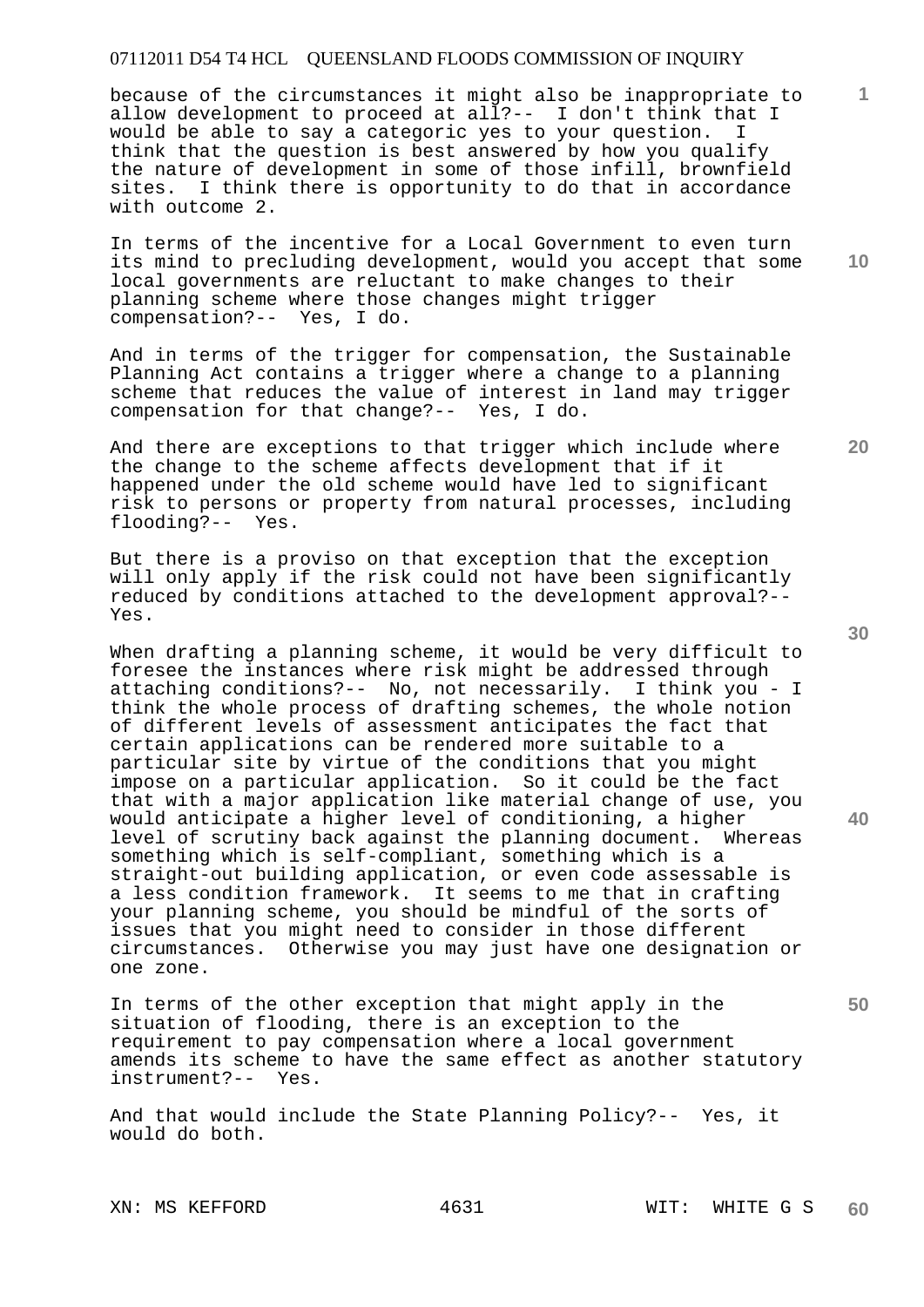because of the circumstances it might also be inappropriate to allow development to proceed at all?-- I don't think that I would be able to say a categoric yes to your question. I think that the question is best answered by how you qualify the nature of development in some of those infill, brownfield sites. I think there is opportunity to do that in accordance with outcome 2.

In terms of the incentive for a Local Government to even turn its mind to precluding development, would you accept that some local governments are reluctant to make changes to their planning scheme where those changes might trigger compensation?-- Yes, I do.

And in terms of the trigger for compensation, the Sustainable Planning Act contains a trigger where a change to a planning scheme that reduces the value of interest in land may trigger compensation for that change?-- Yes, I do.

And there are exceptions to that trigger which include where the change to the scheme affects development that if it happened under the old scheme would have led to significant risk to persons or property from natural processes, including flooding?-- Yes.

But there is a proviso on that exception that the exception will only apply if the risk could not have been significantly reduced by conditions attached to the development approval?-- Yes.

When drafting a planning scheme, it would be very difficult to foresee the instances where risk might be addressed through attaching conditions?-- No, not necessarily. I think you - I think the whole process of drafting schemes, the whole notion of different levels of assessment anticipates the fact that certain applications can be rendered more suitable to a particular site by virtue of the conditions that you might impose on a particular application. So it could be the fact that with a major application like material change of use, you would anticipate a higher level of conditioning, a higher level of scrutiny back against the planning document. Whereas something which is self-compliant, something which is a straight-out building application, or even code assessable is a less condition framework. It seems to me that in crafting your planning scheme, you should be mindful of the sorts of issues that you might need to consider in those different circumstances. Otherwise you may just have one designation or one zone.

In terms of the other exception that might apply in the situation of flooding, there is an exception to the requirement to pay compensation where a local government amends its scheme to have the same effect as another statutory instrument?-- Yes.

And that would include the State Planning Policy?-- Yes, it would do both.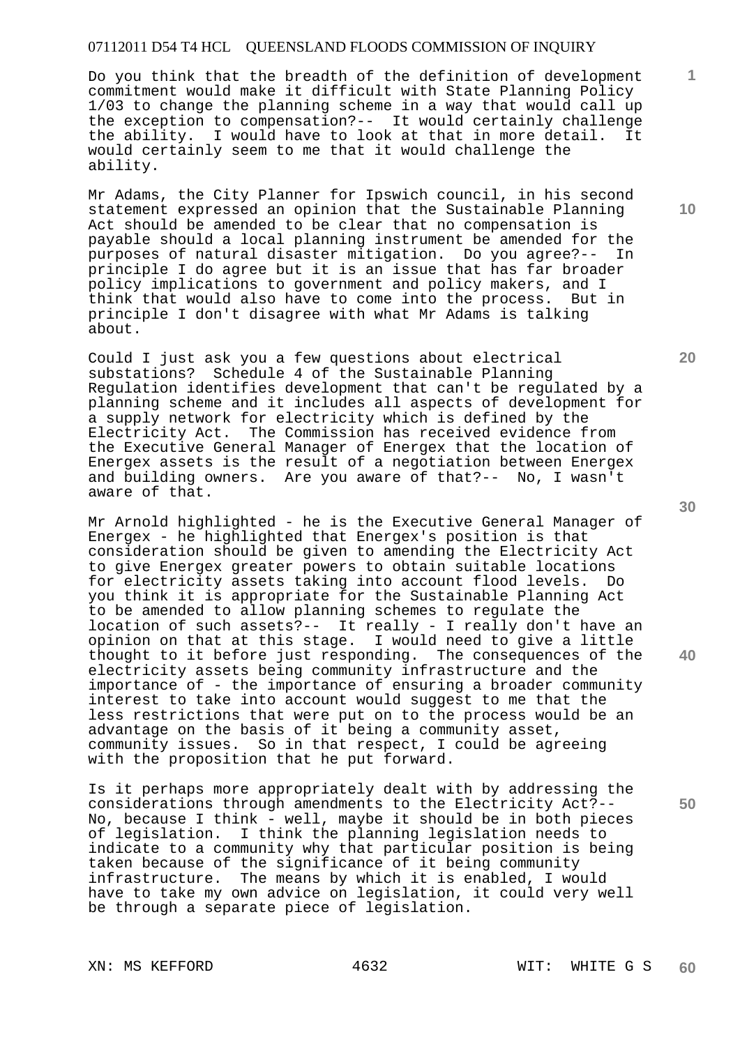Do you think that the breadth of the definition of development commitment would make it difficult with State Planning Policy 1/03 to change the planning scheme in a way that would call up the exception to compensation?-- It would certainly challenge the ability. I would have to look at that in more detail. It would certainly seem to me that it would challenge the ability.

Mr Adams, the City Planner for Ipswich council, in his second statement expressed an opinion that the Sustainable Planning Act should be amended to be clear that no compensation is payable should a local planning instrument be amended for the purposes of natural disaster mitigation. Do you agree?-- In principle I do agree but it is an issue that has far broader policy implications to government and policy makers, and I think that would also have to come into the process. But in principle I don't disagree with what Mr Adams is talking about.

Could I just ask you a few questions about electrical substations? Schedule 4 of the Sustainable Planning Regulation identifies development that can't be regulated by a planning scheme and it includes all aspects of development for a supply network for electricity which is defined by the Electricity Act. The Commission has received evidence from the Executive General Manager of Energex that the location of Energex assets is the result of a negotiation between Energex and building owners. Are you aware of that?-- No, I wasn't aware of that.

Mr Arnold highlighted - he is the Executive General Manager of Energex - he highlighted that Energex's position is that consideration should be given to amending the Electricity Act to give Energex greater powers to obtain suitable locations for electricity assets taking into account flood levels. Do you think it is appropriate for the Sustainable Planning Act to be amended to allow planning schemes to regulate the location of such assets?-- It really - I really don't have an opinion on that at this stage. I would need to give a little thought to it before just responding. The consequences of the electricity assets being community infrastructure and the importance of - the importance of ensuring a broader community interest to take into account would suggest to me that the less restrictions that were put on to the process would be an advantage on the basis of it being a community asset, community issues. So in that respect, I could be agreeing with the proposition that he put forward.

Is it perhaps more appropriately dealt with by addressing the considerations through amendments to the Electricity Act?-- No, because I think - well, maybe it should be in both pieces of legislation. I think the planning legislation needs to indicate to a community why that particular position is being taken because of the significance of it being community infrastructure. The means by which it is enabled, I would have to take my own advice on legislation, it could very well be through a separate piece of legislation.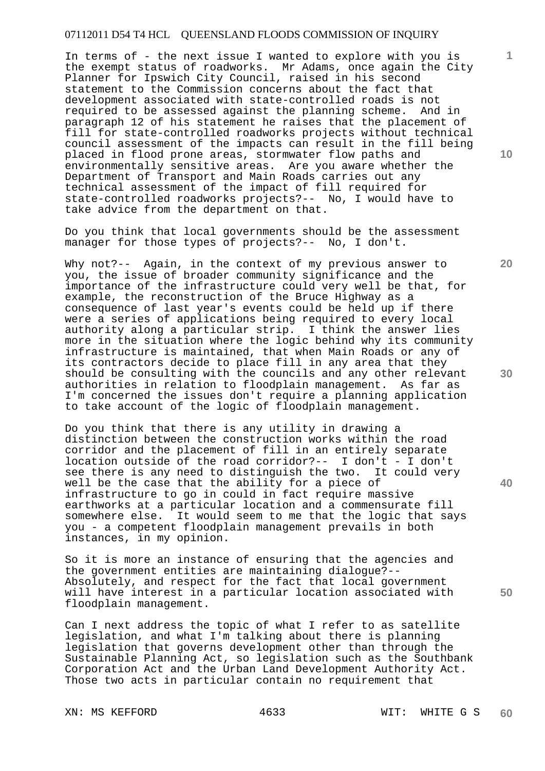In terms of - the next issue I wanted to explore with you is the exempt status of roadworks. Mr Adams, once again the City Planner for Ipswich City Council, raised in his second statement to the Commission concerns about the fact that development associated with state-controlled roads is not required to be assessed against the planning scheme. And in paragraph 12 of his statement he raises that the placement of fill for state-controlled roadworks projects without technical council assessment of the impacts can result in the fill being placed in flood prone areas, stormwater flow paths and environmentally sensitive areas. Are you aware whether the Department of Transport and Main Roads carries out any technical assessment of the impact of fill required for state-controlled roadworks projects?-- No, I would have to take advice from the department on that.

Do you think that local governments should be the assessment manager for those types of projects?-- No, I don't.

Why not?-- Again, in the context of my previous answer to you, the issue of broader community significance and the importance of the infrastructure could very well be that, for example, the reconstruction of the Bruce Highway as a consequence of last year's events could be held up if there were a series of applications being required to every local authority along a particular strip. I think the answer lies more in the situation where the logic behind why its community infrastructure is maintained, that when Main Roads or any of its contractors decide to place fill in any area that they should be consulting with the councils and any other relevant authorities in relation to floodplain management. As far as I'm concerned the issues don't require a planning application to take account of the logic of floodplain management.

Do you think that there is any utility in drawing a distinction between the construction works within the road corridor and the placement of fill in an entirely separate location outside of the road corridor?-- I don't - I don't see there is any need to distinguish the two. It could very well be the case that the ability for a piece of infrastructure to go in could in fact require massive earthworks at a particular location and a commensurate fill somewhere else. It would seem to me that the logic that says you - a competent floodplain management prevails in both instances, in my opinion.

So it is more an instance of ensuring that the agencies and the government entities are maintaining dialogue?-- Absolutely, and respect for the fact that local government will have interest in a particular location associated with floodplain management.

Can I next address the topic of what I refer to as satellite legislation, and what I'm talking about there is planning legislation that governs development other than through the Sustainable Planning Act, so legislation such as the Southbank Corporation Act and the Urban Land Development Authority Act. Those two acts in particular contain no requirement that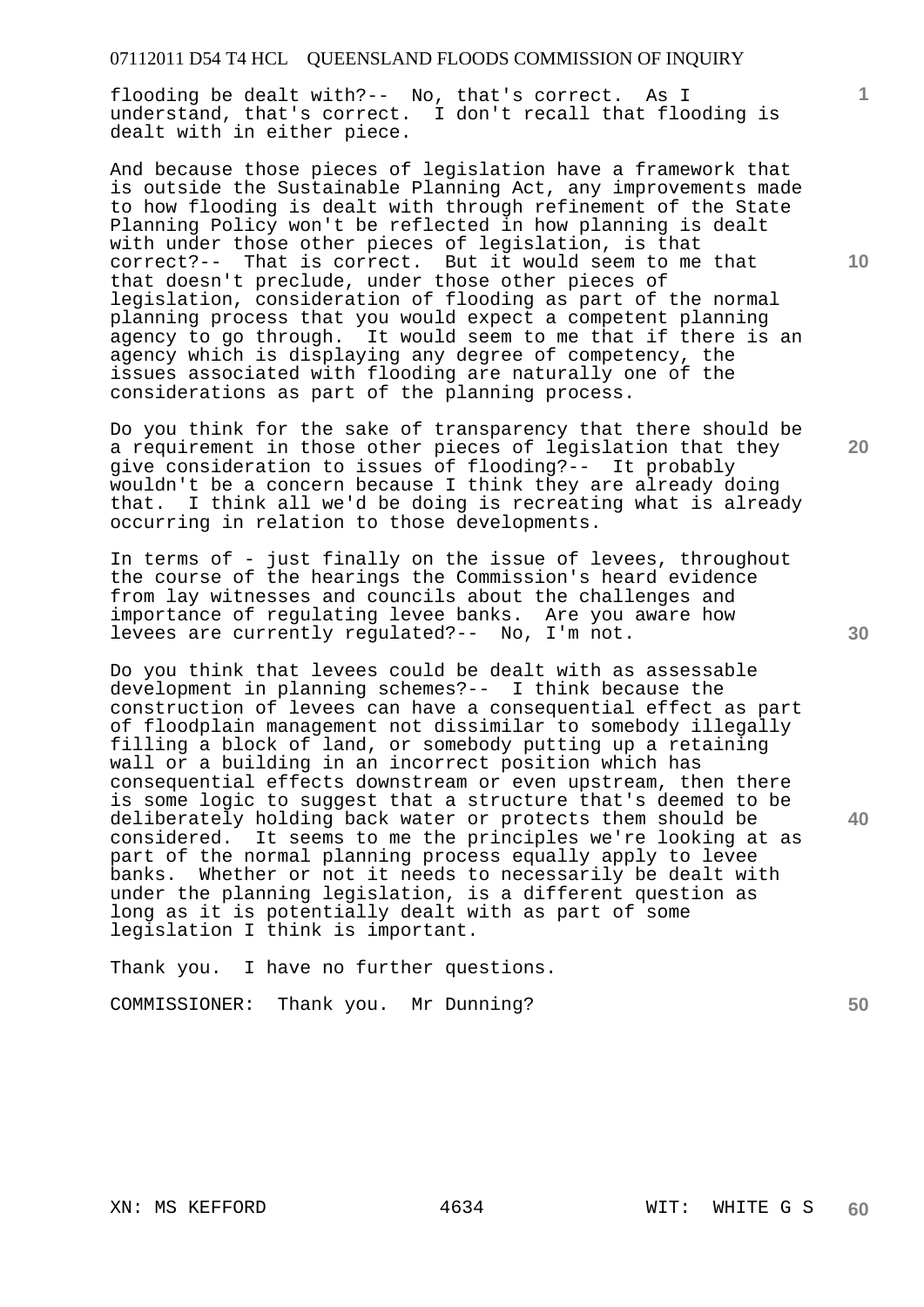flooding be dealt with?-- No, that's correct. As I understand, that's correct. I don't recall that flooding is dealt with in either piece.

And because those pieces of legislation have a framework that is outside the Sustainable Planning Act, any improvements made to how flooding is dealt with through refinement of the State Planning Policy won't be reflected in how planning is dealt with under those other pieces of legislation, is that correct?-- That is correct. But it would seem to me that that doesn't preclude, under those other pieces of legislation, consideration of flooding as part of the normal planning process that you would expect a competent planning agency to go through. It would seem to me that if there is an agency which is displaying any degree of competency, the issues associated with flooding are naturally one of the considerations as part of the planning process.

Do you think for the sake of transparency that there should be a requirement in those other pieces of legislation that they give consideration to issues of flooding?-- It probably wouldn't be a concern because I think they are already doing that. I think all we'd be doing is recreating what is already occurring in relation to those developments.

In terms of - just finally on the issue of levees, throughout the course of the hearings the Commission's heard evidence from lay witnesses and councils about the challenges and importance of regulating levee banks. Are you aware how levees are currently regulated?-- No, I'm not.

Do you think that levees could be dealt with as assessable development in planning schemes?-- I think because the construction of levees can have a consequential effect as part of floodplain management not dissimilar to somebody illegally filling a block of land, or somebody putting up a retaining wall or a building in an incorrect position which has consequential effects downstream or even upstream, then there is some logic to suggest that a structure that's deemed to be deliberately holding back water or protects them should be considered. It seems to me the principles we're looking at as part of the normal planning process equally apply to levee banks. Whether or not it needs to necessarily be dealt with under the planning legislation, is a different question as long as it is potentially dealt with as part of some legislation I think is important.

Thank you. I have no further questions.

COMMISSIONER: Thank you. Mr Dunning?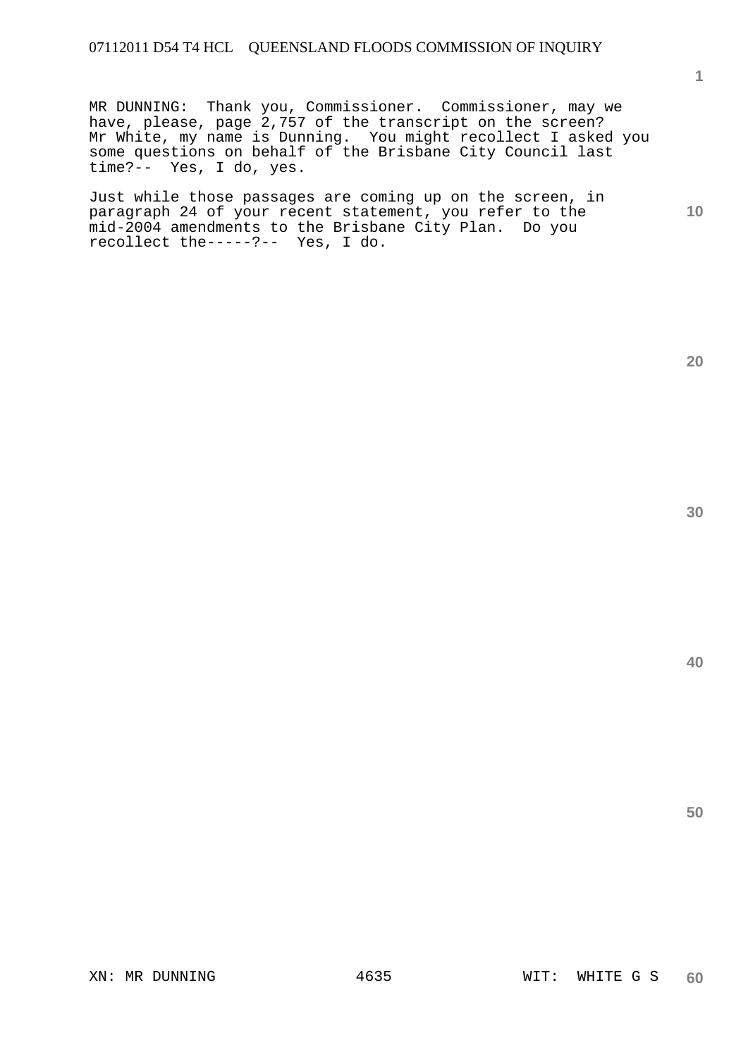MR DUNNING: Thank you, Commissioner. Commissioner, may we have, please, page 2,757 of the transcript on the screen? Mr White, my name is Dunning. You might recollect I asked you some questions on behalf of the Brisbane City Council last time?-- Yes, I do, yes.

Just while those passages are coming up on the screen, in paragraph 24 of your recent statement, you refer to the mid-2004 amendments to the Brisbane City Plan. Do you recollect the-----?-- Yes, I do.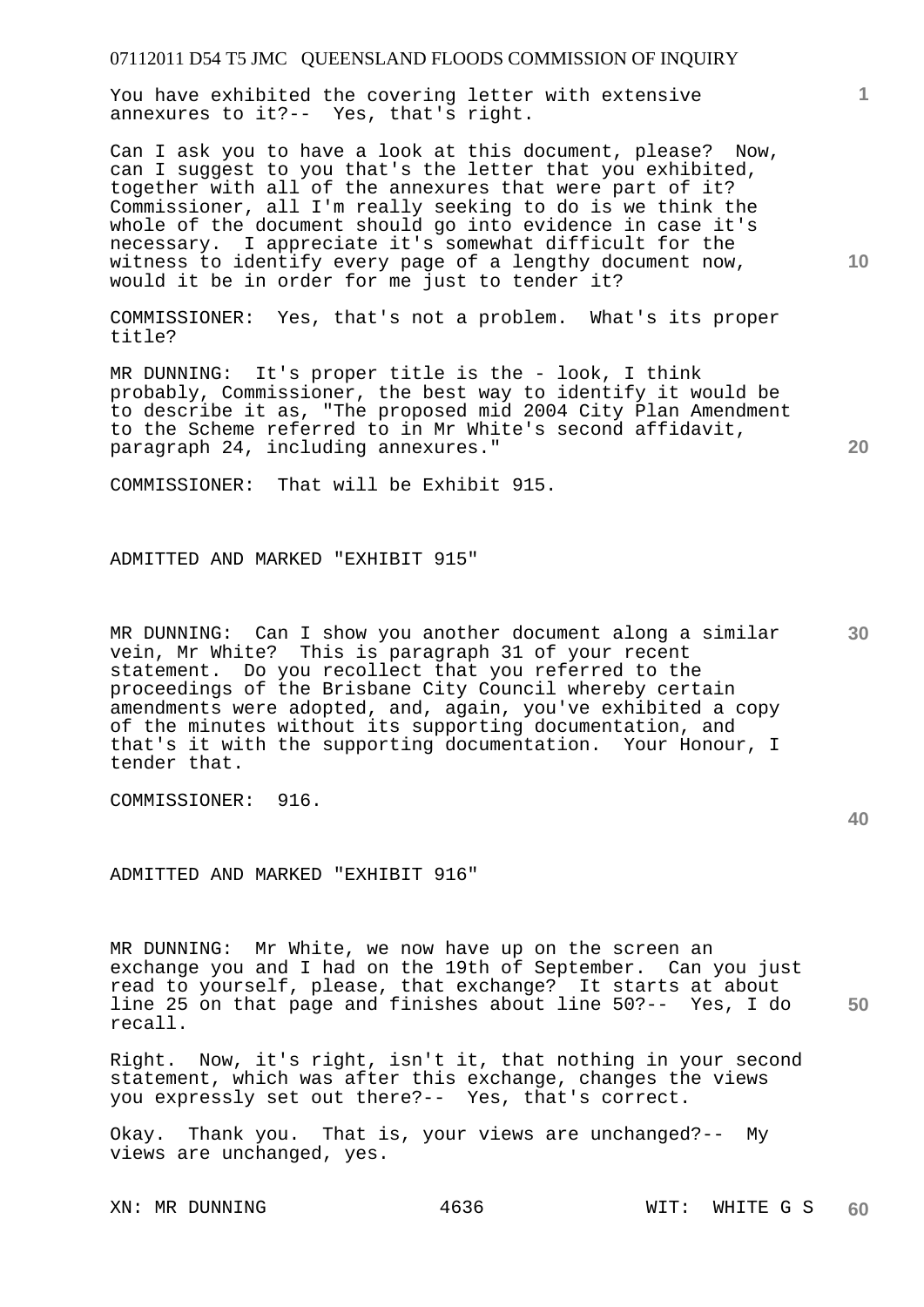You have exhibited the covering letter with extensive annexures to it?-- Yes, that's right.

Can I ask you to have a look at this document, please? Now, can I suggest to you that's the letter that you exhibited, together with all of the annexures that were part of it? Commissioner, all I'm really seeking to do is we think the whole of the document should go into evidence in case it's necessary. I appreciate it's somewhat difficult for the witness to identify every page of a lengthy document now, would it be in order for me just to tender it?

COMMISSIONER: Yes, that's not a problem. What's its proper title?

MR DUNNING: It's proper title is the - look, I think probably, Commissioner, the best way to identify it would be to describe it as, "The proposed mid 2004 City Plan Amendment to the Scheme referred to in Mr White's second affidavit, paragraph 24, including annexures."

COMMISSIONER: That will be Exhibit 915.

ADMITTED AND MARKED "EXHIBIT 915"

MR DUNNING: Can I show you another document along a similar vein, Mr White? This is paragraph 31 of your recent statement. Do you recollect that you referred to the proceedings of the Brisbane City Council whereby certain amendments were adopted, and, again, you've exhibited a copy of the minutes without its supporting documentation, and that's it with the supporting documentation. Your Honour, I tender that.

COMMISSIONER: 916.

ADMITTED AND MARKED "EXHIBIT 916"

MR DUNNING: Mr White, we now have up on the screen an exchange you and I had on the 19th of September. Can you just read to yourself, please, that exchange? It starts at about line 25 on that page and finishes about line 50?-- Yes, I do recall.

Right. Now, it's right, isn't it, that nothing in your second statement, which was after this exchange, changes the views you expressly set out there?-- Yes, that's correct.

Okay. Thank you. That is, your views are unchanged?-- My views are unchanged, yes.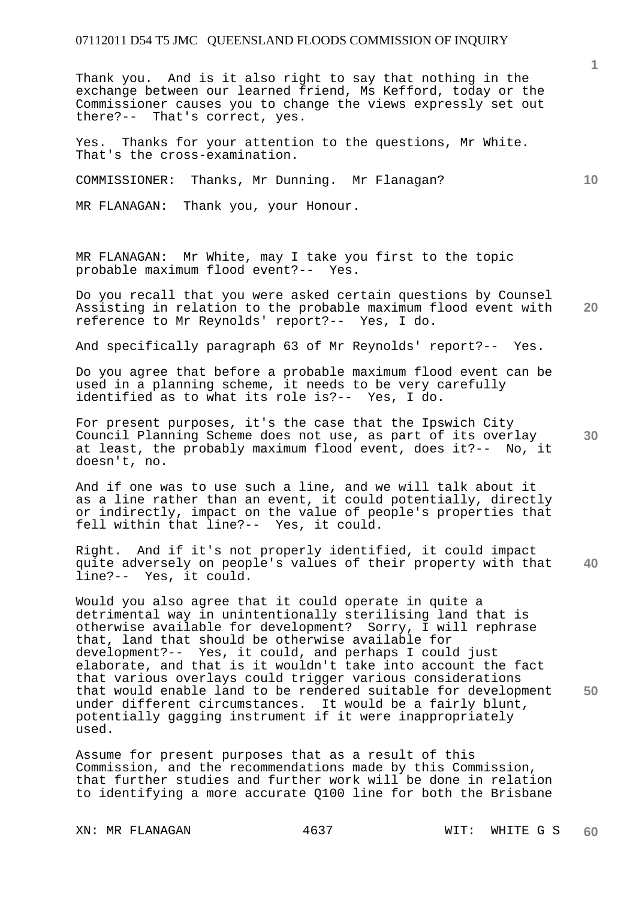Thank you. And is it also right to say that nothing in the exchange between our learned friend, Ms Kefford, today or the Commissioner causes you to change the views expressly set out there?-- That's correct, yes.

Yes. Thanks for your attention to the questions, Mr White. That's the cross-examination.

COMMISSIONER: Thanks, Mr Dunning. Mr Flanagan?

MR FLANAGAN: Thank you, your Honour.

MR FLANAGAN: Mr White, may I take you first to the topic probable maximum flood event?-- Yes.

Do you recall that you were asked certain questions by Counsel Assisting in relation to the probable maximum flood event with reference to Mr Reynolds' report?-- Yes, I do.

And specifically paragraph 63 of Mr Reynolds' report?-- Yes.

Do you agree that before a probable maximum flood event can be used in a planning scheme, it needs to be very carefully identified as to what its role is?-- Yes, I do.

For present purposes, it's the case that the Ipswich City Council Planning Scheme does not use, as part of its overlay at least, the probably maximum flood event, does it?-- No, it doesn't, no.

And if one was to use such a line, and we will talk about it as a line rather than an event, it could potentially, directly or indirectly, impact on the value of people's properties that fell within that line?-- Yes, it could.

Right. And if it's not properly identified, it could impact quite adversely on people's values of their property with that line?-- Yes, it could.

Would you also agree that it could operate in quite a detrimental way in unintentionally sterilising land that is otherwise available for development? Sorry, I will rephrase that, land that should be otherwise available for development?-- Yes, it could, and perhaps I could just elaborate, and that is it wouldn't take into account the fact that various overlays could trigger various considerations that would enable land to be rendered suitable for development under different circumstances. It would be a fairly blunt, potentially gagging instrument if it were inappropriately used.

Assume for present purposes that as a result of this Commission, and the recommendations made by this Commission, that further studies and further work will be done in relation to identifying a more accurate Q100 line for both the Brisbane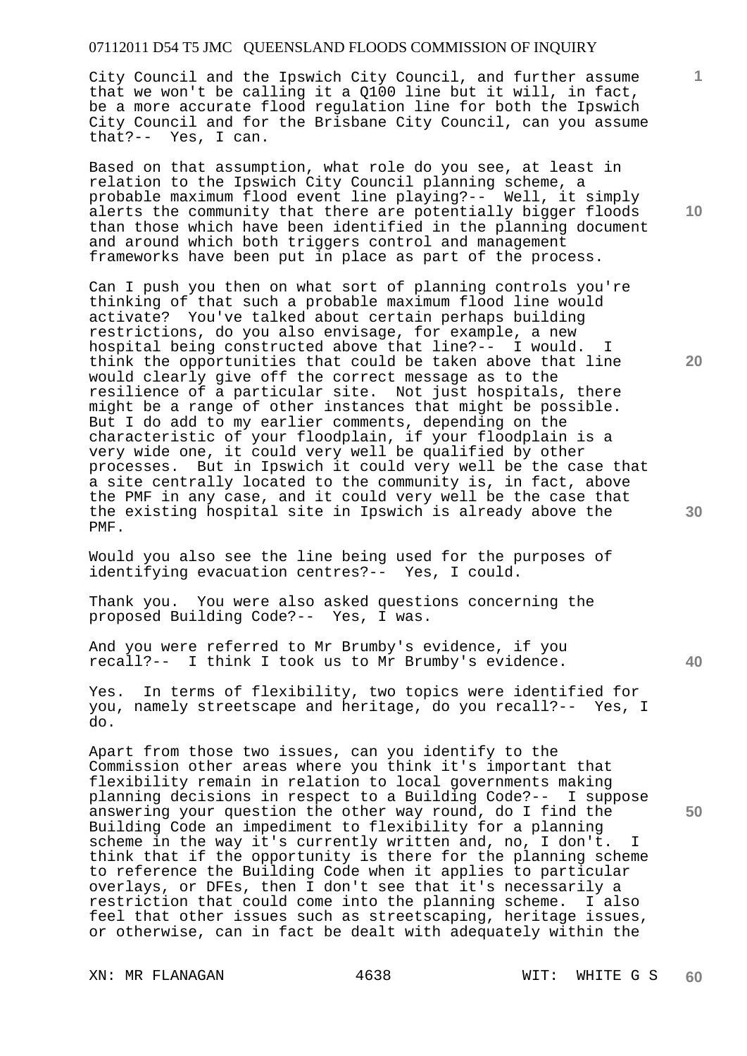City Council and the Ipswich City Council, and further assume that we won't be calling it a Q100 line but it will, in fact, be a more accurate flood regulation line for both the Ipswich City Council and for the Brisbane City Council, can you assume that?-- Yes, I can.

Based on that assumption, what role do you see, at least in relation to the Ipswich City Council planning scheme, a probable maximum flood event line playing?-- Well, it simply alerts the community that there are potentially bigger floods than those which have been identified in the planning document and around which both triggers control and management frameworks have been put in place as part of the process.

Can I push you then on what sort of planning controls you're thinking of that such a probable maximum flood line would activate? You've talked about certain perhaps building restrictions, do you also envisage, for example, a new hospital being constructed above that line?-- I would. I think the opportunities that could be taken above that line would clearly give off the correct message as to the resilience of a particular site. Not just hospitals, there might be a range of other instances that might be possible. But I do add to my earlier comments, depending on the characteristic of your floodplain, if your floodplain is a very wide one, it could very well be qualified by other processes. But in Ipswich it could very well be the case that a site centrally located to the community is, in fact, above the PMF in any case, and it could very well be the case that the existing hospital site in Ipswich is already above the PMF.

Would you also see the line being used for the purposes of identifying evacuation centres?-- Yes, I could.

Thank you. You were also asked questions concerning the proposed Building Code?-- Yes, I was.

And you were referred to Mr Brumby's evidence, if you recall?-- I think I took us to Mr Brumby's evidence.

Yes. In terms of flexibility, two topics were identified for you, namely streetscape and heritage, do you recall?-- Yes, I do.

Apart from those two issues, can you identify to the Commission other areas where you think it's important that flexibility remain in relation to local governments making planning decisions in respect to a Building Code?-- I suppose answering your question the other way round, do I find the Building Code an impediment to flexibility for a planning scheme in the way it's currently written and, no, I don't. I think that if the opportunity is there for the planning scheme to reference the Building Code when it applies to particular overlays, or DFEs, then I don't see that it's necessarily a restriction that could come into the planning scheme. I also feel that other issues such as streetscaping, heritage issues, or otherwise, can in fact be dealt with adequately within the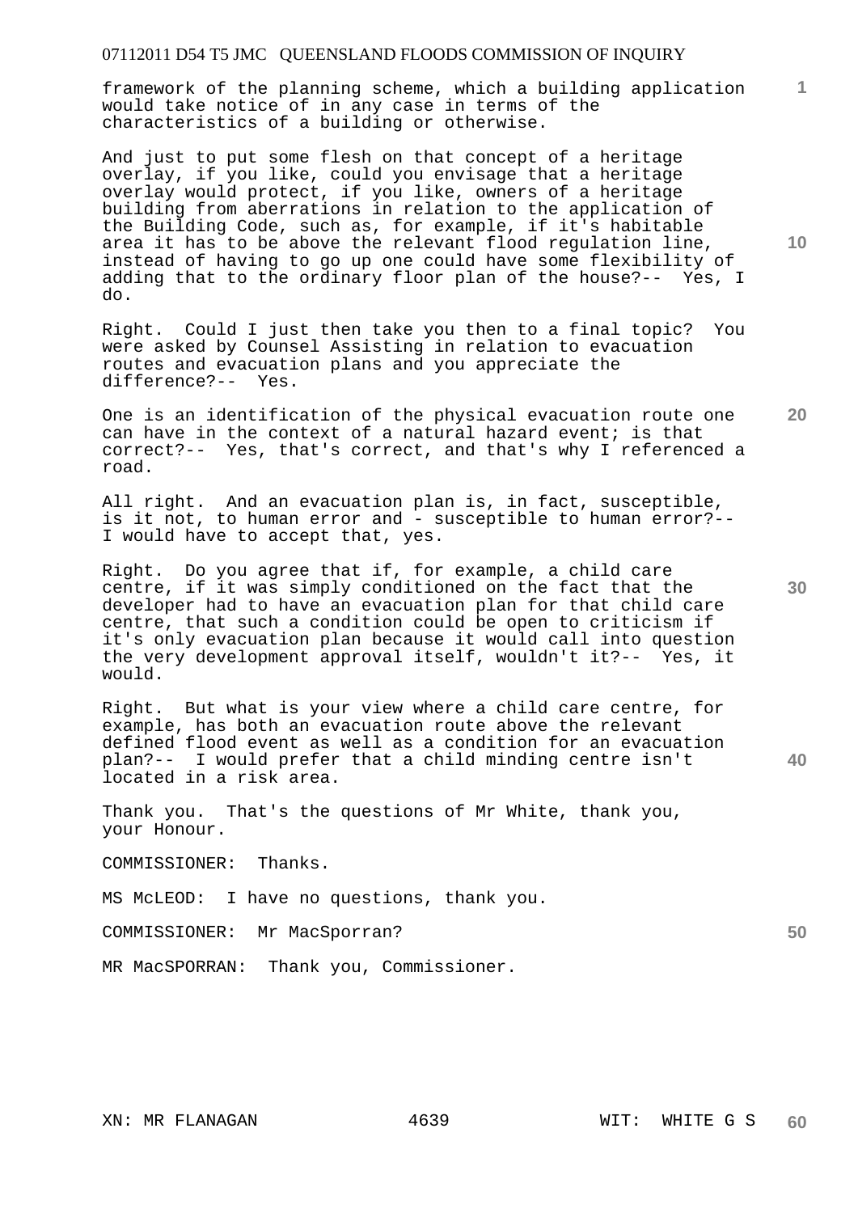framework of the planning scheme, which a building application would take notice of in any case in terms of the characteristics of a building or otherwise.

And just to put some flesh on that concept of a heritage overlay, if you like, could you envisage that a heritage overlay would protect, if you like, owners of a heritage building from aberrations in relation to the application of the Building Code, such as, for example, if it's habitable area it has to be above the relevant flood regulation line, instead of having to go up one could have some flexibility of adding that to the ordinary floor plan of the house?-- Yes, I do.

Right. Could I just then take you then to a final topic? You were asked by Counsel Assisting in relation to evacuation routes and evacuation plans and you appreciate the difference?-- Yes.

One is an identification of the physical evacuation route one can have in the context of a natural hazard event; is that correct?-- Yes, that's correct, and that's why I referenced a road.

All right. And an evacuation plan is, in fact, susceptible, is it not, to human error and - susceptible to human error?-- I would have to accept that, yes.

Right. Do you agree that if, for example, a child care centre, if it was simply conditioned on the fact that the developer had to have an evacuation plan for that child care centre, that such a condition could be open to criticism if it's only evacuation plan because it would call into question the very development approval itself, wouldn't it?-- Yes, it would.

Right. But what is your view where a child care centre, for example, has both an evacuation route above the relevant defined flood event as well as a condition for an evacuation plan?-- I would prefer that a child minding centre isn't located in a risk area.

Thank you. That's the questions of Mr White, thank you, your Honour.

COMMISSIONER: Thanks.

MS McLEOD: I have no questions, thank you.

COMMISSIONER: Mr MacSporran?

MR MacSPORRAN: Thank you, Commissioner.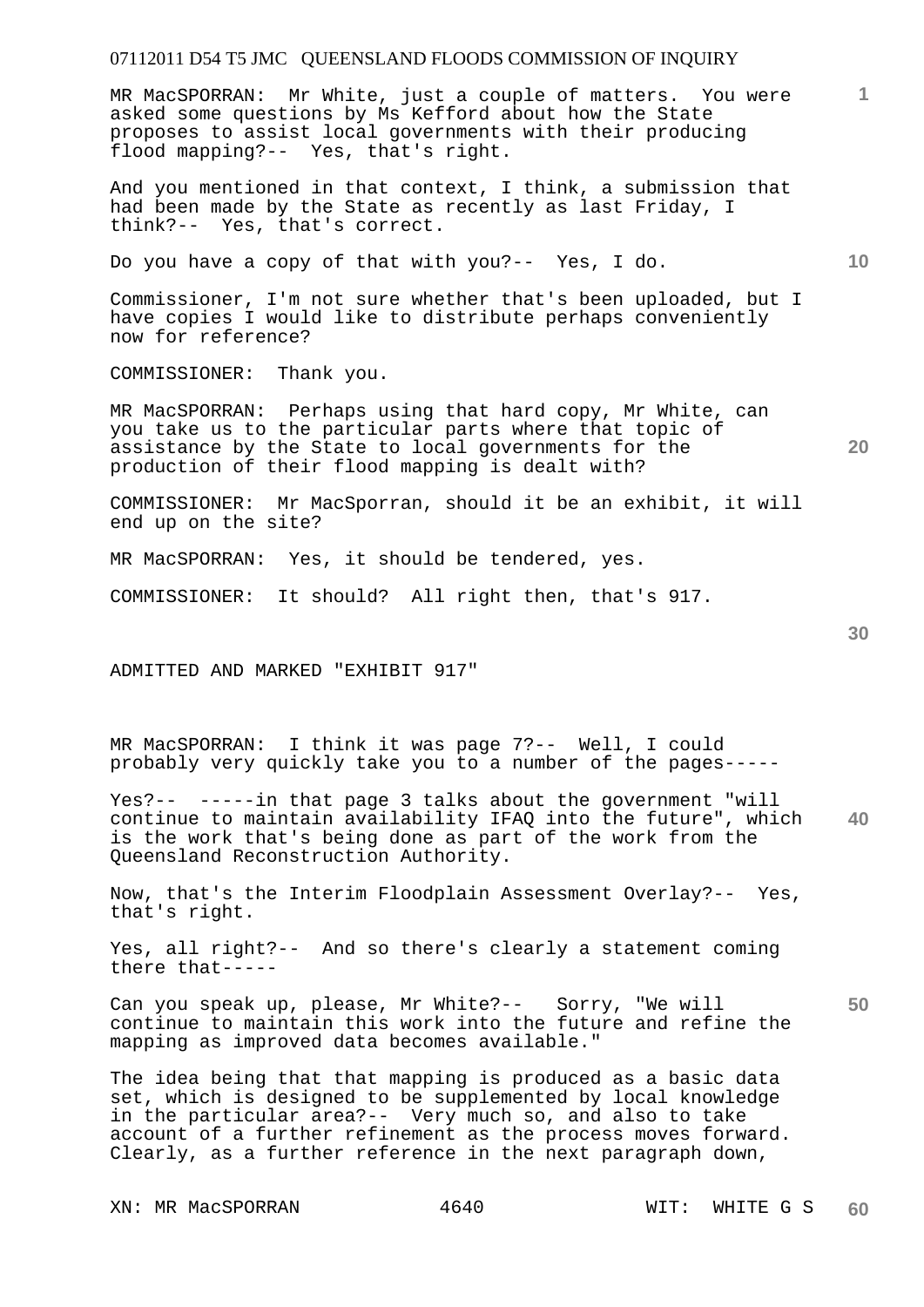MR MacSPORRAN: Mr White, just a couple of matters. You were asked some questions by Ms Kefford about how the State proposes to assist local governments with their producing flood mapping?-- Yes, that's right.

And you mentioned in that context, I think, a submission that had been made by the State as recently as last Friday, I think?-- Yes, that's correct.

Do you have a copy of that with you?-- Yes, I do.

Commissioner, I'm not sure whether that's been uploaded, but I have copies I would like to distribute perhaps conveniently now for reference?

COMMISSIONER: Thank you.

MR MacSPORRAN: Perhaps using that hard copy, Mr White, can you take us to the particular parts where that topic of assistance by the State to local governments for the production of their flood mapping is dealt with?

COMMISSIONER: Mr MacSporran, should it be an exhibit, it will end up on the site?

MR MacSPORRAN: Yes, it should be tendered, yes.

COMMISSIONER: It should? All right then, that's 917.

ADMITTED AND MARKED "EXHIBIT 917"

MR MacSPORRAN: I think it was page 7?-- Well, I could probably very quickly take you to a number of the pages-----

Yes?-- -----in that page 3 talks about the government "will continue to maintain availability IFAQ into the future", which is the work that's being done as part of the work from the Queensland Reconstruction Authority.

Now, that's the Interim Floodplain Assessment Overlay?-- Yes, that's right.

Yes, all right?-- And so there's clearly a statement coming there that-----

Can you speak up, please, Mr White?-- Sorry, "We will continue to maintain this work into the future and refine the mapping as improved data becomes available."

The idea being that that mapping is produced as a basic data set, which is designed to be supplemented by local knowledge in the particular area?-- Very much so, and also to take account of a further refinement as the process moves forward. Clearly, as a further reference in the next paragraph down,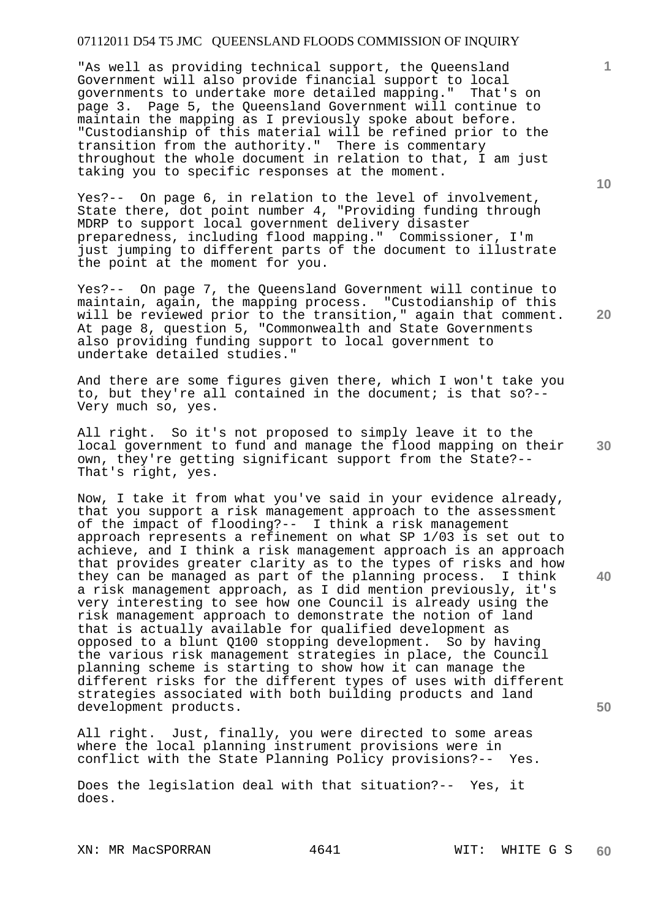"As well as providing technical support, the Queensland Government will also provide financial support to local governments to undertake more detailed mapping." That's on page 3. Page 5, the Queensland Government will continue to maintain the mapping as I previously spoke about before. "Custodianship of this material will be refined prior to the transition from the authority." There is commentary throughout the whole document in relation to that, I am just taking you to specific responses at the moment.

Yes?-- On page 6, in relation to the level of involvement, State there, dot point number 4, "Providing funding through MDRP to support local government delivery disaster preparedness, including flood mapping." Commissioner, I'm just jumping to different parts of the document to illustrate the point at the moment for you.

Yes?-- On page 7, the Queensland Government will continue to maintain, again, the mapping process. "Custodianship of this will be reviewed prior to the transition," again that comment. At page 8, question 5, "Commonwealth and State Governments also providing funding support to local government to undertake detailed studies."

And there are some figures given there, which I won't take you to, but they're all contained in the document; is that so?-- Very much so, yes.

All right. So it's not proposed to simply leave it to the local government to fund and manage the flood mapping on their own, they're getting significant support from the State?-- That's right, yes.

Now, I take it from what you've said in your evidence already, that you support a risk management approach to the assessment of the impact of flooding?-- I think a risk management approach represents a refinement on what SP 1/03 is set out to achieve, and I think a risk management approach is an approach that provides greater clarity as to the types of risks and how they can be managed as part of the planning process. I think a risk management approach, as I did mention previously, it's very interesting to see how one Council is already using the risk management approach to demonstrate the notion of land that is actually available for qualified development as opposed to a blunt Q100 stopping development. So by having the various risk management strategies in place, the Council planning scheme is starting to show how it can manage the different risks for the different types of uses with different strategies associated with both building products and land development products.

All right. Just, finally, you were directed to some areas where the local planning instrument provisions were in conflict with the State Planning Policy provisions?-- Yes.

Does the legislation deal with that situation?-- Yes, it does.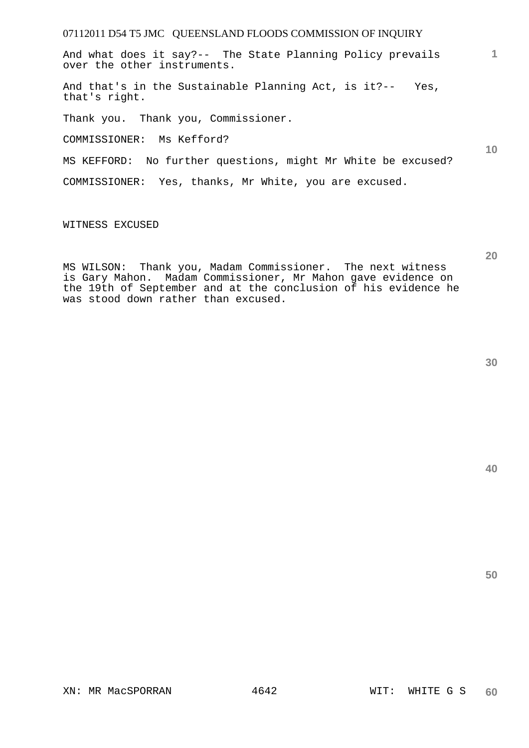And what does it say?-- The State Planning Policy prevails over the other instruments.

And that's in the Sustainable Planning Act, is it?-- Yes, that's right.

Thank you. Thank you, Commissioner.

COMMISSIONER: Ms Kefford?

MS KEFFORD: No further questions, might Mr White be excused?

COMMISSIONER: Yes, thanks, Mr White, you are excused.

WITNESS EXCUSED

MS WILSON: Thank you, Madam Commissioner. The next witness is Gary Mahon. Madam Commissioner, Mr Mahon gave evidence on the 19th of September and at the conclusion of his evidence he was stood down rather than excused.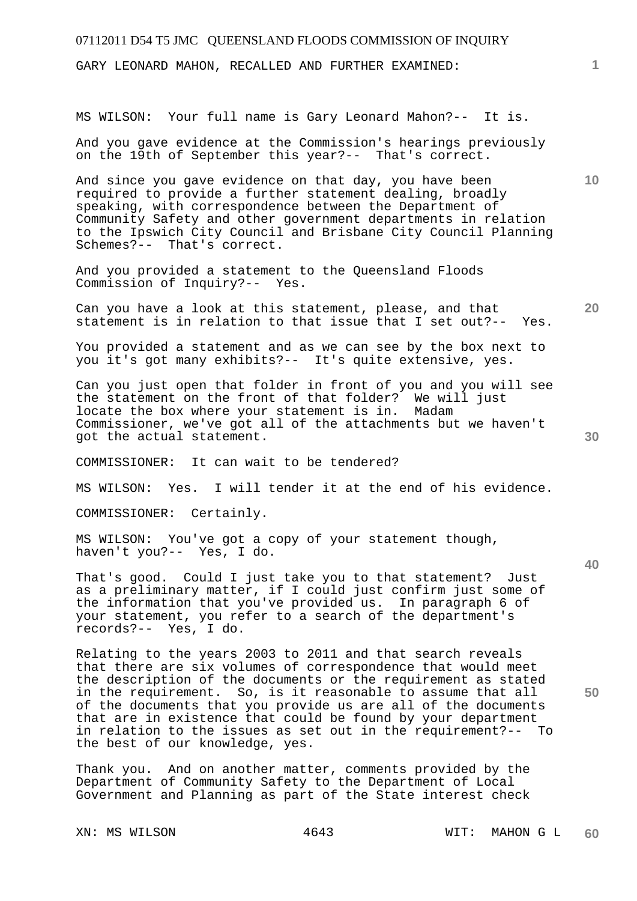GARY LEONARD MAHON, RECALLED AND FURTHER EXAMINED:

MS WILSON: Your full name is Gary Leonard Mahon?-- It is.

And you gave evidence at the Commission's hearings previously on the 19th of September this year?-- That's correct.

And since you gave evidence on that day, you have been required to provide a further statement dealing, broadly speaking, with correspondence between the Department of Community Safety and other government departments in relation to the Ipswich City Council and Brisbane City Council Planning Schemes?-- That's correct.

And you provided a statement to the Queensland Floods Commission of Inquiry?-- Yes.

Can you have a look at this statement, please, and that statement is in relation to that issue that I set out?-- Yes.

You provided a statement and as we can see by the box next to you it's got many exhibits?-- It's quite extensive, yes.

Can you just open that folder in front of you and you will see the statement on the front of that folder? We will just locate the box where your statement is in. Madam Commissioner, we've got all of the attachments but we haven't got the actual statement.

COMMISSIONER: It can wait to be tendered?

MS WILSON: Yes. I will tender it at the end of his evidence.

COMMISSIONER: Certainly.

MS WILSON: You've got a copy of your statement though, haven't you?-- Yes, I do.

That's good. Could I just take you to that statement? Just as a preliminary matter, if I could just confirm just some of the information that you've provided us. In paragraph 6 of your statement, you refer to a search of the department's records?-- Yes, I do.

Relating to the years 2003 to 2011 and that search reveals that there are six volumes of correspondence that would meet the description of the documents or the requirement as stated in the requirement. So, is it reasonable to assume that all of the documents that you provide us are all of the documents that are in existence that could be found by your department in relation to the issues as set out in the requirement?-- To the best of our knowledge, yes.

Thank you. And on another matter, comments provided by the Department of Community Safety to the Department of Local Government and Planning as part of the State interest check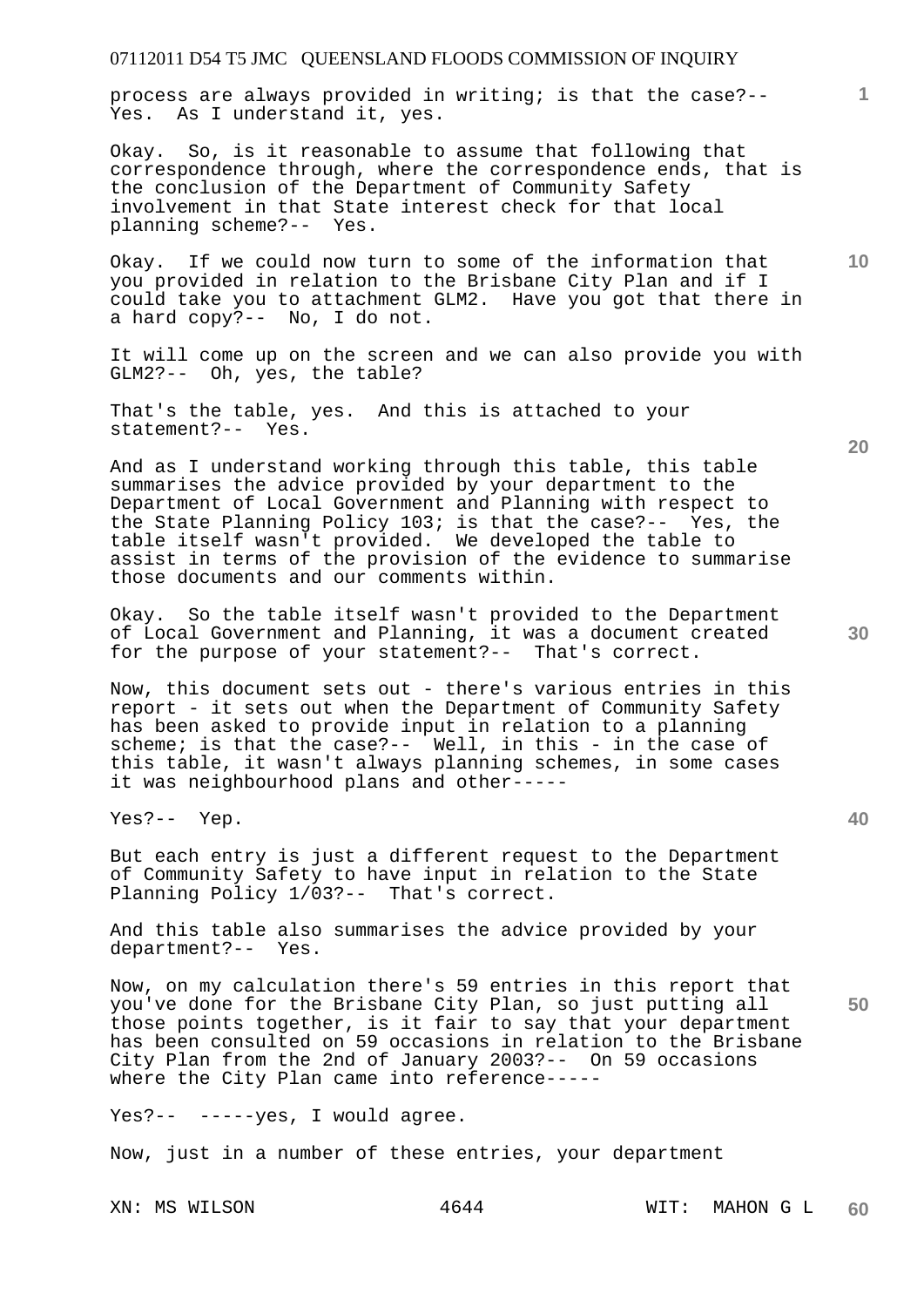process are always provided in writing; is that the case?-- Yes. As I understand it, yes.

Okay. So, is it reasonable to assume that following that correspondence through, where the correspondence ends, that is the conclusion of the Department of Community Safety involvement in that State interest check for that local planning scheme?-- Yes.

Okay. If we could now turn to some of the information that you provided in relation to the Brisbane City Plan and if I could take you to attachment GLM2. Have you got that there in a hard copy?-- No, I do not.

It will come up on the screen and we can also provide you with GLM2?-- Oh, yes, the table?

That's the table, yes. And this is attached to your statement?-- Yes.

And as I understand working through this table, this table summarises the advice provided by your department to the Department of Local Government and Planning with respect to the State Planning Policy 103; is that the case?-- Yes, the table itself wasn't provided. We developed the table to assist in terms of the provision of the evidence to summarise those documents and our comments within.

Okay. So the table itself wasn't provided to the Department of Local Government and Planning, it was a document created for the purpose of your statement?-- That's correct.

Now, this document sets out - there's various entries in this report - it sets out when the Department of Community Safety has been asked to provide input in relation to a planning scheme; is that the case?-- Well, in this - in the case of this table, it wasn't always planning schemes, in some cases it was neighbourhood plans and other-----

Yes?-- Yep.

But each entry is just a different request to the Department of Community Safety to have input in relation to the State Planning Policy 1/03?-- That's correct.

And this table also summarises the advice provided by your department?-- Yes.

Now, on my calculation there's 59 entries in this report that you've done for the Brisbane City Plan, so just putting all those points together, is it fair to say that your department has been consulted on 59 occasions in relation to the Brisbane City Plan from the 2nd of January 2003?-- On 59 occasions where the City Plan came into reference-----

Yes?-- -----yes, I would agree.

Now, just in a number of these entries, your department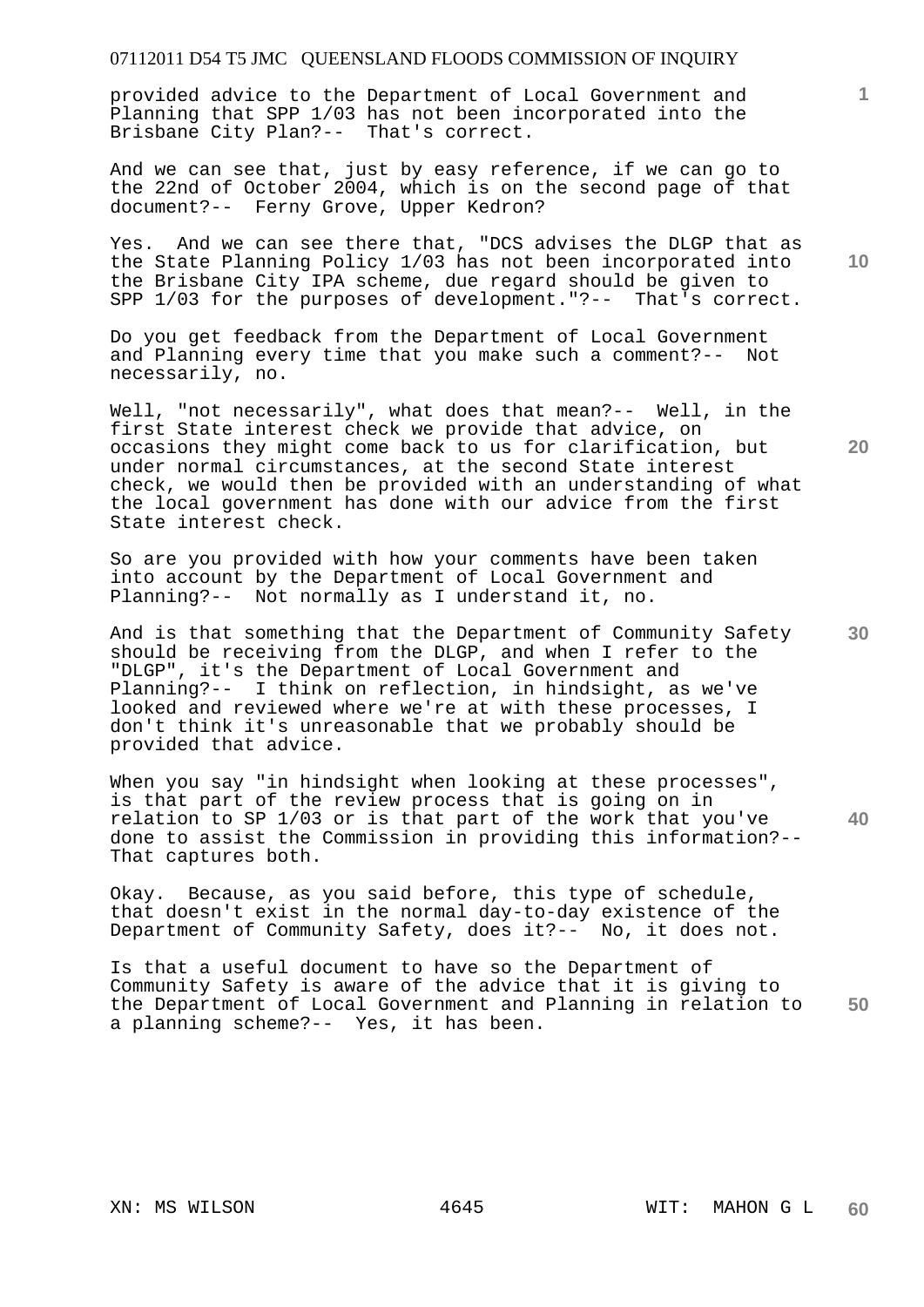provided advice to the Department of Local Government and Planning that SPP 1/03 has not been incorporated into the Brisbane City Plan?-- That's correct.

And we can see that, just by easy reference, if we can go to the 22nd of October 2004, which is on the second page of that document?-- Ferny Grove, Upper Kedron?

Yes. And we can see there that, "DCS advises the DLGP that as the State Planning Policy 1/03 has not been incorporated into the Brisbane City IPA scheme, due regard should be given to SPP 1/03 for the purposes of development."?-- That's correct.

Do you get feedback from the Department of Local Government and Planning every time that you make such a comment?-- Not necessarily, no.

Well, "not necessarily", what does that mean?-- Well, in the first State interest check we provide that advice, on occasions they might come back to us for clarification, but under normal circumstances, at the second State interest check, we would then be provided with an understanding of what the local government has done with our advice from the first State interest check.

So are you provided with how your comments have been taken into account by the Department of Local Government and Planning?-- Not normally as I understand it, no.

And is that something that the Department of Community Safety should be receiving from the DLGP, and when I refer to the "DLGP", it's the Department of Local Government and Planning?-- I think on reflection, in hindsight, as we've looked and reviewed where we're at with these processes, I don't think it's unreasonable that we probably should be provided that advice.

When you say "in hindsight when looking at these processes", is that part of the review process that is going on in relation to SP 1/03 or is that part of the work that you've done to assist the Commission in providing this information?-- That captures both.

Okay. Because, as you said before, this type of schedule, that doesn't exist in the normal day-to-day existence of the Department of Community Safety, does it?-- No, it does not.

Is that a useful document to have so the Department of Community Safety is aware of the advice that it is giving to the Department of Local Government and Planning in relation to a planning scheme?-- Yes, it has been.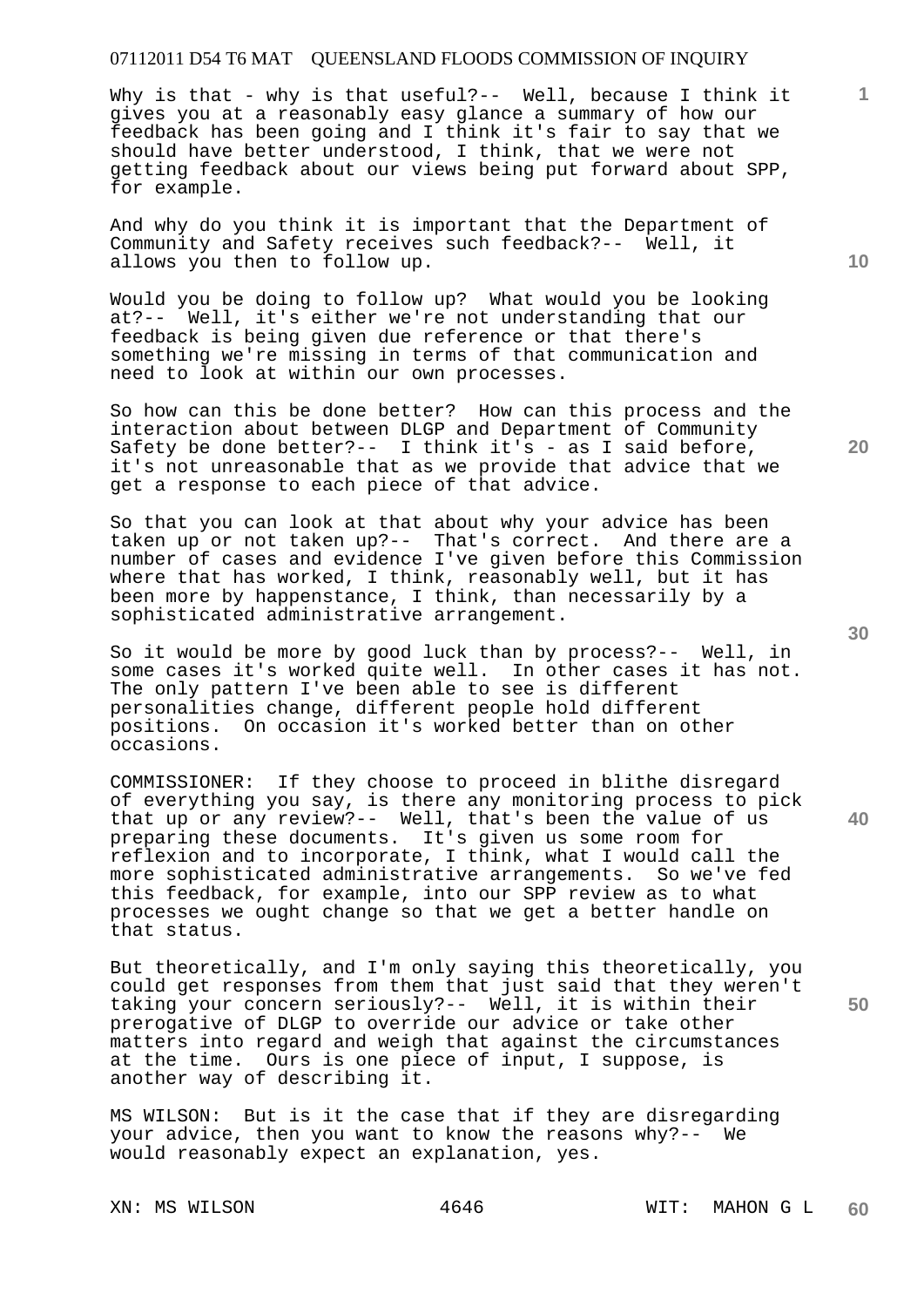Why is that - why is that useful?-- Well, because I think it gives you at a reasonably easy glance a summary of how our feedback has been going and I think it's fair to say that we should have better understood, I think, that we were not getting feedback about our views being put forward about SPP, for example.

And why do you think it is important that the Department of Community and Safety receives such feedback?-- Well, it allows you then to follow up.

Would you be doing to follow up? What would you be looking at?-- Well, it's either we're not understanding that our feedback is being given due reference or that there's something we're missing in terms of that communication and need to look at within our own processes.

So how can this be done better? How can this process and the interaction about between DLGP and Department of Community Safety be done better?-- I think it's - as I said before, it's not unreasonable that as we provide that advice that we get a response to each piece of that advice.

So that you can look at that about why your advice has been taken up or not taken up?-- That's correct. And there are a number of cases and evidence I've given before this Commission where that has worked, I think, reasonably well, but it has been more by happenstance, I think, than necessarily by a sophisticated administrative arrangement.

So it would be more by good luck than by process?-- Well, in some cases it's worked quite well. In other cases it has not. The only pattern I've been able to see is different personalities change, different people hold different positions. On occasion it's worked better than on other occasions.

COMMISSIONER: If they choose to proceed in blithe disregard of everything you say, is there any monitoring process to pick that up or any review?-- Well, that's been the value of us preparing these documents. It's given us some room for reflexion and to incorporate, I think, what I would call the more sophisticated administrative arrangements. So we've fed this feedback, for example, into our SPP review as to what processes we ought change so that we get a better handle on that status.

But theoretically, and I'm only saying this theoretically, you could get responses from them that just said that they weren't taking your concern seriously?-- Well, it is within their prerogative of DLGP to override our advice or take other matters into regard and weigh that against the circumstances at the time. Ours is one piece of input, I suppose, is another way of describing it.

MS WILSON: But is it the case that if they are disregarding your advice, then you want to know the reasons why?-- We would reasonably expect an explanation, yes.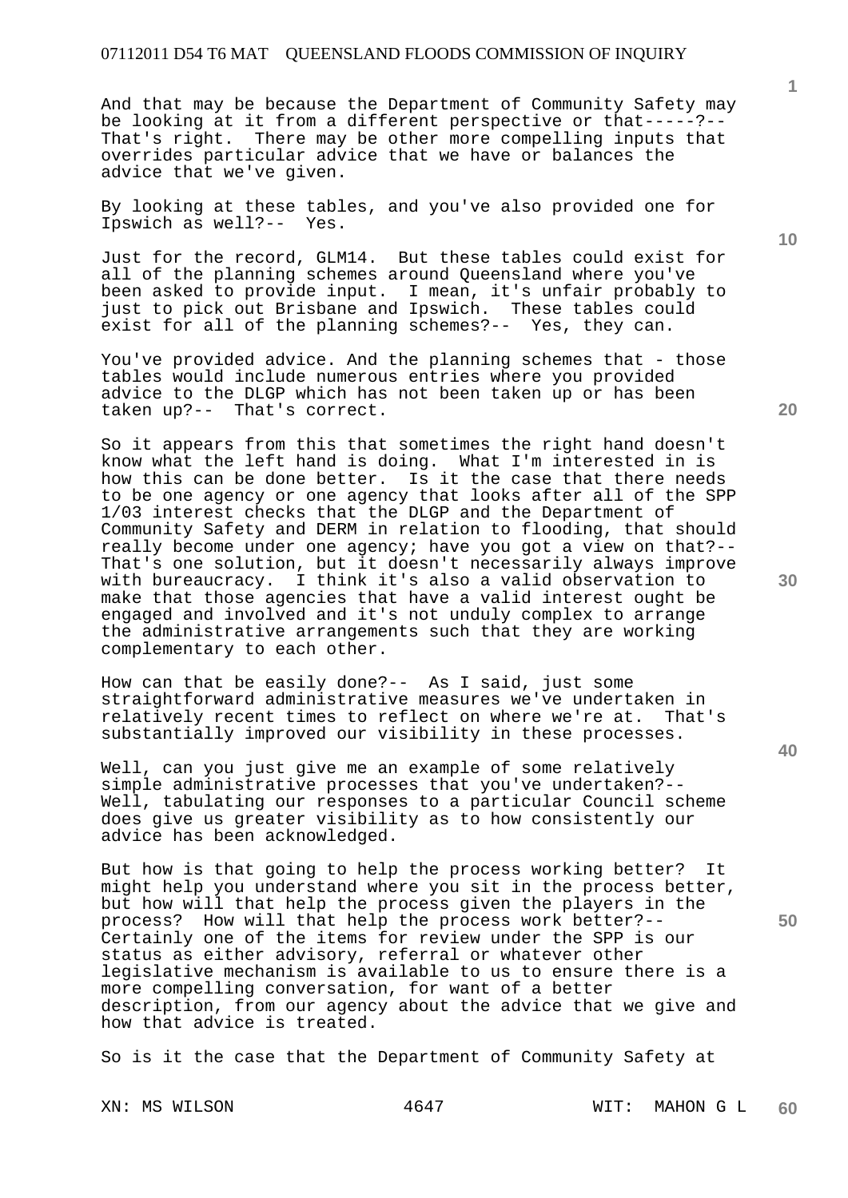And that may be because the Department of Community Safety may be looking at it from a different perspective or that-----?-- That's right. There may be other more compelling inputs that overrides particular advice that we have or balances the advice that we've given.

By looking at these tables, and you've also provided one for Ipswich as well?-- Yes.

Just for the record, GLM14. But these tables could exist for all of the planning schemes around Queensland where you've been asked to provide input. I mean, it's unfair probably to just to pick out Brisbane and Ipswich. These tables could exist for all of the planning schemes?-- Yes, they can.

You've provided advice. And the planning schemes that - those tables would include numerous entries where you provided advice to the DLGP which has not been taken up or has been taken up?-- That's correct.

So it appears from this that sometimes the right hand doesn't know what the left hand is doing. What I'm interested in is how this can be done better. Is it the case that there needs to be one agency or one agency that looks after all of the SPP 1/03 interest checks that the DLGP and the Department of Community Safety and DERM in relation to flooding, that should really become under one agency; have you got a view on that?-- That's one solution, but it doesn't necessarily always improve with bureaucracy. I think it's also a valid observation to make that those agencies that have a valid interest ought be engaged and involved and it's not unduly complex to arrange the administrative arrangements such that they are working complementary to each other.

How can that be easily done?-- As I said, just some straightforward administrative measures we've undertaken in relatively recent times to reflect on where we're at. That's substantially improved our visibility in these processes.

Well, can you just give me an example of some relatively simple administrative processes that you've undertaken?-- Well, tabulating our responses to a particular Council scheme does give us greater visibility as to how consistently our advice has been acknowledged.

But how is that going to help the process working better? It might help you understand where you sit in the process better, but how will that help the process given the players in the process? How will that help the process work better?-- Certainly one of the items for review under the SPP is our status as either advisory, referral or whatever other legislative mechanism is available to us to ensure there is a more compelling conversation, for want of a better description, from our agency about the advice that we give and how that advice is treated.

So is it the case that the Department of Community Safety at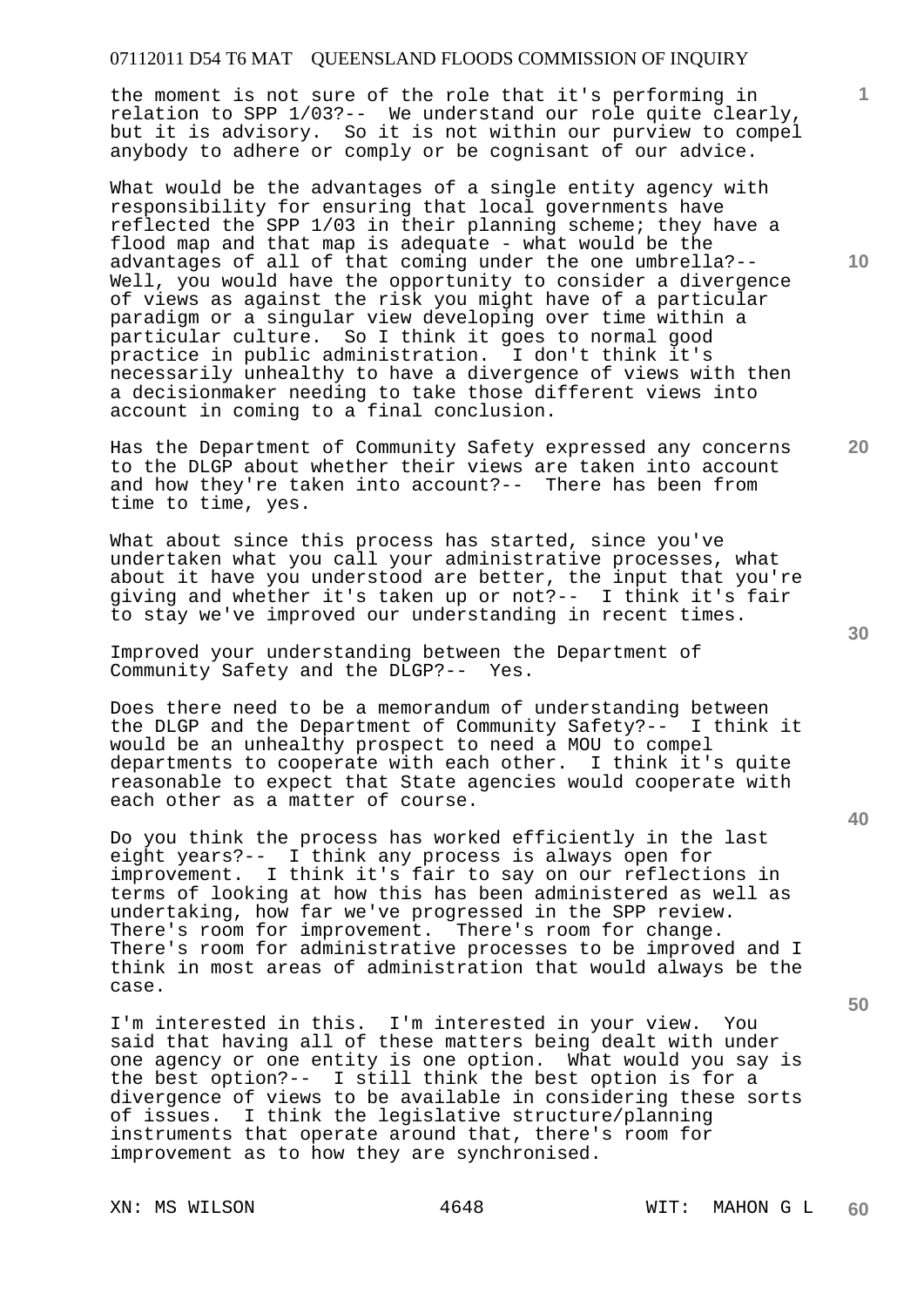the moment is not sure of the role that it's performing in relation to SPP 1/03?-- We understand our role quite clearly, but it is advisory. So it is not within our purview to compel anybody to adhere or comply or be cognisant of our advice.

What would be the advantages of a single entity agency with responsibility for ensuring that local governments have reflected the SPP 1/03 in their planning scheme; they have a flood map and that map is adequate - what would be the advantages of all of that coming under the one umbrella?-- Well, you would have the opportunity to consider a divergence of views as against the risk you might have of a particular paradigm or a singular view developing over time within a particular culture. So I think it goes to normal good practice in public administration. I don't think it's necessarily unhealthy to have a divergence of views with then a decisionmaker needing to take those different views into account in coming to a final conclusion.

Has the Department of Community Safety expressed any concerns to the DLGP about whether their views are taken into account and how they're taken into account?-- There has been from time to time, yes.

What about since this process has started, since you've undertaken what you call your administrative processes, what about it have you understood are better, the input that you're giving and whether it's taken up or not?-- I think it's fair to stay we've improved our understanding in recent times.

Improved your understanding between the Department of Community Safety and the DLGP?-- Yes.

Does there need to be a memorandum of understanding between the DLGP and the Department of Community Safety?-- I think it would be an unhealthy prospect to need a MOU to compel departments to cooperate with each other. I think it's quite reasonable to expect that State agencies would cooperate with each other as a matter of course.

Do you think the process has worked efficiently in the last eight years?-- I think any process is always open for improvement. I think it's fair to say on our reflections in terms of looking at how this has been administered as well as undertaking, how far we've progressed in the SPP review. There's room for improvement. There's room for change. There's room for administrative processes to be improved and I think in most areas of administration that would always be the case.

I'm interested in this. I'm interested in your view. You said that having all of these matters being dealt with under one agency or one entity is one option. What would you say is the best option?-- I still think the best option is for a divergence of views to be available in considering these sorts of issues. I think the legislative structure/planning instruments that operate around that, there's room for improvement as to how they are synchronised.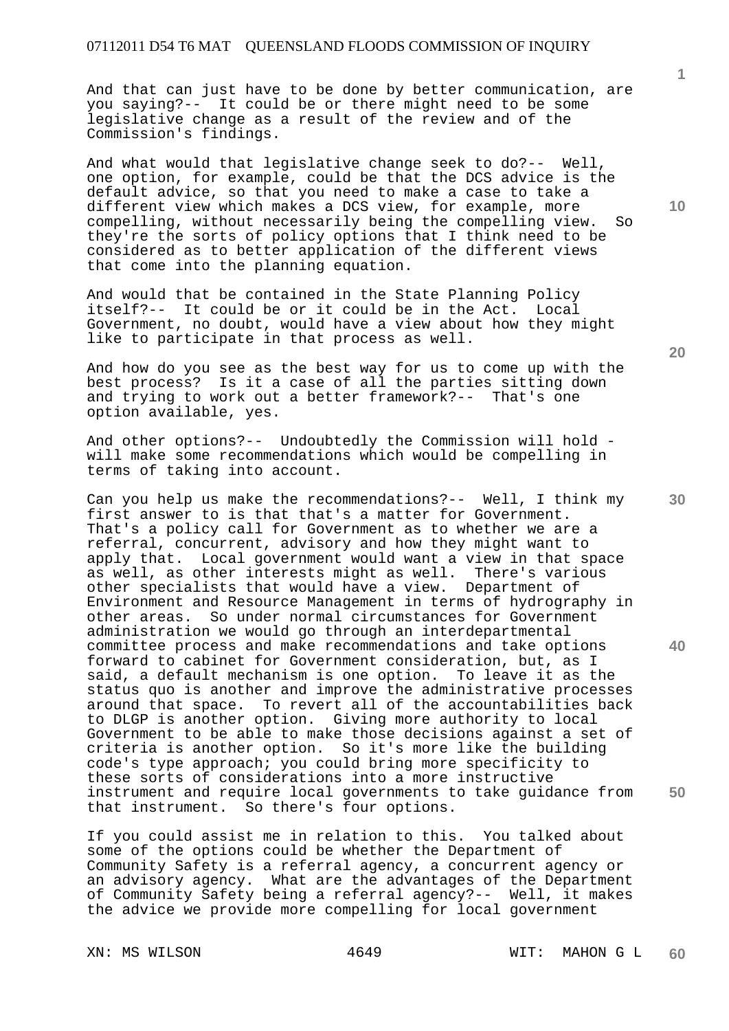And that can just have to be done by better communication, are you saying?-- It could be or there might need to be some legislative change as a result of the review and of the Commission's findings.

And what would that legislative change seek to do?-- Well, one option, for example, could be that the DCS advice is the default advice, so that you need to make a case to take a different view which makes a DCS view, for example, more compelling, without necessarily being the compelling view. So they're the sorts of policy options that I think need to be considered as to better application of the different views that come into the planning equation.

And would that be contained in the State Planning Policy itself?-- It could be or it could be in the Act. Local Government, no doubt, would have a view about how they might like to participate in that process as well.

And how do you see as the best way for us to come up with the best process? Is it a case of all the parties sitting down and trying to work out a better framework?-- That's one option available, yes.

And other options?-- Undoubtedly the Commission will hold - will make some recommendations which would be compelling in terms of taking into account.

Can you help us make the recommendations?-- Well, I think my first answer to is that that's a matter for Government. That's a policy call for Government as to whether we are a referral, concurrent, advisory and how they might want to apply that. Local government would want a view in that space as well, as other interests might as well. There's various other specialists that would have a view. Department of Environment and Resource Management in terms of hydrography in other areas. So under normal circumstances for Government administration we would go through an interdepartmental committee process and make recommendations and take options forward to cabinet for Government consideration, but, as I said, a default mechanism is one option. To leave it as the status quo is another and improve the administrative processes around that space. To revert all of the accountabilities back to DLGP is another option. Giving more authority to local Government to be able to make those decisions against a set of criteria is another option. So it's more like the building code's type approach; you could bring more specificity to these sorts of considerations into a more instructive instrument and require local governments to take guidance from that instrument. So there's four options.

If you could assist me in relation to this. You talked about some of the options could be whether the Department of Community Safety is a referral agency, a concurrent agency or an advisory agency. What are the advantages of the Department of Community Safety being a referral agency?-- Well, it makes the advice we provide more compelling for local government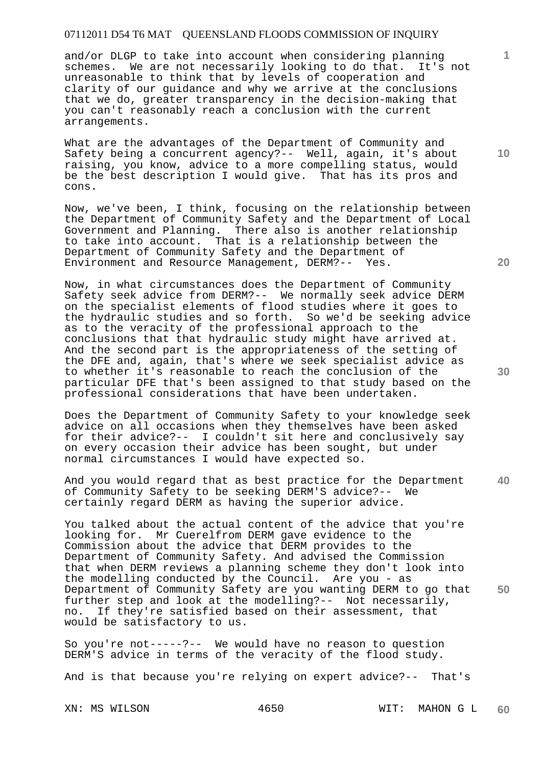and/or DLGP to take into account when considering planning schemes. We are not necessarily looking to do that. It's not unreasonable to think that by levels of cooperation and clarity of our guidance and why we arrive at the conclusions that we do, greater transparency in the decision-making that you can't reasonably reach a conclusion with the current arrangements.

What are the advantages of the Department of Community and Safety being a concurrent agency?-- Well, again, it's about raising, you know, advice to a more compelling status, would be the best description I would give. That has its pros and cons.

Now, we've been, I think, focusing on the relationship between the Department of Community Safety and the Department of Local Government and Planning. There also is another relationship to take into account. That is a relationship between the Department of Community Safety and the Department of Environment and Resource Management, DERM?-- Yes.

Now, in what circumstances does the Department of Community Safety seek advice from DERM?-- We normally seek advice DERM on the specialist elements of flood studies where it goes to the hydraulic studies and so forth. So we'd be seeking advice as to the veracity of the professional approach to the conclusions that that hydraulic study might have arrived at. And the second part is the appropriateness of the setting of the DFE and, again, that's where we seek specialist advice as to whether it's reasonable to reach the conclusion of the particular DFE that's been assigned to that study based on the professional considerations that have been undertaken.

Does the Department of Community Safety to your knowledge seek advice on all occasions when they themselves have been asked for their advice?-- I couldn't sit here and conclusively say on every occasion their advice has been sought, but under normal circumstances I would have expected so.

And you would regard that as best practice for the Department of Community Safety to be seeking DERM'S advice?-- We certainly regard DERM as having the superior advice.

You talked about the actual content of the advice that you're looking for. Mr Cuerelfrom DERM gave evidence to the Commission about the advice that DERM provides to the Department of Community Safety. And advised the Commission that when DERM reviews a planning scheme they don't look into the modelling conducted by the Council. Are you - as Department of Community Safety are you wanting DERM to go that further step and look at the modelling?-- Not necessarily, no. If they're satisfied based on their assessment, that would be satisfactory to us.

So you're not-----?-- We would have no reason to question DERM'S advice in terms of the veracity of the flood study.

And is that because you're relying on expert advice?-- That's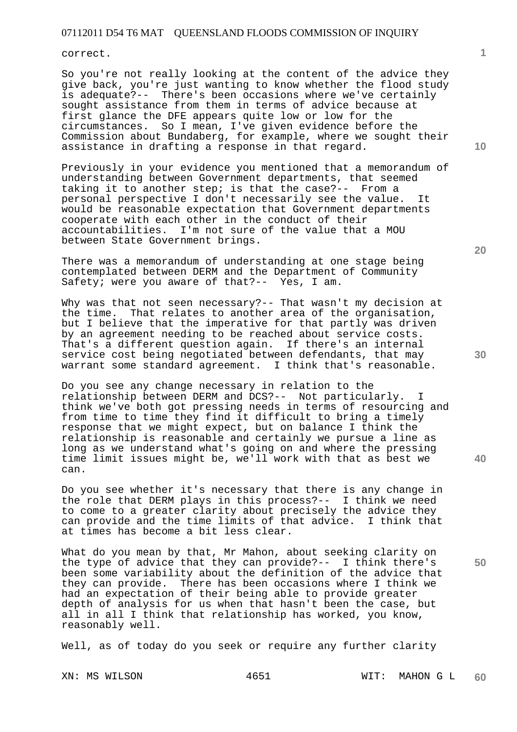correct.

So you're not really looking at the content of the advice they give back, you're just wanting to know whether the flood study is adequate?-- There's been occasions where we've certainly sought assistance from them in terms of advice because at first glance the DFE appears quite low or low for the circumstances. So I mean, I've given evidence before the Commission about Bundaberg, for example, where we sought their assistance in drafting a response in that regard.

Previously in your evidence you mentioned that a memorandum of understanding between Government departments, that seemed taking it to another step; is that the case?-- From a personal perspective I don't necessarily see the value. It would be reasonable expectation that Government departments cooperate with each other in the conduct of their accountabilities. I'm not sure of the value that a MOU between State Government brings.

There was a memorandum of understanding at one stage being contemplated between DERM and the Department of Community Safety; were you aware of that?-- Yes, I am.

Why was that not seen necessary?-- That wasn't my decision at the time. That relates to another area of the organisation, but I believe that the imperative for that partly was driven by an agreement needing to be reached about service costs. That's a different question again. If there's an internal service cost being negotiated between defendants, that may warrant some standard agreement. I think that's reasonable.

Do you see any change necessary in relation to the relationship between DERM and DCS?-- Not particularly. I think we've both got pressing needs in terms of resourcing and from time to time they find it difficult to bring a timely response that we might expect, but on balance I think the relationship is reasonable and certainly we pursue a line as long as we understand what's going on and where the pressing time limit issues might be, we'll work with that as best we can.

Do you see whether it's necessary that there is any change in the role that DERM plays in this process?-- I think we need to come to a greater clarity about precisely the advice they can provide and the time limits of that advice. I think that at times has become a bit less clear.

What do you mean by that, Mr Mahon, about seeking clarity on the type of advice that they can provide?-- I think there's been some variability about the definition of the advice that they can provide. There has been occasions where I think we had an expectation of their being able to provide greater depth of analysis for us when that hasn't been the case, but all in all I think that relationship has worked, you know, reasonably well.

Well, as of today do you seek or require any further clarity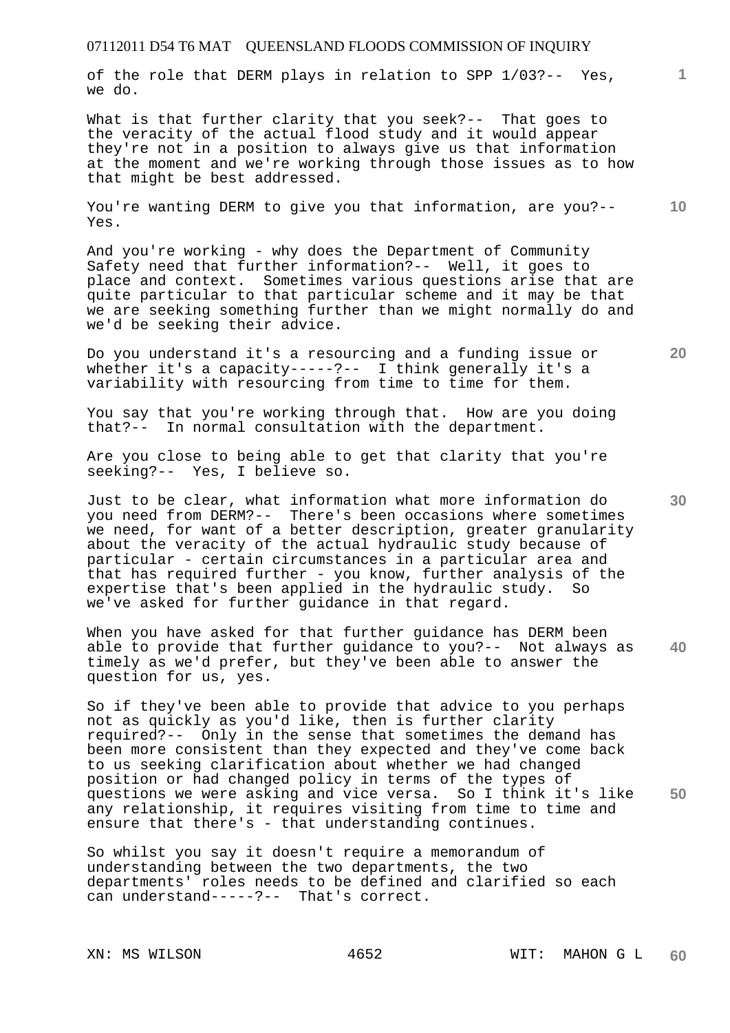of the role that DERM plays in relation to SPP 1/03?-- Yes, we do.

What is that further clarity that you seek?-- That goes to the veracity of the actual flood study and it would appear they're not in a position to always give us that information at the moment and we're working through those issues as to how that might be best addressed.

You're wanting DERM to give you that information, are you?-- Yes.

And you're working - why does the Department of Community Safety need that further information?-- Well, it goes to place and context. Sometimes various questions arise that are quite particular to that particular scheme and it may be that we are seeking something further than we might normally do and we'd be seeking their advice.

Do you understand it's a resourcing and a funding issue or whether it's a capacity-----?-- I think generally it's a variability with resourcing from time to time for them.

You say that you're working through that. How are you doing that?-- In normal consultation with the department.

Are you close to being able to get that clarity that you're seeking?-- Yes, I believe so.

Just to be clear, what information what more information do you need from DERM?-- There's been occasions where sometimes we need, for want of a better description, greater granularity about the veracity of the actual hydraulic study because of particular - certain circumstances in a particular area and that has required further - you know, further analysis of the expertise that's been applied in the hydraulic study. So we've asked for further guidance in that regard.

When you have asked for that further guidance has DERM been able to provide that further guidance to you?-- Not always as timely as we'd prefer, but they've been able to answer the question for us, yes.

So if they've been able to provide that advice to you perhaps not as quickly as you'd like, then is further clarity required?-- Only in the sense that sometimes the demand has been more consistent than they expected and they've come back to us seeking clarification about whether we had changed position or had changed policy in terms of the types of questions we were asking and vice versa. So I think it's like any relationship, it requires visiting from time to time and ensure that there's - that understanding continues.

So whilst you say it doesn't require a memorandum of understanding between the two departments, the two departments' roles needs to be defined and clarified so each can understand-----?-- That's correct.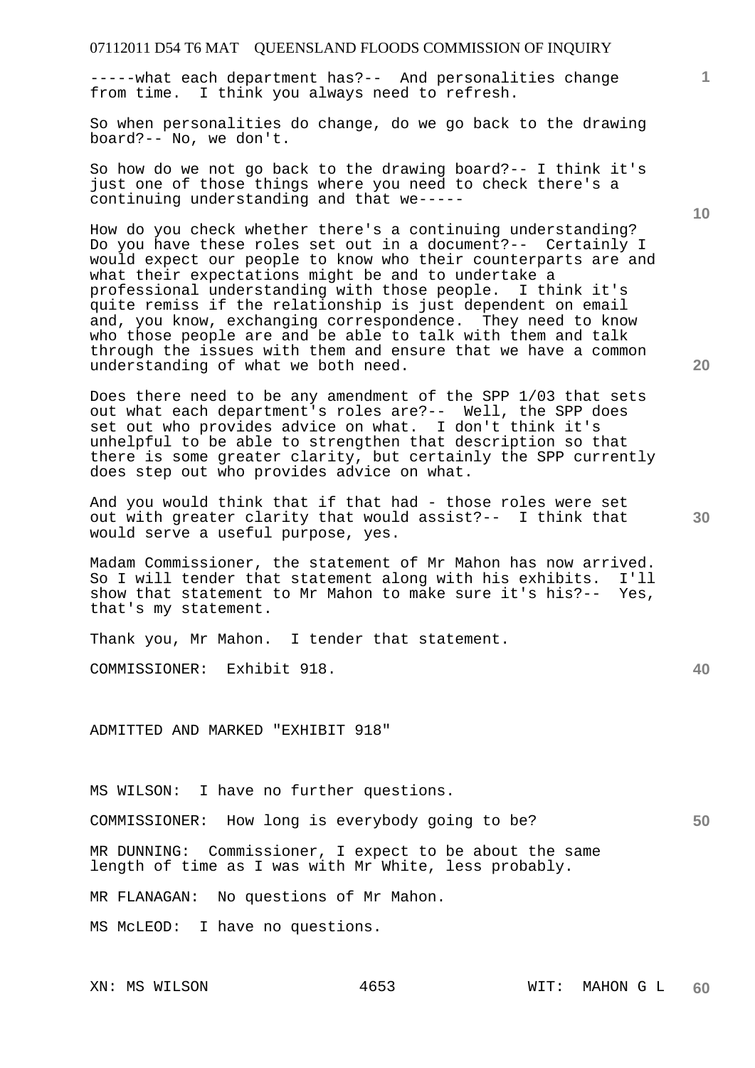-----what each department has?-- And personalities change from time. I think you always need to refresh.

So when personalities do change, do we go back to the drawing board?-- No, we don't.

So how do we not go back to the drawing board?-- I think it's just one of those things where you need to check there's a continuing understanding and that we-----

How do you check whether there's a continuing understanding? Do you have these roles set out in a document?-- Certainly I would expect our people to know who their counterparts are and what their expectations might be and to undertake a professional understanding with those people. I think it's quite remiss if the relationship is just dependent on email and, you know, exchanging correspondence. They need to know who those people are and be able to talk with them and talk through the issues with them and ensure that we have a common understanding of what we both need.

Does there need to be any amendment of the SPP 1/03 that sets out what each department's roles are?-- Well, the SPP does set out who provides advice on what. I don't think it's unhelpful to be able to strengthen that description so that there is some greater clarity, but certainly the SPP currently does step out who provides advice on what.

And you would think that if that had - those roles were set out with greater clarity that would assist?-- I think that would serve a useful purpose, yes.

Madam Commissioner, the statement of Mr Mahon has now arrived. So I will tender that statement along with his exhibits. I'll show that statement to Mr Mahon to make sure it's his?-- Yes, that's my statement.

Thank you, Mr Mahon. I tender that statement.

COMMISSIONER: Exhibit 918.

ADMITTED AND MARKED "EXHIBIT 918"

MS WILSON: I have no further questions.

COMMISSIONER: How long is everybody going to be?

MR DUNNING: Commissioner, I expect to be about the same length of time as I was with Mr White, less probably.

MR FLANAGAN: No questions of Mr Mahon.

MS McLEOD: I have no questions.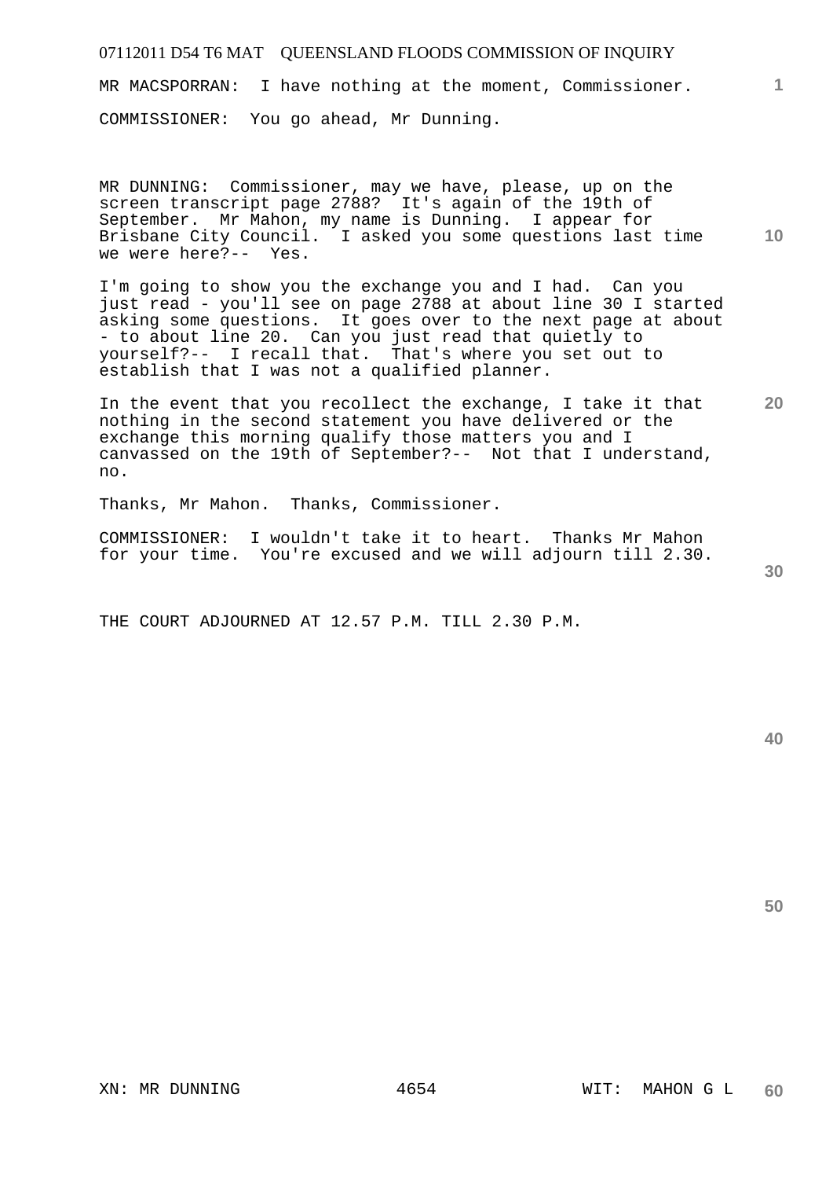MR MACSPORRAN: I have nothing at the moment, Commissioner.

COMMISSIONER: You go ahead, Mr Dunning.

MR DUNNING: Commissioner, may we have, please, up on the screen transcript page 2788? It's again of the 19th of September. Mr Mahon, my name is Dunning. I appear for Brisbane City Council. I asked you some questions last time we were here?-- Yes.

I'm going to show you the exchange you and I had. Can you just read - you'll see on page 2788 at about line 30 I started asking some questions. It goes over to the next page at about - to about line 20. Can you just read that quietly to yourself?-- I recall that. That's where you set out to establish that I was not a qualified planner.

In the event that you recollect the exchange, I take it that nothing in the second statement you have delivered or the exchange this morning qualify those matters you and I canvassed on the 19th of September?-- Not that I understand, no.

Thanks, Mr Mahon. Thanks, Commissioner.

COMMISSIONER: I wouldn't take it to heart. Thanks Mr Mahon for your time. You're excused and we will adjourn till 2.30.

THE COURT ADJOURNED AT 12.57 P.M. TILL 2.30 P.M.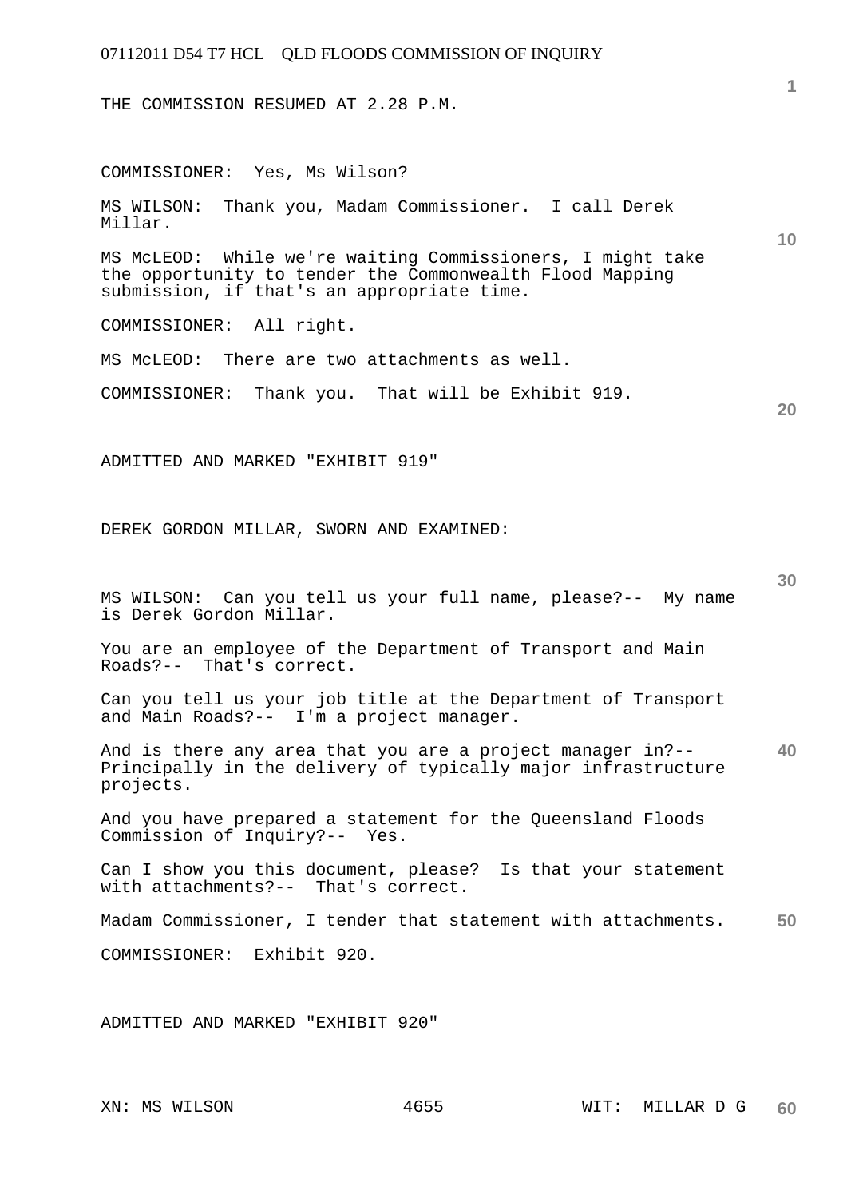THE COMMISSION RESUMED AT 2.28 P.M.

COMMISSIONER: Yes, Ms Wilson?

MS WILSON: Thank you, Madam Commissioner. I call Derek Millar.

MS McLEOD: While we're waiting Commissioners, I might take the opportunity to tender the Commonwealth Flood Mapping submission, if that's an appropriate time.

COMMISSIONER: All right.

MS McLEOD: There are two attachments as well.

COMMISSIONER: Thank you. That will be Exhibit 919.

ADMITTED AND MARKED "EXHIBIT 919"

DEREK GORDON MILLAR, SWORN AND EXAMINED:

MS WILSON: Can you tell us your full name, please?-- My name is Derek Gordon Millar.

You are an employee of the Department of Transport and Main Roads?-- That's correct.

Can you tell us your job title at the Department of Transport and Main Roads?-- I'm a project manager.

And is there any area that you are a project manager in?-- Principally in the delivery of typically major infrastructure projects.

And you have prepared a statement for the Queensland Floods Commission of Inquiry?-- Yes.

Can I show you this document, please? Is that your statement with attachments?-- That's correct.

Madam Commissioner, I tender that statement with attachments.

COMMISSIONER: Exhibit 920.

ADMITTED AND MARKED "EXHIBIT 920"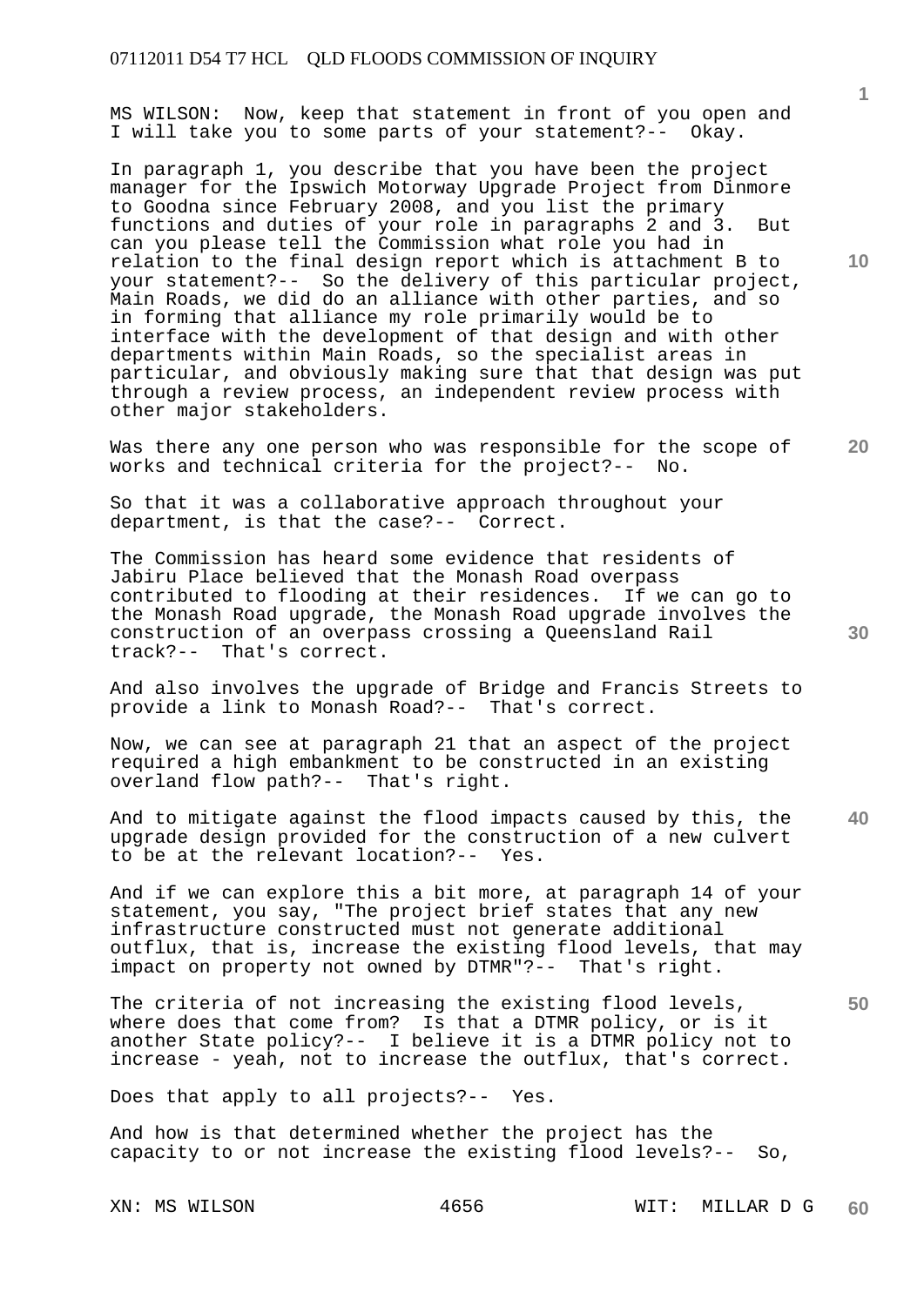MS WILSON: Now, keep that statement in front of you open and I will take you to some parts of your statement?-- Okay.

In paragraph 1, you describe that you have been the project manager for the Ipswich Motorway Upgrade Project from Dinmore to Goodna since February 2008, and you list the primary functions and duties of your role in paragraphs 2 and 3. But can you please tell the Commission what role you had in relation to the final design report which is attachment B to your statement?-- So the delivery of this particular project, Main Roads, we did do an alliance with other parties, and so in forming that alliance my role primarily would be to interface with the development of that design and with other departments within Main Roads, so the specialist areas in particular, and obviously making sure that that design was put through a review process, an independent review process with other major stakeholders.

Was there any one person who was responsible for the scope of works and technical criteria for the project?-- No.

So that it was a collaborative approach throughout your department, is that the case?-- Correct.

The Commission has heard some evidence that residents of Jabiru Place believed that the Monash Road overpass contributed to flooding at their residences. If we can go to the Monash Road upgrade, the Monash Road upgrade involves the construction of an overpass crossing a Queensland Rail track?-- That's correct.

And also involves the upgrade of Bridge and Francis Streets to provide a link to Monash Road?-- That's correct.

Now, we can see at paragraph 21 that an aspect of the project required a high embankment to be constructed in an existing overland flow path?-- That's right.

And to mitigate against the flood impacts caused by this, the upgrade design provided for the construction of a new culvert to be at the relevant location?-- Yes.

And if we can explore this a bit more, at paragraph 14 of your statement, you say, "The project brief states that any new infrastructure constructed must not generate additional outflux, that is, increase the existing flood levels, that may impact on property not owned by DTMR"?-- That's right.

The criteria of not increasing the existing flood levels, where does that come from? Is that a DTMR policy, or is it another State policy?-- I believe it is a DTMR policy not to increase - yeah, not to increase the outflux, that's correct.

Does that apply to all projects?-- Yes.

And how is that determined whether the project has the capacity to or not increase the existing flood levels?-- So,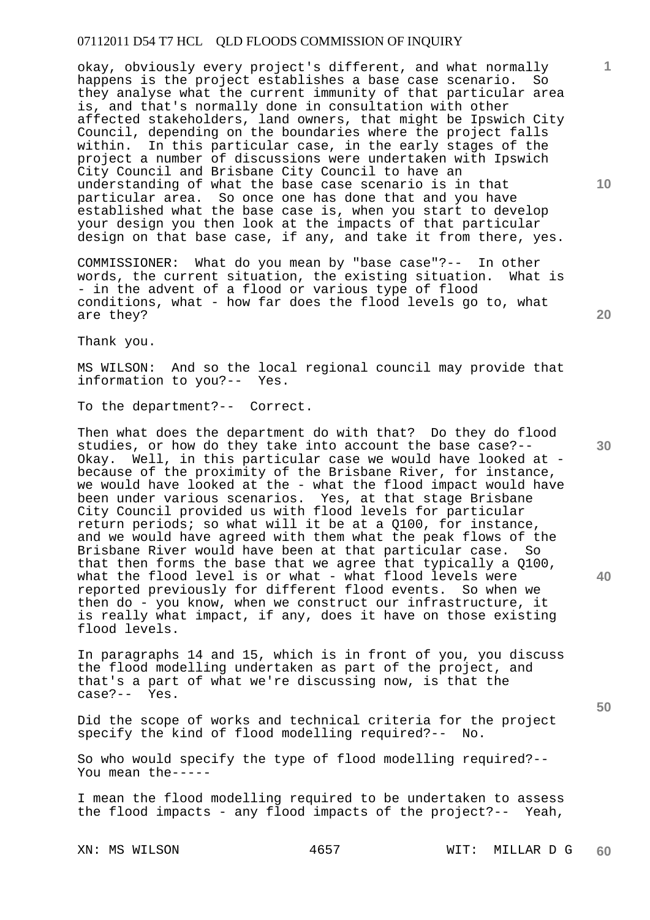okay, obviously every project's different, and what normally happens is the project establishes a base case scenario. So they analyse what the current immunity of that particular area is, and that's normally done in consultation with other affected stakeholders, land owners, that might be Ipswich City Council, depending on the boundaries where the project falls within. In this particular case, in the early stages of the project a number of discussions were undertaken with Ipswich City Council and Brisbane City Council to have an understanding of what the base case scenario is in that particular area. So once one has done that and you have established what the base case is, when you start to develop your design you then look at the impacts of that particular design on that base case, if any, and take it from there, yes.

COMMISSIONER: What do you mean by "base case"?-- In other words, the current situation, the existing situation. What is - in the advent of a flood or various type of flood conditions, what - how far does the flood levels go to, what are they?

Thank you.

MS WILSON: And so the local regional council may provide that information to you?-- Yes.

To the department?-- Correct.

Then what does the department do with that? Do they do flood studies, or how do they take into account the base case?-- Okay. Well, in this particular case we would have looked at - because of the proximity of the Brisbane River, for instance, we would have looked at the - what the flood impact would have been under various scenarios. Yes, at that stage Brisbane City Council provided us with flood levels for particular return periods; so what will it be at a Q100, for instance, and we would have agreed with them what the peak flows of the Brisbane River would have been at that particular case. So that then forms the base that we agree that typically a Q100, what the flood level is or what - what flood levels were reported previously for different flood events. So when we then do - you know, when we construct our infrastructure, it is really what impact, if any, does it have on those existing flood levels.

In paragraphs 14 and 15, which is in front of you, you discuss the flood modelling undertaken as part of the project, and that's a part of what we're discussing now, is that the case?-- Yes.

Did the scope of works and technical criteria for the project specify the kind of flood modelling required?-- No.

So who would specify the type of flood modelling required?-- You mean the-----

I mean the flood modelling required to be undertaken to assess the flood impacts - any flood impacts of the project?-- Yeah,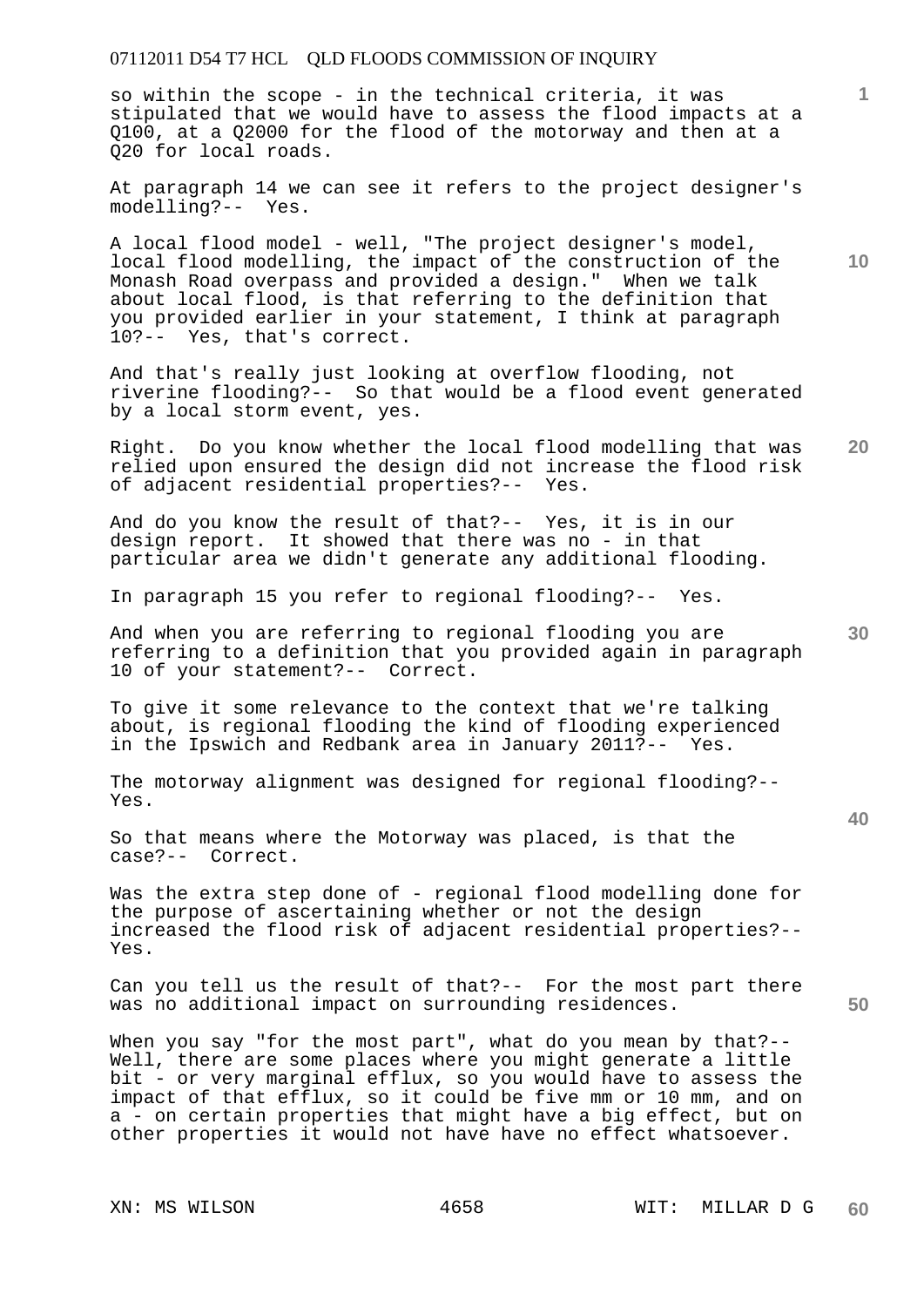so within the scope - in the technical criteria, it was stipulated that we would have to assess the flood impacts at a Q100, at a Q2000 for the flood of the motorway and then at a Q20 for local roads.

At paragraph 14 we can see it refers to the project designer's modelling?-- Yes.

A local flood model - well, "The project designer's model, local flood modelling, the impact of the construction of the Monash Road overpass and provided a design." When we talk about local flood, is that referring to the definition that you provided earlier in your statement, I think at paragraph 10?-- Yes, that's correct.

And that's really just looking at overflow flooding, not riverine flooding?-- So that would be a flood event generated by a local storm event, yes.

Right. Do you know whether the local flood modelling that was relied upon ensured the design did not increase the flood risk of adjacent residential properties?-- Yes.

And do you know the result of that?-- Yes, it is in our design report. It showed that there was no - in that particular area we didn't generate any additional flooding.

In paragraph 15 you refer to regional flooding?-- Yes.

And when you are referring to regional flooding you are referring to a definition that you provided again in paragraph 10 of your statement?-- Correct.

To give it some relevance to the context that we're talking about, is regional flooding the kind of flooding experienced in the Ipswich and Redbank area in January 2011?-- Yes.

The motorway alignment was designed for regional flooding?-- Yes.

So that means where the Motorway was placed, is that the case?-- Correct.

Was the extra step done of - regional flood modelling done for the purpose of ascertaining whether or not the design increased the flood risk of adjacent residential properties?-- Yes.

Can you tell us the result of that?-- For the most part there was no additional impact on surrounding residences.

When you say "for the most part", what do you mean by that?-- Well, there are some places where you might generate a little bit - or very marginal efflux, so you would have to assess the impact of that efflux, so it could be five mm or 10 mm, and on a - on certain properties that might have a big effect, but on other properties it would not have have no effect whatsoever.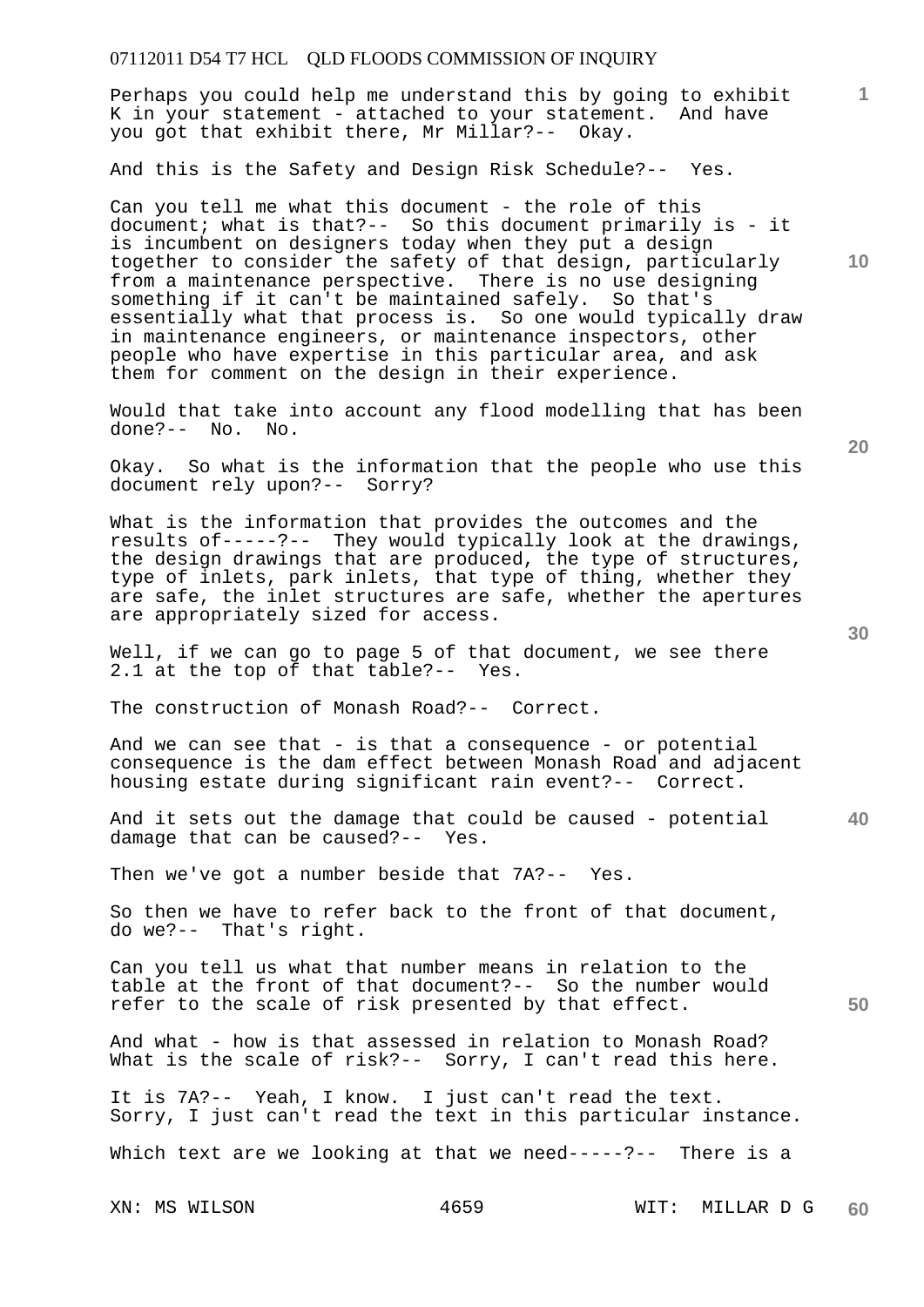Perhaps you could help me understand this by going to exhibit K in your statement - attached to your statement. And have you got that exhibit there, Mr Millar?-- Okay.

And this is the Safety and Design Risk Schedule?-- Yes.

Can you tell me what this document - the role of this document; what is that?-- So this document primarily is - it is incumbent on designers today when they put a design together to consider the safety of that design, particularly from a maintenance perspective. There is no use designing something if it can't be maintained safely. So that's essentially what that process is. So one would typically draw in maintenance engineers, or maintenance inspectors, other people who have expertise in this particular area, and ask them for comment on the design in their experience.

Would that take into account any flood modelling that has been done?-- No. No.

Okay. So what is the information that the people who use this document rely upon?-- Sorry?

What is the information that provides the outcomes and the results of-----?-- They would typically look at the drawings, the design drawings that are produced, the type of structures, type of inlets, park inlets, that type of thing, whether they are safe, the inlet structures are safe, whether the apertures are appropriately sized for access.

Well, if we can go to page 5 of that document, we see there 2.1 at the top of that table?-- Yes.

The construction of Monash Road?-- Correct.

And we can see that - is that a consequence - or potential consequence is the dam effect between Monash Road and adjacent housing estate during significant rain event?-- Correct.

And it sets out the damage that could be caused - potential damage that can be caused?-- Yes.

Then we've got a number beside that 7A?-- Yes.

So then we have to refer back to the front of that document, do we?-- That's right.

Can you tell us what that number means in relation to the table at the front of that document?-- So the number would refer to the scale of risk presented by that effect.

And what - how is that assessed in relation to Monash Road? What is the scale of risk?-- Sorry, I can't read this here.

It is 7A?-- Yeah, I know. I just can't read the text. Sorry, I just can't read the text in this particular instance.

Which text are we looking at that we need-----?-- There is a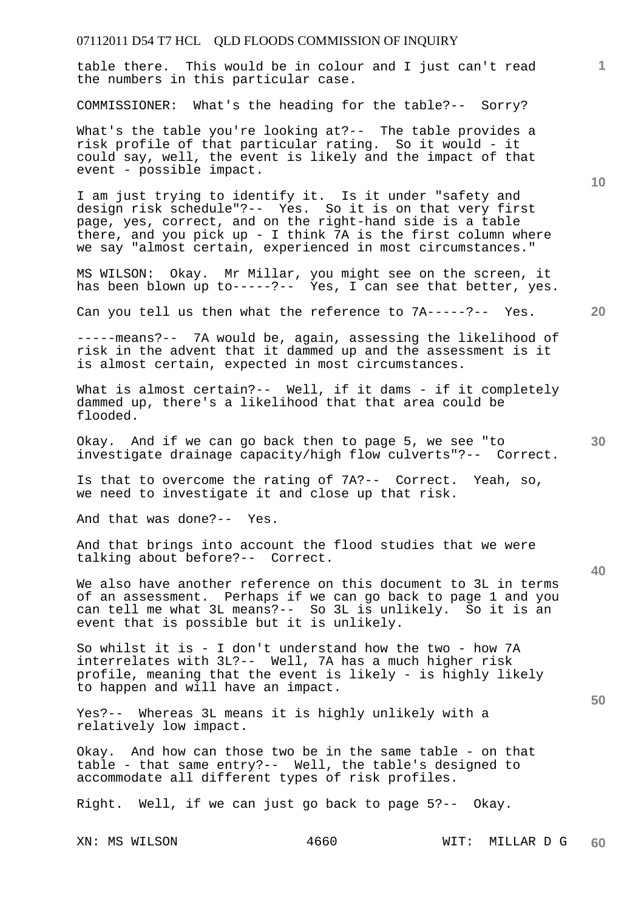table there. This would be in colour and I just can't read the numbers in this particular case.

COMMISSIONER: What's the heading for the table?-- Sorry?

What's the table you're looking at?-- The table provides a risk profile of that particular rating. So it would - it could say, well, the event is likely and the impact of that event - possible impact.

I am just trying to identify it. Is it under "safety and design risk schedule"?-- Yes. So it is on that very first page, yes, correct, and on the right-hand side is a table there, and you pick up - I think 7A is the first column where we say "almost certain, experienced in most circumstances."

MS WILSON: Okay. Mr Millar, you might see on the screen, it has been blown up to-----?-- Yes, I can see that better, yes.

Can you tell us then what the reference to 7A-----?-- Yes.

-----means?-- 7A would be, again, assessing the likelihood of risk in the advent that it dammed up and the assessment is it is almost certain, expected in most circumstances.

What is almost certain?-- Well, if it dams - if it completely dammed up, there's a likelihood that that area could be flooded.

Okay. And if we can go back then to page 5, we see "to investigate drainage capacity/high flow culverts"?-- Correct.

Is that to overcome the rating of 7A?-- Correct. Yeah, so, we need to investigate it and close up that risk.

And that was done?-- Yes.

And that brings into account the flood studies that we were talking about before?-- Correct.

We also have another reference on this document to 3L in terms of an assessment. Perhaps if we can go back to page 1 and you can tell me what 3L means?-- So 3L is unlikely. So it is an event that is possible but it is unlikely.

So whilst it is - I don't understand how the two - how 7A interrelates with 3L?-- Well, 7A has a much higher risk profile, meaning that the event is likely - is highly likely to happen and will have an impact.

Yes?-- Whereas 3L means it is highly unlikely with a relatively low impact.

Okay. And how can those two be in the same table - on that table - that same entry?-- Well, the table's designed to accommodate all different types of risk profiles.

Right. Well, if we can just go back to page 5?-- Okay.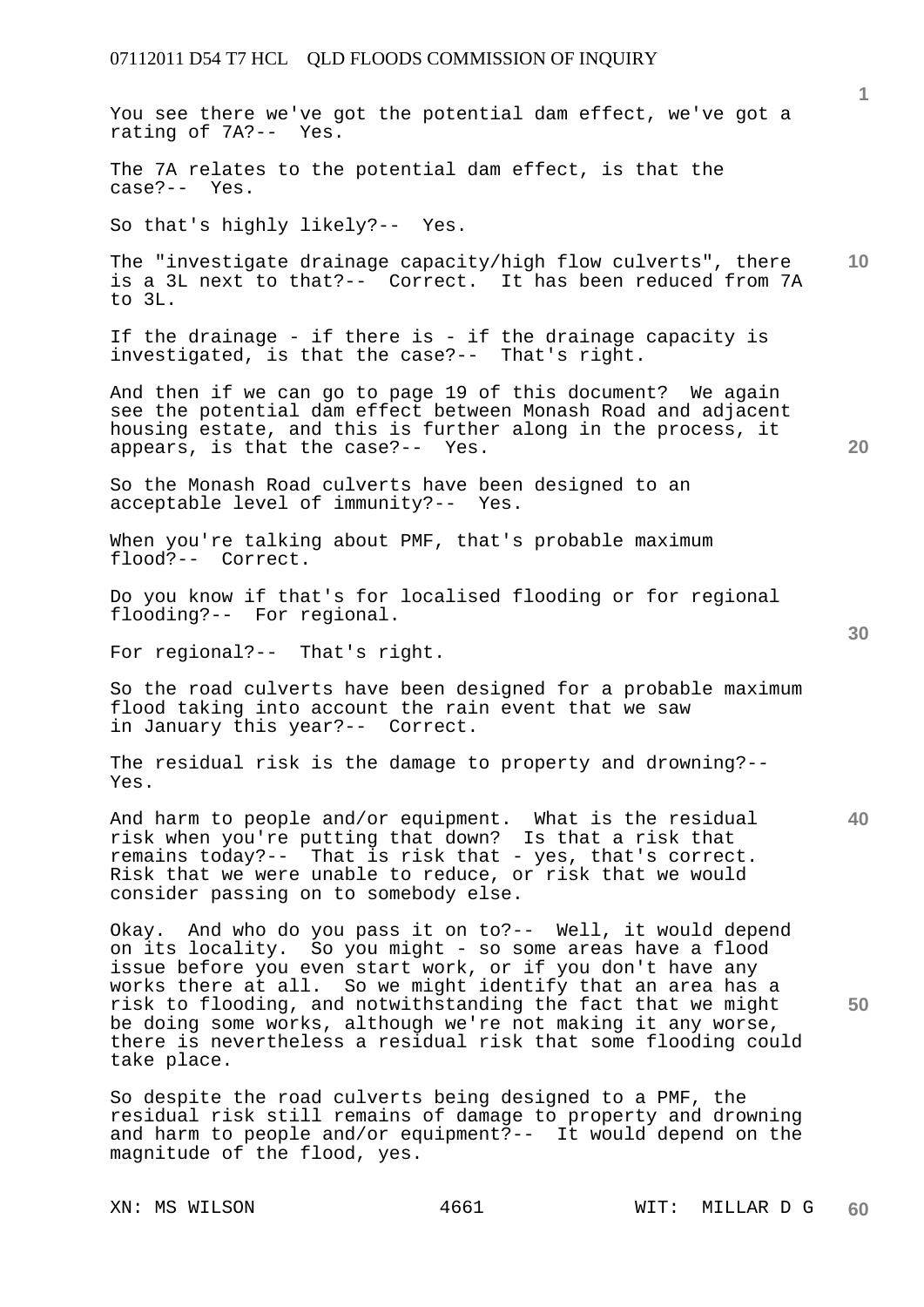You see there we've got the potential dam effect, we've got a rating of 7A?-- Yes.

The 7A relates to the potential dam effect, is that the case?-- Yes.

So that's highly likely?-- Yes.

The "investigate drainage capacity/high flow culverts", there is a 3L next to that?-- Correct. It has been reduced from 7A to 3L.

If the drainage - if there is - if the drainage capacity is investigated, is that the case?-- That's right.

And then if we can go to page 19 of this document? We again see the potential dam effect between Monash Road and adjacent housing estate, and this is further along in the process, it appears, is that the case?-- Yes.

So the Monash Road culverts have been designed to an acceptable level of immunity?-- Yes.

When you're talking about PMF, that's probable maximum flood?-- Correct.

Do you know if that's for localised flooding or for regional flooding?-- For regional.

For regional?-- That's right.

So the road culverts have been designed for a probable maximum flood taking into account the rain event that we saw in January this year?-- Correct.

The residual risk is the damage to property and drowning?-- Yes.

And harm to people and/or equipment. What is the residual risk when you're putting that down? Is that a risk that remains today?-- That is risk that - yes, that's correct. Risk that we were unable to reduce, or risk that we would consider passing on to somebody else.

Okay. And who do you pass it on to?-- Well, it would depend on its locality. So you might - so some areas have a flood issue before you even start work, or if you don't have any works there at all. So we might identify that an area has a risk to flooding, and notwithstanding the fact that we might be doing some works, although we're not making it any worse, there is nevertheless a residual risk that some flooding could take place.

So despite the road culverts being designed to a PMF, the residual risk still remains of damage to property and drowning and harm to people and/or equipment?-- It would depend on the magnitude of the flood, yes.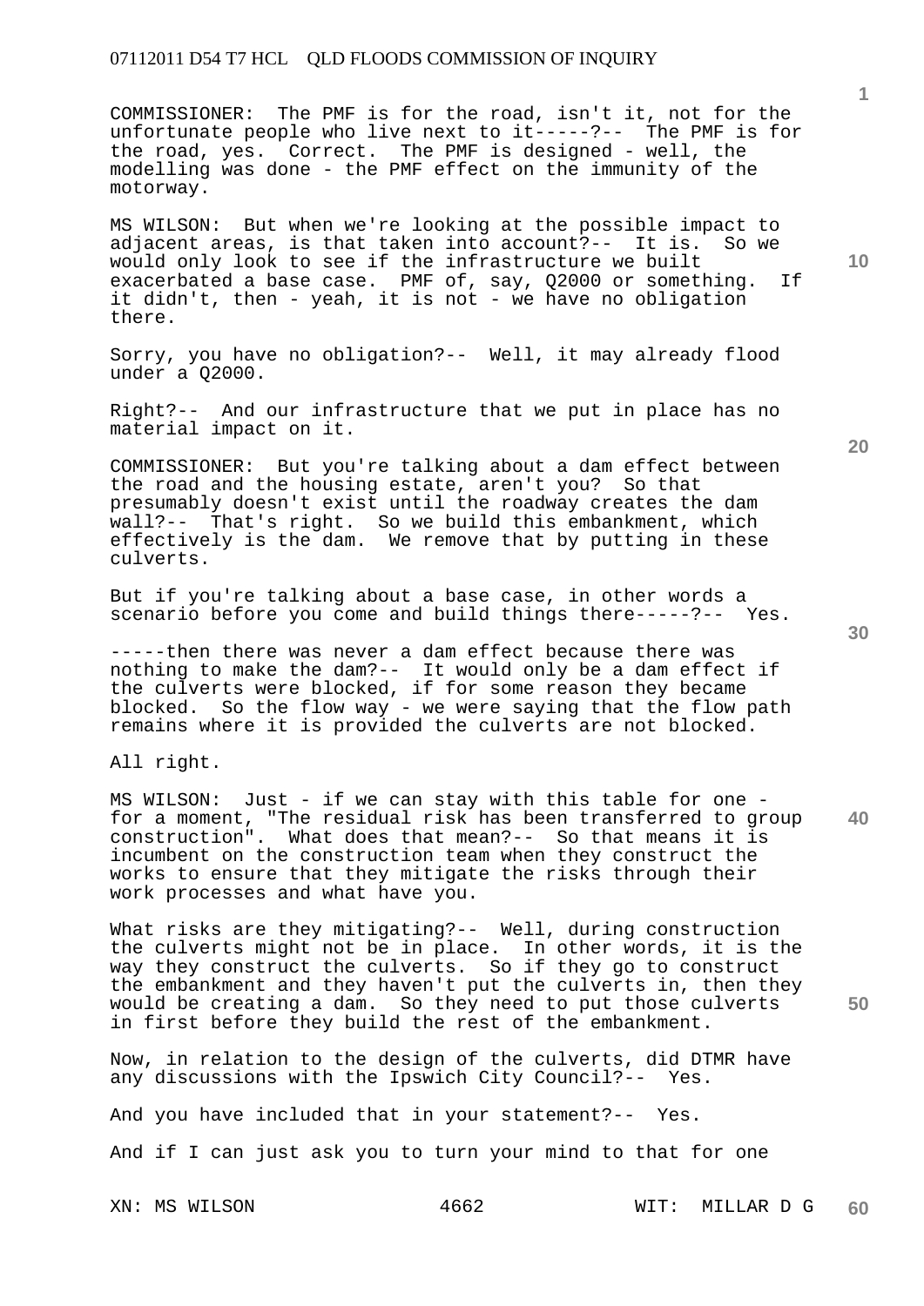COMMISSIONER: The PMF is for the road, isn't it, not for the unfortunate people who live next to it-----?-- The PMF is for the road, yes. Correct. The PMF is designed - well, the modelling was done - the PMF effect on the immunity of the motorway.

MS WILSON: But when we're looking at the possible impact to adjacent areas, is that taken into account?-- It is. So we would only look to see if the infrastructure we built exacerbated a base case. PMF of, say, Q2000 or something. If it didn't, then - yeah, it is not - we have no obligation there.

Sorry, you have no obligation?-- Well, it may already flood under a Q2000.

Right?-- And our infrastructure that we put in place has no material impact on it.

COMMISSIONER: But you're talking about a dam effect between the road and the housing estate, aren't you? So that presumably doesn't exist until the roadway creates the dam wall?-- That's right. So we build this embankment, which effectively is the dam. We remove that by putting in these culverts.

But if you're talking about a base case, in other words a scenario before you come and build things there-----?-- Yes.

-----then there was never a dam effect because there was nothing to make the dam?-- It would only be a dam effect if the culverts were blocked, if for some reason they became blocked. So the flow way - we were saying that the flow path remains where it is provided the culverts are not blocked.

All right.

MS WILSON: Just - if we can stay with this table for one - for a moment, "The residual risk has been transferred to group construction". What does that mean?-- So that means it is incumbent on the construction team when they construct the works to ensure that they mitigate the risks through their work processes and what have you.

What risks are they mitigating?-- Well, during construction the culverts might not be in place. In other words, it is the way they construct the culverts. So if they go to construct the embankment and they haven't put the culverts in, then they would be creating a dam. So they need to put those culverts in first before they build the rest of the embankment.

Now, in relation to the design of the culverts, did DTMR have any discussions with the Ipswich City Council?-- Yes.

And you have included that in your statement?-- Yes.

And if I can just ask you to turn your mind to that for one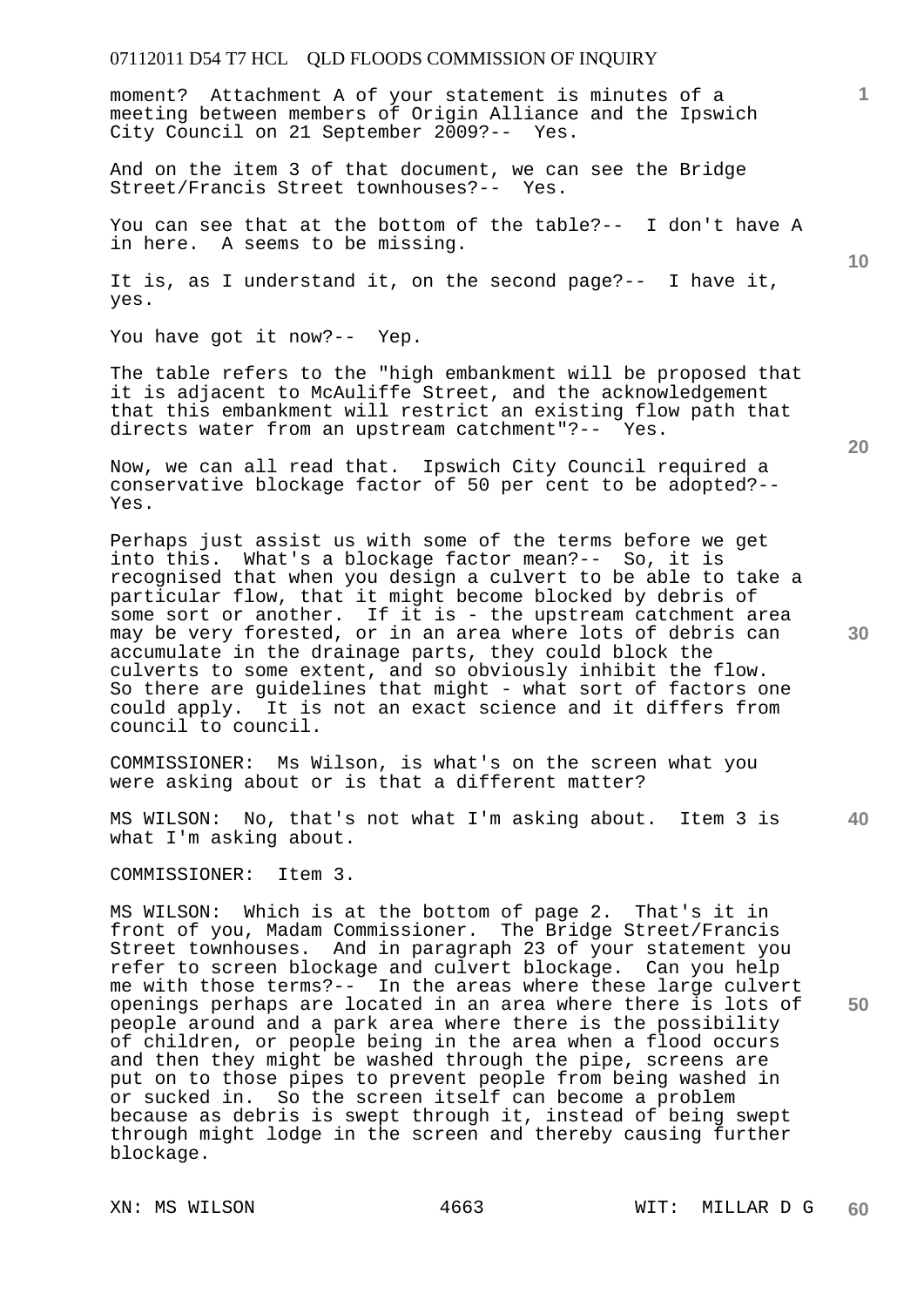moment? Attachment A of your statement is minutes of a meeting between members of Origin Alliance and the Ipswich City Council on 21 September 2009?-- Yes.

And on the item 3 of that document, we can see the Bridge Street/Francis Street townhouses?-- Yes.

You can see that at the bottom of the table?-- I don't have A in here. A seems to be missing.

It is, as I understand it, on the second page?-- I have it, yes.

You have got it now?-- Yep.

The table refers to the "high embankment will be proposed that it is adjacent to McAuliffe Street, and the acknowledgement that this embankment will restrict an existing flow path that directs water from an upstream catchment"?-- Yes.

Now, we can all read that. Ipswich City Council required a conservative blockage factor of 50 per cent to be adopted?-- Yes.

Perhaps just assist us with some of the terms before we get into this. What's a blockage factor mean?-- So, it is recognised that when you design a culvert to be able to take a particular flow, that it might become blocked by debris of some sort or another. If it is - the upstream catchment area may be very forested, or in an area where lots of debris can accumulate in the drainage parts, they could block the culverts to some extent, and so obviously inhibit the flow. So there are guidelines that might - what sort of factors one could apply. It is not an exact science and it differs from council to council.

COMMISSIONER: Ms Wilson, is what's on the screen what you were asking about or is that a different matter?

MS WILSON: No, that's not what I'm asking about. Item 3 is what I'm asking about.

COMMISSIONER: Item 3.

MS WILSON: Which is at the bottom of page 2. That's it in front of you, Madam Commissioner. The Bridge Street/Francis Street townhouses. And in paragraph 23 of your statement you refer to screen blockage and culvert blockage. Can you help me with those terms?-- In the areas where these large culvert openings perhaps are located in an area where there is lots of people around and a park area where there is the possibility of children, or people being in the area when a flood occurs and then they might be washed through the pipe, screens are put on to those pipes to prevent people from being washed in or sucked in. So the screen itself can become a problem because as debris is swept through it, instead of being swept through might lodge in the screen and thereby causing further blockage.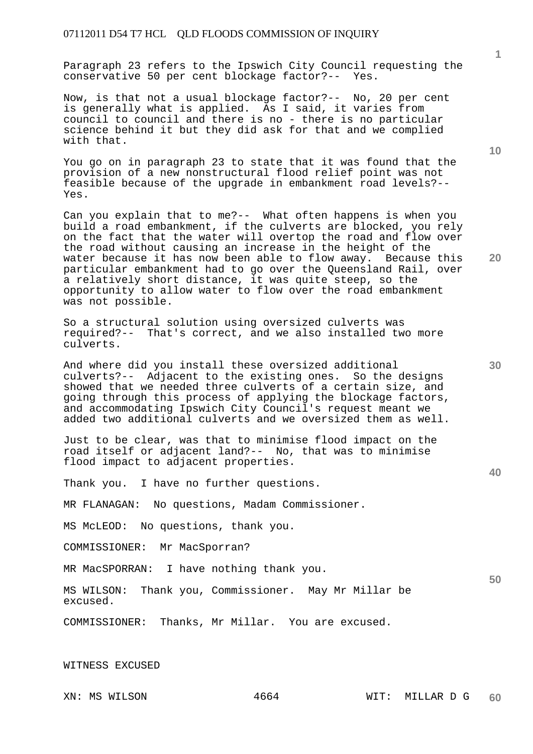Paragraph 23 refers to the Ipswich City Council requesting the conservative 50 per cent blockage factor?-- Yes.

Now, is that not a usual blockage factor?-- No, 20 per cent is generally what is applied. As I said, it varies from council to council and there is no - there is no particular science behind it but they did ask for that and we complied with that.

You go on in paragraph 23 to state that it was found that the provision of a new nonstructural flood relief point was not feasible because of the upgrade in embankment road levels?-- Yes.

Can you explain that to me?-- What often happens is when you build a road embankment, if the culverts are blocked, you rely on the fact that the water will overtop the road and flow over the road without causing an increase in the height of the water because it has now been able to flow away. Because this particular embankment had to go over the Queensland Rail, over a relatively short distance, it was quite steep, so the opportunity to allow water to flow over the road embankment was not possible.

So a structural solution using oversized culverts was required?-- That's correct, and we also installed two more culverts.

And where did you install these oversized additional culverts?-- Adjacent to the existing ones. So the designs showed that we needed three culverts of a certain size, and going through this process of applying the blockage factors, and accommodating Ipswich City Council's request meant we added two additional culverts and we oversized them as well.

Just to be clear, was that to minimise flood impact on the road itself or adjacent land?-- No, that was to minimise flood impact to adjacent properties.

Thank you. I have no further questions.

MR FLANAGAN: No questions, Madam Commissioner.

MS McLEOD: No questions, thank you.

COMMISSIONER: Mr MacSporran?

MR MacSPORRAN: I have nothing thank you.

MS WILSON: Thank you, Commissioner. May Mr Millar be excused.

COMMISSIONER: Thanks, Mr Millar. You are excused.

WITNESS EXCUSED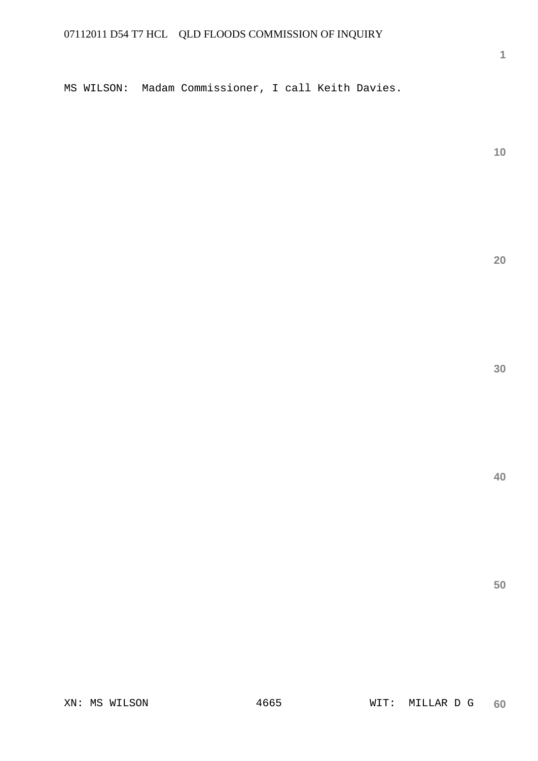MS WILSON:  Madam Commissioner, I call Keith Davies.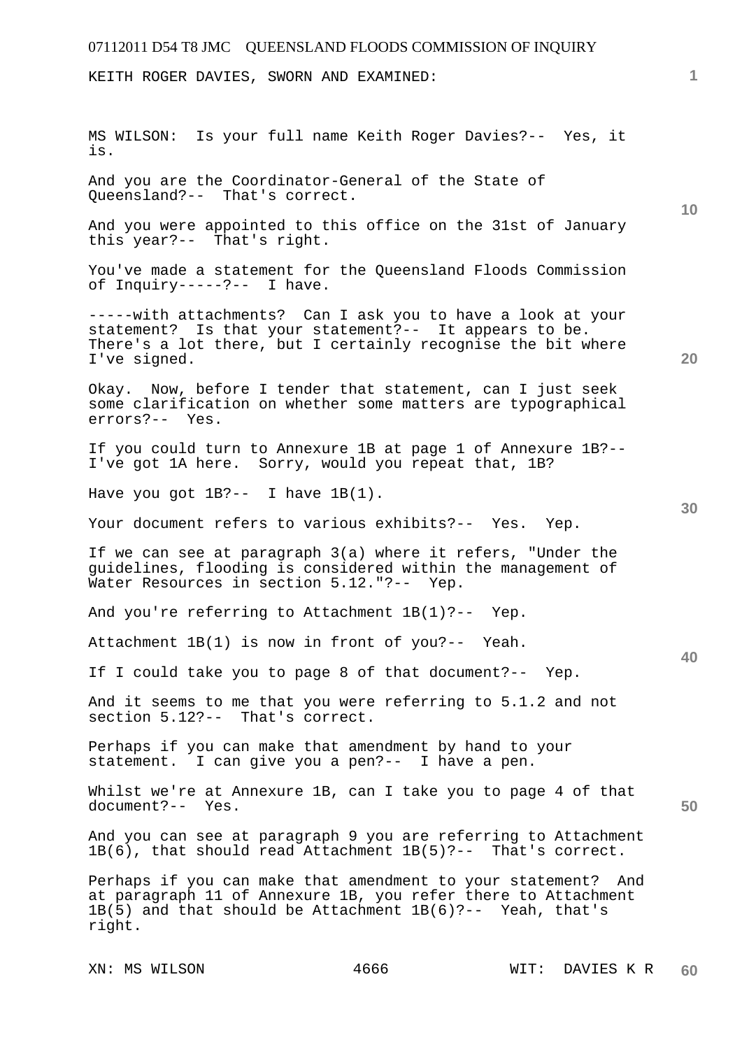KEITH ROGER DAVIES, SWORN AND EXAMINED:

MS WILSON: Is your full name Keith Roger Davies?-- Yes, it is.

And you are the Coordinator-General of the State of Queensland?-- That's correct.

And you were appointed to this office on the 31st of January this year?-- That's right.

You've made a statement for the Queensland Floods Commission of Inquiry-----?-- I have.

-----with attachments? Can I ask you to have a look at your statement? Is that your statement?-- It appears to be. There's a lot there, but I certainly recognise the bit where I've signed.

Okay. Now, before I tender that statement, can I just seek some clarification on whether some matters are typographical errors?-- Yes.

If you could turn to Annexure 1B at page 1 of Annexure 1B?-- I've got 1A here. Sorry, would you repeat that, 1B?

Have you got 1B?-- I have 1B(1).

Your document refers to various exhibits?-- Yes. Yep.

If we can see at paragraph 3(a) where it refers, "Under the guidelines, flooding is considered within the management of Water Resources in section 5.12."?-- Yep.

And you're referring to Attachment 1B(1)?-- Yep.

Attachment 1B(1) is now in front of you?-- Yeah.

If I could take you to page 8 of that document?-- Yep.

And it seems to me that you were referring to 5.1.2 and not section 5.12?-- That's correct.

Perhaps if you can make that amendment by hand to your statement. I can give you a pen?-- I have a pen.

Whilst we're at Annexure 1B, can I take you to page 4 of that document?-- Yes.

And you can see at paragraph 9 you are referring to Attachment 1B(6), that should read Attachment 1B(5)?-- That's correct.

Perhaps if you can make that amendment to your statement? And at paragraph 11 of Annexure 1B, you refer there to Attachment 1B(5) and that should be Attachment 1B(6)?-- Yeah, that's right.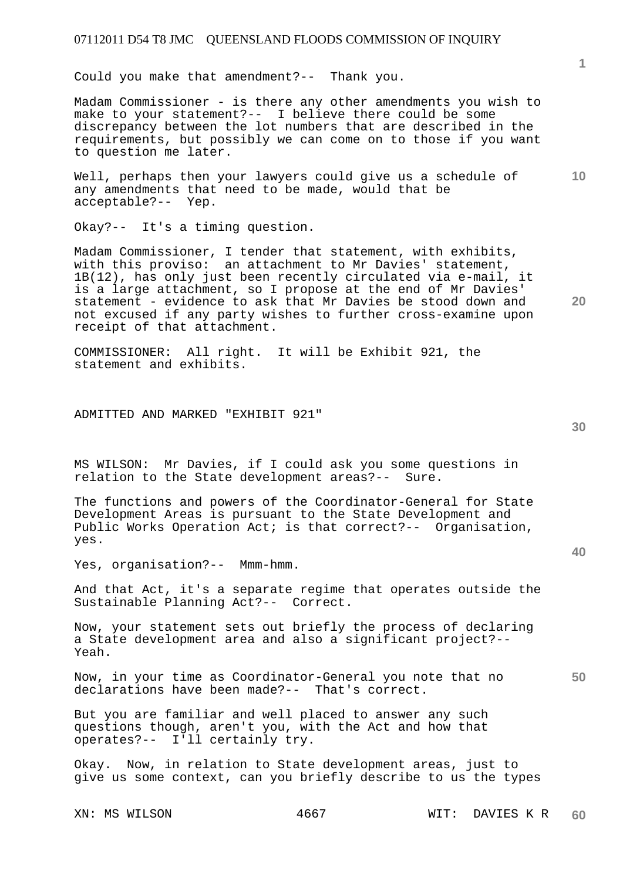Could you make that amendment?-- Thank you.

Madam Commissioner - is there any other amendments you wish to make to your statement?-- I believe there could be some discrepancy between the lot numbers that are described in the requirements, but possibly we can come on to those if you want to question me later.

Well, perhaps then your lawyers could give us a schedule of any amendments that need to be made, would that be acceptable?-- Yep.

Okay?-- It's a timing question.

Madam Commissioner, I tender that statement, with exhibits, with this proviso: an attachment to Mr Davies' statement, 1B(12), has only just been recently circulated via e-mail, it is a large attachment, so I propose at the end of Mr Davies' statement - evidence to ask that Mr Davies be stood down and not excused if any party wishes to further cross-examine upon receipt of that attachment.

COMMISSIONER: All right. It will be Exhibit 921, the statement and exhibits.

ADMITTED AND MARKED "EXHIBIT 921"

MS WILSON: Mr Davies, if I could ask you some questions in relation to the State development areas?-- Sure.

The functions and powers of the Coordinator-General for State Development Areas is pursuant to the State Development and Public Works Operation Act; is that correct?-- Organisation, yes.

Yes, organisation?-- Mmm-hmm.

And that Act, it's a separate regime that operates outside the Sustainable Planning Act?-- Correct.

Now, your statement sets out briefly the process of declaring a State development area and also a significant project?-- Yeah.

Now, in your time as Coordinator-General you note that no declarations have been made?-- That's correct.

But you are familiar and well placed to answer any such questions though, aren't you, with the Act and how that operates?-- I'll certainly try.

Okay. Now, in relation to State development areas, just to give us some context, can you briefly describe to us the types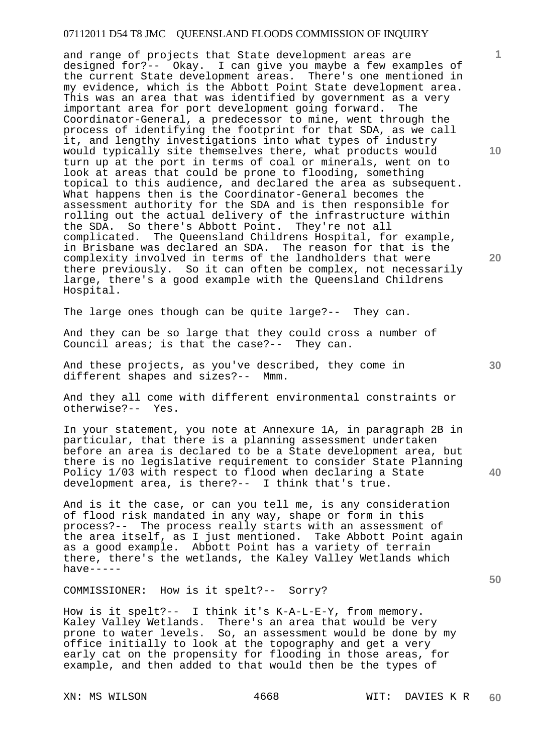and range of projects that State development areas are designed for?-- Okay. I can give you maybe a few examples of the current State development areas. There's one mentioned in my evidence, which is the Abbott Point State development area. This was an area that was identified by government as a very important area for port development going forward. The Coordinator-General, a predecessor to mine, went through the process of identifying the footprint for that SDA, as we call it, and lengthy investigations into what types of industry would typically site themselves there, what products would turn up at the port in terms of coal or minerals, went on to look at areas that could be prone to flooding, something topical to this audience, and declared the area as subsequent. What happens then is the Coordinator-General becomes the assessment authority for the SDA and is then responsible for rolling out the actual delivery of the infrastructure within the SDA. So there's Abbott Point. They're not all complicated. The Queensland Childrens Hospital, for example, in Brisbane was declared an SDA. The reason for that is the complexity involved in terms of the landholders that were there previously. So it can often be complex, not necessarily large, there's a good example with the Queensland Childrens Hospital.

The large ones though can be quite large?-- They can.

And they can be so large that they could cross a number of Council areas; is that the case?-- They can.

And these projects, as you've described, they come in different shapes and sizes?-- Mmm.

And they all come with different environmental constraints or otherwise?-- Yes.

In your statement, you note at Annexure 1A, in paragraph 2B in particular, that there is a planning assessment undertaken before an area is declared to be a State development area, but there is no legislative requirement to consider State Planning Policy 1/03 with respect to flood when declaring a State development area, is there?-- I think that's true.

And is it the case, or can you tell me, is any consideration of flood risk mandated in any way, shape or form in this process?-- The process really starts with an assessment of the area itself, as I just mentioned. Take Abbott Point again as a good example. Abbott Point has a variety of terrain there, there's the wetlands, the Kaley Valley Wetlands which have-----

COMMISSIONER: How is it spelt?-- Sorry?

How is it spelt?-- I think it's K-A-L-E-Y, from memory. Kaley Valley Wetlands. There's an area that would be very prone to water levels. So, an assessment would be done by my office initially to look at the topography and get a very early cat on the propensity for flooding in those areas, for example, and then added to that would then be the types of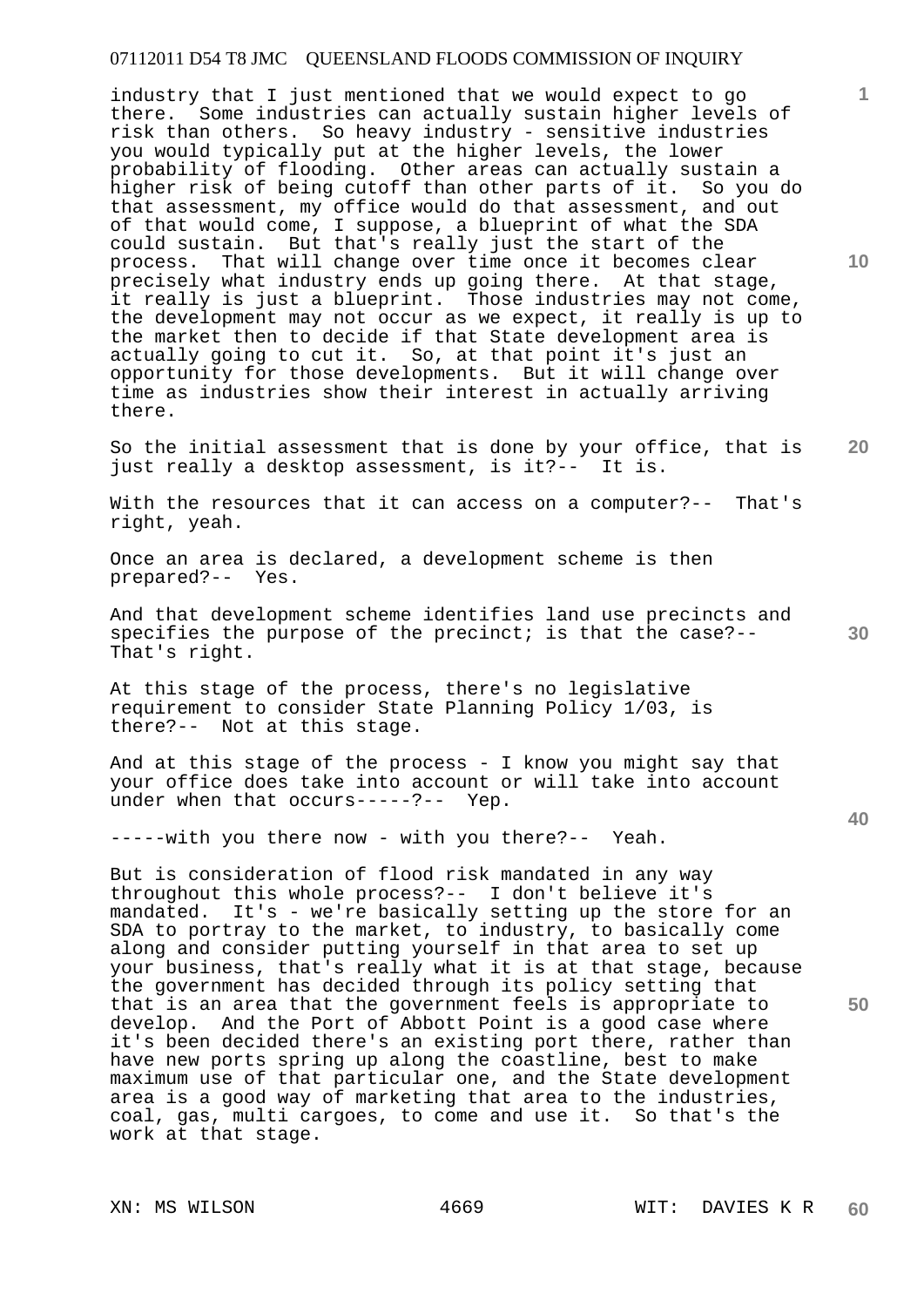industry that I just mentioned that we would expect to go there. Some industries can actually sustain higher levels of risk than others. So heavy industry - sensitive industries you would typically put at the higher levels, the lower probability of flooding. Other areas can actually sustain a higher risk of being cutoff than other parts of it. So you do that assessment, my office would do that assessment, and out of that would come, I suppose, a blueprint of what the SDA could sustain. But that's really just the start of the process. That will change over time once it becomes clear precisely what industry ends up going there. At that stage, it really is just a blueprint. Those industries may not come, the development may not occur as we expect, it really is up to the market then to decide if that State development area is actually going to cut it. So, at that point it's just an opportunity for those developments. But it will change over time as industries show their interest in actually arriving there.

So the initial assessment that is done by your office, that is just really a desktop assessment, is it?-- It is.

With the resources that it can access on a computer?-- That's right, yeah.

Once an area is declared, a development scheme is then prepared?-- Yes.

And that development scheme identifies land use precincts and specifies the purpose of the precinct; is that the case?-- That's right.

At this stage of the process, there's no legislative requirement to consider State Planning Policy 1/03, is there?-- Not at this stage.

And at this stage of the process - I know you might say that your office does take into account or will take into account under when that occurs-----?-- Yep.

-----with you there now - with you there?-- Yeah.

But is consideration of flood risk mandated in any way throughout this whole process?-- I don't believe it's mandated. It's - we're basically setting up the store for an SDA to portray to the market, to industry, to basically come along and consider putting yourself in that area to set up your business, that's really what it is at that stage, because the government has decided through its policy setting that that is an area that the government feels is appropriate to develop. And the Port of Abbott Point is a good case where it's been decided there's an existing port there, rather than have new ports spring up along the coastline, best to make maximum use of that particular one, and the State development area is a good way of marketing that area to the industries, coal, gas, multi cargoes, to come and use it. So that's the work at that stage.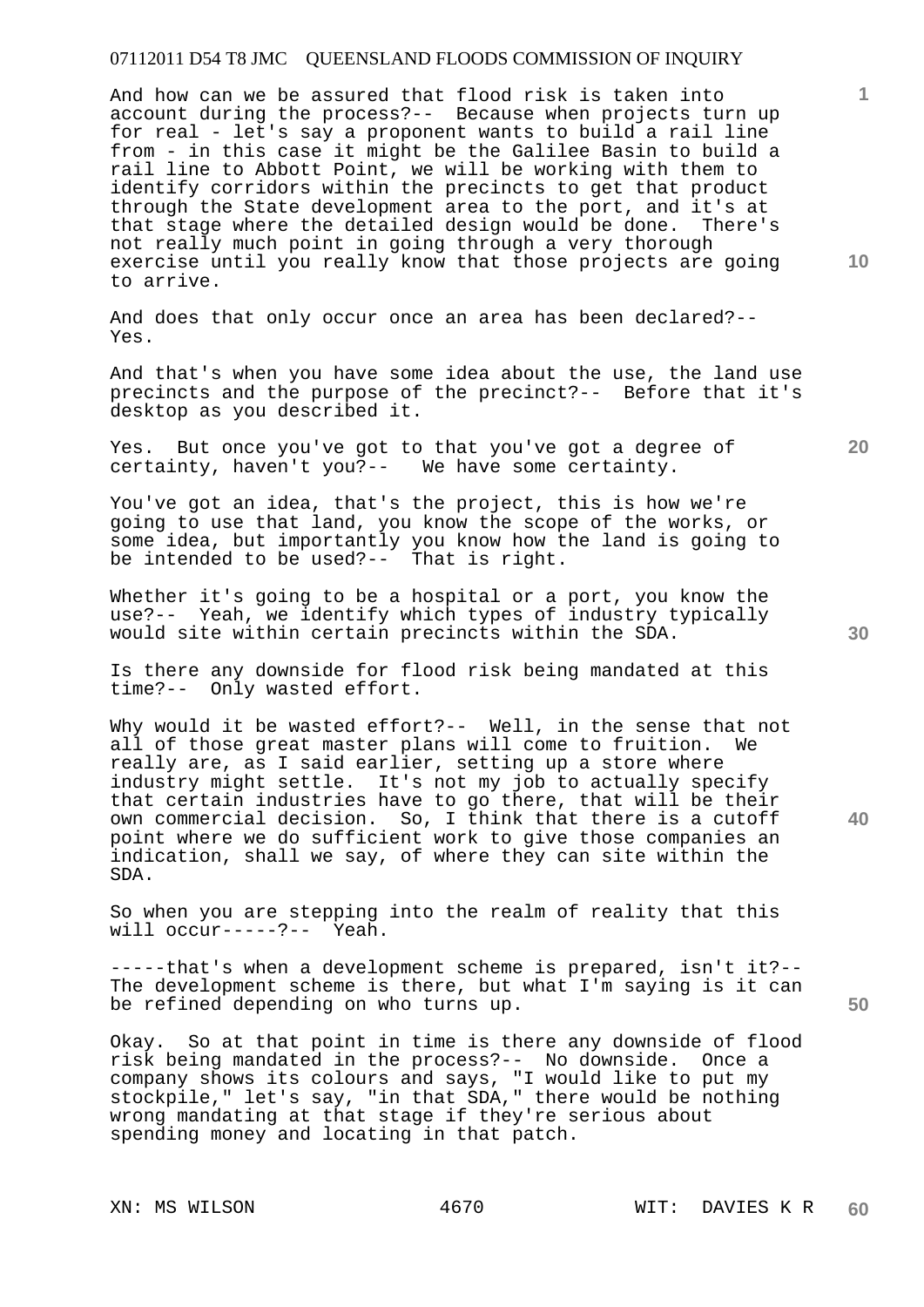And how can we be assured that flood risk is taken into account during the process?-- Because when projects turn up for real - let's say a proponent wants to build a rail line from - in this case it might be the Galilee Basin to build a rail line to Abbott Point, we will be working with them to identify corridors within the precincts to get that product through the State development area to the port, and it's at that stage where the detailed design would be done. There's not really much point in going through a very thorough exercise until you really know that those projects are going to arrive.

And does that only occur once an area has been declared?-- Yes.

And that's when you have some idea about the use, the land use precincts and the purpose of the precinct?-- Before that it's desktop as you described it.

Yes. But once you've got to that you've got a degree of certainty, haven't you?-- We have some certainty.

You've got an idea, that's the project, this is how we're going to use that land, you know the scope of the works, or some idea, but importantly you know how the land is going to be intended to be used?-- That is right.

Whether it's going to be a hospital or a port, you know the use?-- Yeah, we identify which types of industry typically would site within certain precincts within the SDA.

Is there any downside for flood risk being mandated at this time?-- Only wasted effort.

Why would it be wasted effort?-- Well, in the sense that not all of those great master plans will come to fruition. We really are, as I said earlier, setting up a store where industry might settle. It's not my job to actually specify that certain industries have to go there, that will be their own commercial decision. So, I think that there is a cutoff point where we do sufficient work to give those companies an indication, shall we say, of where they can site within the SDA.

So when you are stepping into the realm of reality that this will occur-----?-- Yeah.

-----that's when a development scheme is prepared, isn't it?-- The development scheme is there, but what I'm saying is it can be refined depending on who turns up.

Okay. So at that point in time is there any downside of flood risk being mandated in the process?-- No downside. Once a company shows its colours and says, "I would like to put my stockpile," let's say, "in that SDA," there would be nothing wrong mandating at that stage if they're serious about spending money and locating in that patch.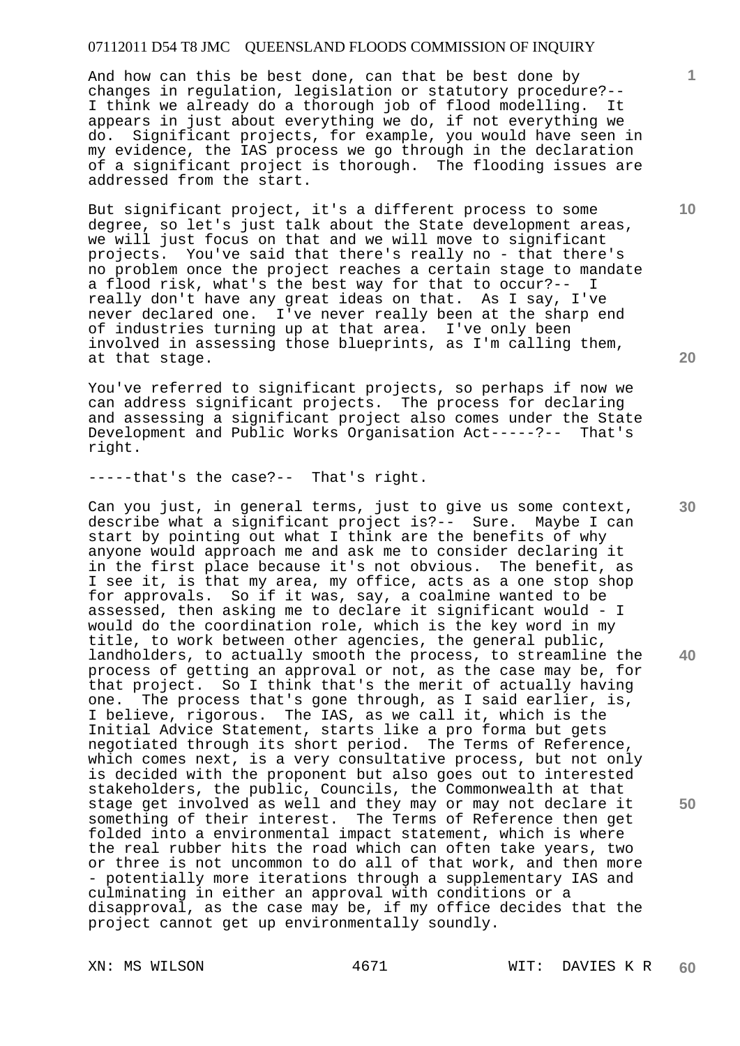And how can this be best done, can that be best done by changes in regulation, legislation or statutory procedure?-- I think we already do a thorough job of flood modelling. It appears in just about everything we do, if not everything we do. Significant projects, for example, you would have seen in my evidence, the IAS process we go through in the declaration of a significant project is thorough. The flooding issues are addressed from the start.

But significant project, it's a different process to some degree, so let's just talk about the State development areas, we will just focus on that and we will move to significant projects. You've said that there's really no - that there's no problem once the project reaches a certain stage to mandate a flood risk, what's the best way for that to occur?-- I really don't have any great ideas on that. As I say, I've never declared one. I've never really been at the sharp end of industries turning up at that area. I've only been involved in assessing those blueprints, as I'm calling them, at that stage.

You've referred to significant projects, so perhaps if now we can address significant projects. The process for declaring and assessing a significant project also comes under the State Development and Public Works Organisation Act-----?-- That's right.

-----that's the case?-- That's right.

Can you just, in general terms, just to give us some context, describe what a significant project is?-- Sure. Maybe I can start by pointing out what I think are the benefits of why anyone would approach me and ask me to consider declaring it in the first place because it's not obvious. The benefit, as I see it, is that my area, my office, acts as a one stop shop for approvals. So if it was, say, a coalmine wanted to be assessed, then asking me to declare it significant would - I would do the coordination role, which is the key word in my title, to work between other agencies, the general public, landholders, to actually smooth the process, to streamline the process of getting an approval or not, as the case may be, for that project. So I think that's the merit of actually having one. The process that's gone through, as I said earlier, is, I believe, rigorous. The IAS, as we call it, which is the Initial Advice Statement, starts like a pro forma but gets negotiated through its short period. The Terms of Reference, which comes next, is a very consultative process, but not only is decided with the proponent but also goes out to interested stakeholders, the public, Councils, the Commonwealth at that stage get involved as well and they may or may not declare it something of their interest. The Terms of Reference then get folded into a environmental impact statement, which is where the real rubber hits the road which can often take years, two or three is not uncommon to do all of that work, and then more - potentially more iterations through a supplementary IAS and culminating in either an approval with conditions or a disapproval, as the case may be, if my office decides that the project cannot get up environmentally soundly.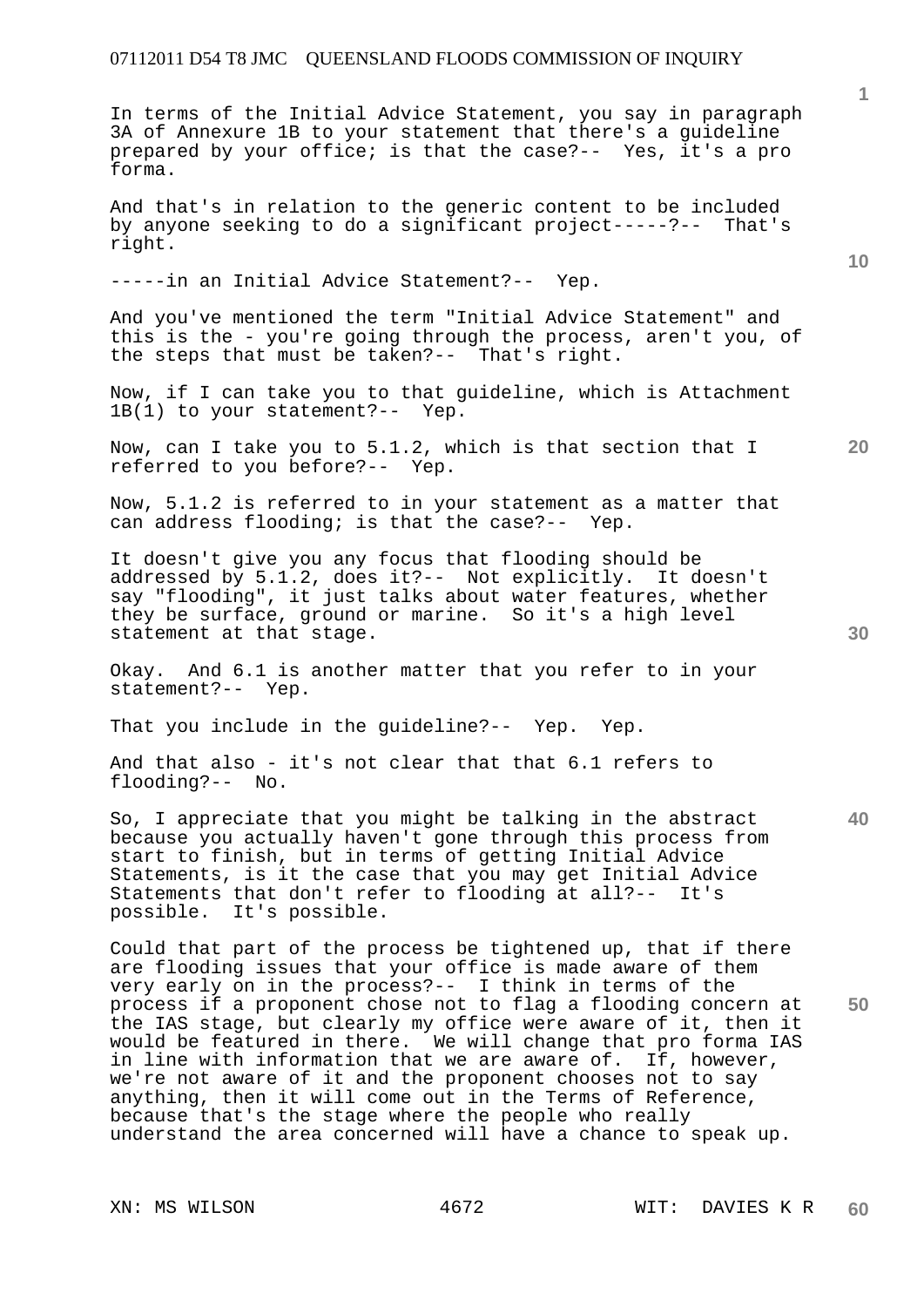In terms of the Initial Advice Statement, you say in paragraph 3A of Annexure 1B to your statement that there's a guideline prepared by your office; is that the case?-- Yes, it's a pro forma.

And that's in relation to the generic content to be included by anyone seeking to do a significant project-----?-- That's right.

-----in an Initial Advice Statement?-- Yep.

And you've mentioned the term "Initial Advice Statement" and this is the - you're going through the process, aren't you, of the steps that must be taken?-- That's right.

Now, if I can take you to that guideline, which is Attachment 1B(1) to your statement?-- Yep.

Now, can I take you to 5.1.2, which is that section that I referred to you before?-- Yep.

Now, 5.1.2 is referred to in your statement as a matter that can address flooding; is that the case?-- Yep.

It doesn't give you any focus that flooding should be addressed by 5.1.2, does it?-- Not explicitly. It doesn't say "flooding", it just talks about water features, whether they be surface, ground or marine. So it's a high level statement at that stage.

Okay. And 6.1 is another matter that you refer to in your statement?-- Yep.

That you include in the guideline?-- Yep. Yep.

And that also - it's not clear that that 6.1 refers to flooding?-- No.

So, I appreciate that you might be talking in the abstract because you actually haven't gone through this process from start to finish, but in terms of getting Initial Advice Statements, is it the case that you may get Initial Advice Statements that don't refer to flooding at all?-- It's possible. It's possible.

Could that part of the process be tightened up, that if there are flooding issues that your office is made aware of them very early on in the process?-- I think in terms of the process if a proponent chose not to flag a flooding concern at the IAS stage, but clearly my office were aware of it, then it would be featured in there. We will change that pro forma IAS in line with information that we are aware of. If, however, we're not aware of it and the proponent chooses not to say anything, then it will come out in the Terms of Reference, because that's the stage where the people who really understand the area concerned will have a chance to speak up.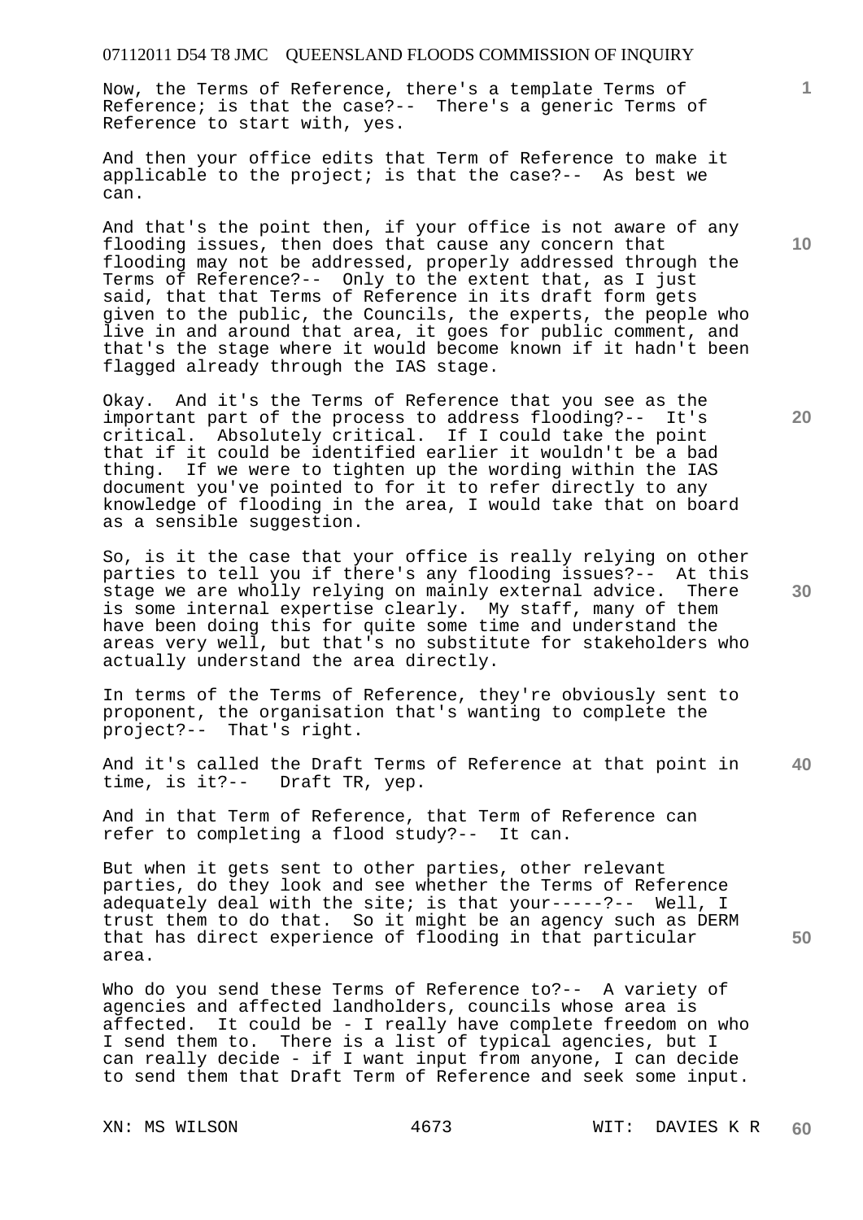Now, the Terms of Reference, there's a template Terms of Reference; is that the case?-- There's a generic Terms of Reference to start with, yes.

And then your office edits that Term of Reference to make it applicable to the project; is that the case?-- As best we can.

And that's the point then, if your office is not aware of any flooding issues, then does that cause any concern that flooding may not be addressed, properly addressed through the Terms of Reference?-- Only to the extent that, as I just said, that that Terms of Reference in its draft form gets given to the public, the Councils, the experts, the people who live in and around that area, it goes for public comment, and that's the stage where it would become known if it hadn't been flagged already through the IAS stage.

Okay. And it's the Terms of Reference that you see as the important part of the process to address flooding?-- It's critical. Absolutely critical. If I could take the point that if it could be identified earlier it wouldn't be a bad thing. If we were to tighten up the wording within the IAS document you've pointed to for it to refer directly to any knowledge of flooding in the area, I would take that on board as a sensible suggestion.

So, is it the case that your office is really relying on other parties to tell you if there's any flooding issues?-- At this stage we are wholly relying on mainly external advice. There is some internal expertise clearly. My staff, many of them have been doing this for quite some time and understand the areas very well, but that's no substitute for stakeholders who actually understand the area directly.

In terms of the Terms of Reference, they're obviously sent to proponent, the organisation that's wanting to complete the project?-- That's right.

And it's called the Draft Terms of Reference at that point in time, is it?-- Draft TR, yep.

And in that Term of Reference, that Term of Reference can refer to completing a flood study?-- It can.

But when it gets sent to other parties, other relevant parties, do they look and see whether the Terms of Reference adequately deal with the site; is that your-----?-- Well, I trust them to do that. So it might be an agency such as DERM that has direct experience of flooding in that particular area.

Who do you send these Terms of Reference to?-- A variety of agencies and affected landholders, councils whose area is affected. It could be - I really have complete freedom on who I send them to. There is a list of typical agencies, but I can really decide - if I want input from anyone, I can decide to send them that Draft Term of Reference and seek some input.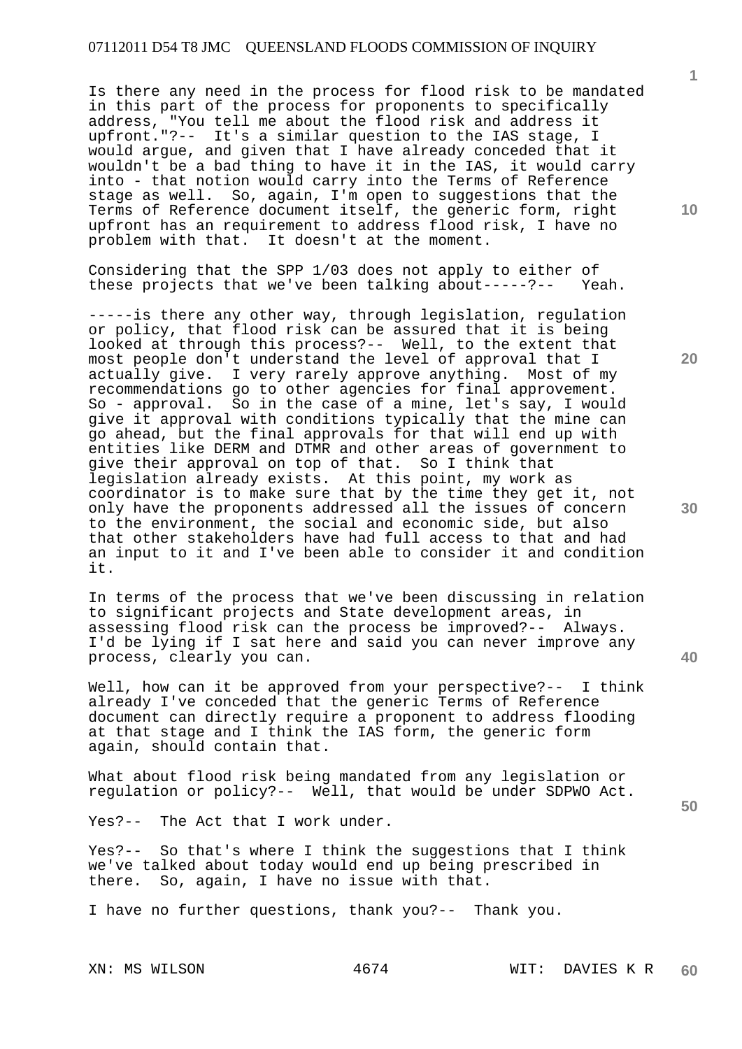Is there any need in the process for flood risk to be mandated in this part of the process for proponents to specifically address, "You tell me about the flood risk and address it upfront."?-- It's a similar question to the IAS stage, I would argue, and given that I have already conceded that it wouldn't be a bad thing to have it in the IAS, it would carry into - that notion would carry into the Terms of Reference stage as well. So, again, I'm open to suggestions that the Terms of Reference document itself, the generic form, right upfront has an requirement to address flood risk, I have no problem with that. It doesn't at the moment.

Considering that the SPP 1/03 does not apply to either of these projects that we've been talking about-----?-- Yeah.

-----is there any other way, through legislation, regulation or policy, that flood risk can be assured that it is being looked at through this process?-- Well, to the extent that most people don't understand the level of approval that I actually give. I very rarely approve anything. Most of my recommendations go to other agencies for final approvement. So - approval. So in the case of a mine, let's say, I would give it approval with conditions typically that the mine can go ahead, but the final approvals for that will end up with entities like DERM and DTMR and other areas of government to give their approval on top of that. So I think that legislation already exists. At this point, my work as coordinator is to make sure that by the time they get it, not only have the proponents addressed all the issues of concern to the environment, the social and economic side, but also that other stakeholders have had full access to that and had an input to it and I've been able to consider it and condition it.

In terms of the process that we've been discussing in relation to significant projects and State development areas, in assessing flood risk can the process be improved?-- Always. I'd be lying if I sat here and said you can never improve any process, clearly you can.

Well, how can it be approved from your perspective?-- I think already I've conceded that the generic Terms of Reference document can directly require a proponent to address flooding at that stage and I think the IAS form, the generic form again, should contain that.

What about flood risk being mandated from any legislation or regulation or policy?-- Well, that would be under SDPWO Act.

Yes?-- The Act that I work under.

Yes?-- So that's where I think the suggestions that I think we've talked about today would end up being prescribed in there. So, again, I have no issue with that.

I have no further questions, thank you?-- Thank you.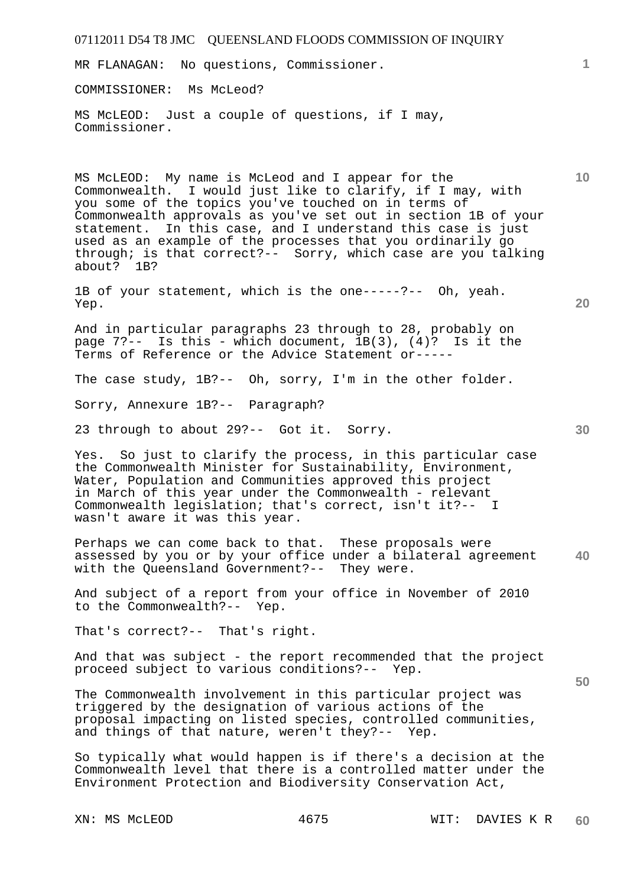MR FLANAGAN: No questions, Commissioner.

COMMISSIONER: Ms McLeod?

MS McLEOD: Just a couple of questions, if I may, Commissioner.

MS McLEOD: My name is McLeod and I appear for the Commonwealth. I would just like to clarify, if I may, with you some of the topics you've touched on in terms of Commonwealth approvals as you've set out in section 1B of your statement. In this case, and I understand this case is just used as an example of the processes that you ordinarily go through; is that correct?-- Sorry, which case are you talking about? 1B?

1B of your statement, which is the one-----?-- Oh, yeah. Yep.

And in particular paragraphs 23 through to 28, probably on page 7?-- Is this - which document, 1B(3), (4)? Is it the Terms of Reference or the Advice Statement or-----

The case study, 1B?-- Oh, sorry, I'm in the other folder.

Sorry, Annexure 1B?-- Paragraph?

23 through to about 29?-- Got it. Sorry.

Yes. So just to clarify the process, in this particular case the Commonwealth Minister for Sustainability, Environment, Water, Population and Communities approved this project in March of this year under the Commonwealth - relevant Commonwealth legislation; that's correct, isn't it?-- I wasn't aware it was this year.

Perhaps we can come back to that. These proposals were assessed by you or by your office under a bilateral agreement with the Queensland Government?-- They were.

And subject of a report from your office in November of 2010 to the Commonwealth?-- Yep.

That's correct?-- That's right.

And that was subject - the report recommended that the project proceed subject to various conditions?-- Yep.

The Commonwealth involvement in this particular project was triggered by the designation of various actions of the proposal impacting on listed species, controlled communities, and things of that nature, weren't they?-- Yep.

So typically what would happen is if there's a decision at the Commonwealth level that there is a controlled matter under the Environment Protection and Biodiversity Conservation Act,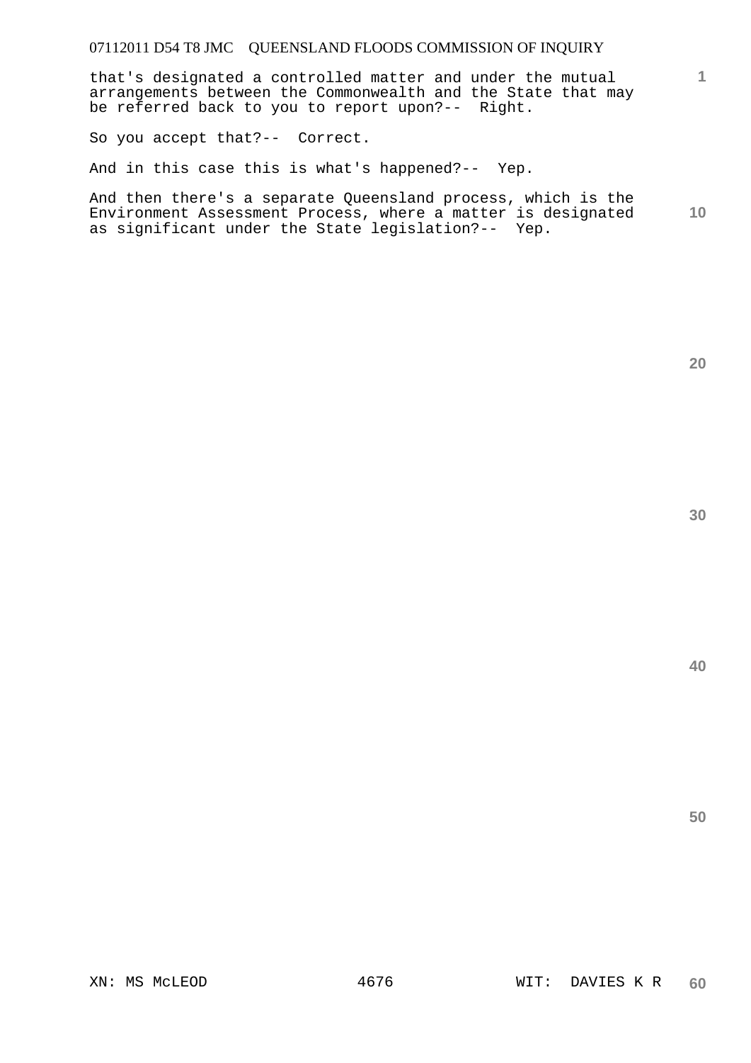that's designated a controlled matter and under the mutual arrangements between the Commonwealth and the State that may be referred back to you to report upon?-- Right.

So you accept that?-- Correct.

And in this case this is what's happened?-- Yep.

And then there's a separate Queensland process, which is the Environment Assessment Process, where a matter is designated as significant under the State legislation?-- Yep.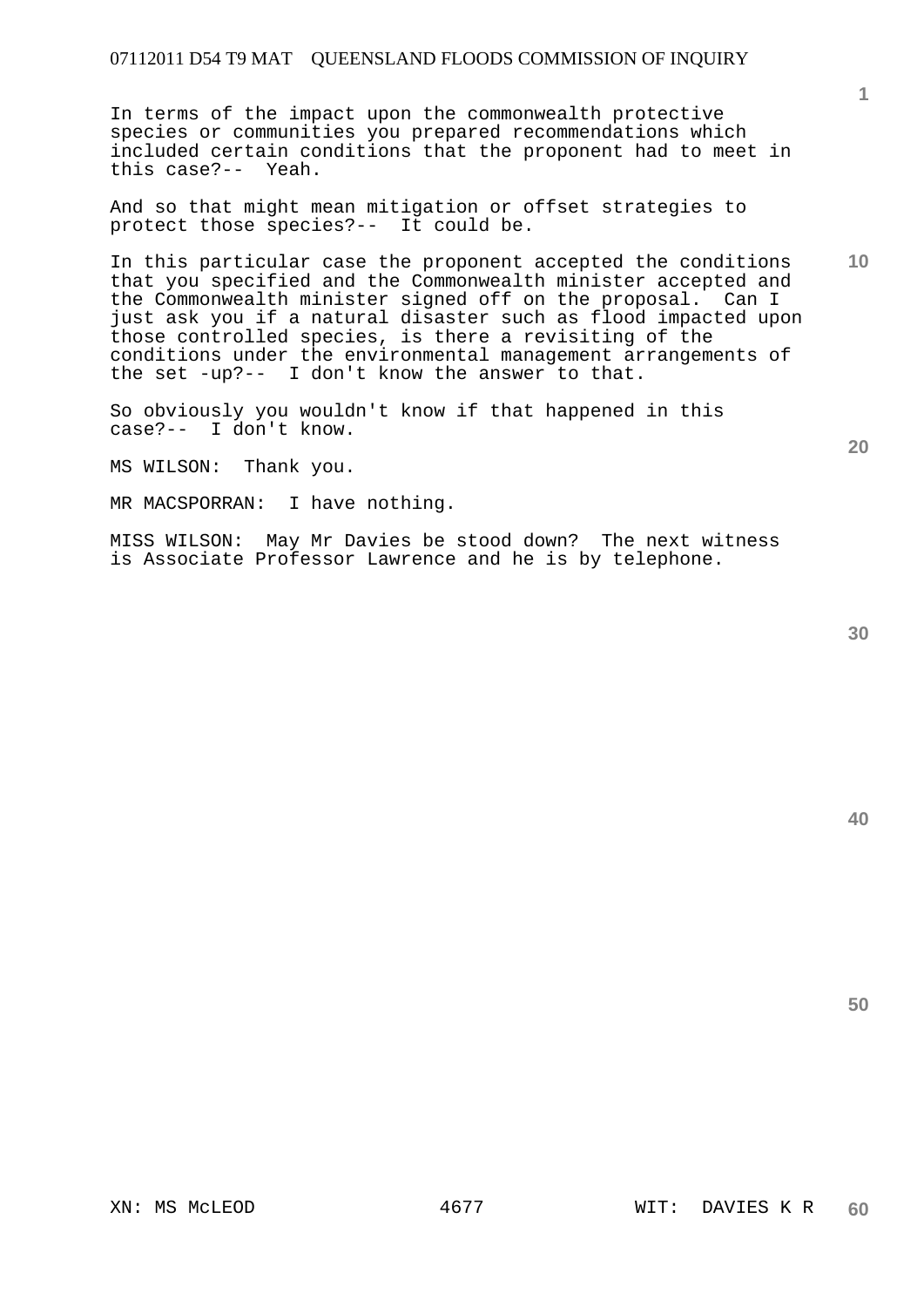In terms of the impact upon the commonwealth protective species or communities you prepared recommendations which included certain conditions that the proponent had to meet in this case?-- Yeah.

And so that might mean mitigation or offset strategies to protect those species?-- It could be.

In this particular case the proponent accepted the conditions that you specified and the Commonwealth minister accepted and the Commonwealth minister signed off on the proposal. Can I just ask you if a natural disaster such as flood impacted upon those controlled species, is there a revisiting of the conditions under the environmental management arrangements of the set -up?-- I don't know the answer to that.

So obviously you wouldn't know if that happened in this case?-- I don't know.

MS WILSON: Thank you.

MR MACSPORRAN: I have nothing.

MISS WILSON: May Mr Davies be stood down? The next witness is Associate Professor Lawrence and he is by telephone.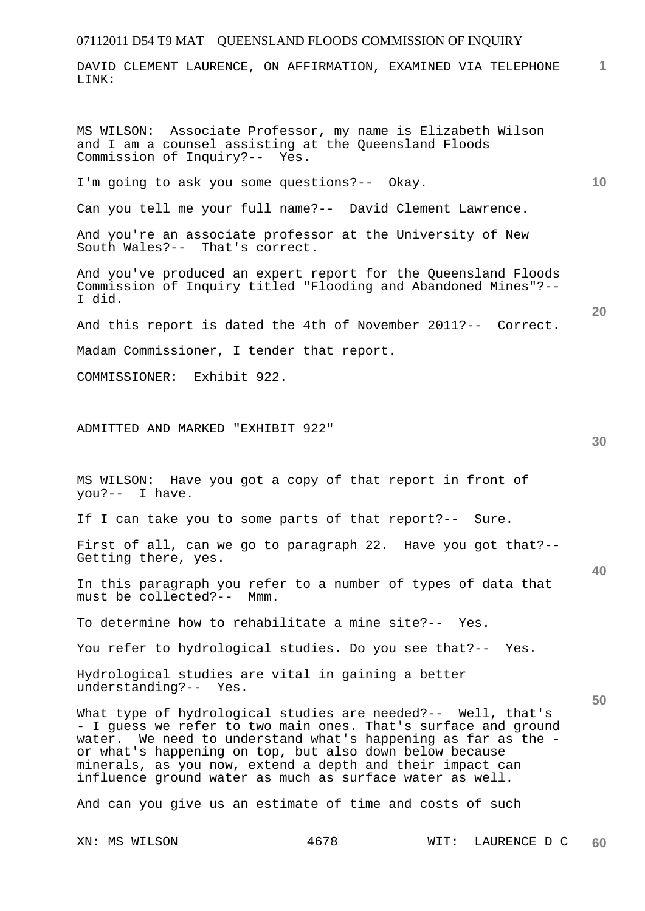DAVID CLEMENT LAURENCE, ON AFFIRMATION, EXAMINED VIA TELEPHONE LINK:

MS WILSON: Associate Professor, my name is Elizabeth Wilson and I am a counsel assisting at the Queensland Floods Commission of Inquiry?-- Yes.

I'm going to ask you some questions?-- Okay.

Can you tell me your full name?-- David Clement Lawrence.

And you're an associate professor at the University of New South Wales?-- That's correct.

And you've produced an expert report for the Queensland Floods Commission of Inquiry titled "Flooding and Abandoned Mines"?-- I did.

And this report is dated the 4th of November 2011?-- Correct.

Madam Commissioner, I tender that report.

COMMISSIONER: Exhibit 922.

ADMITTED AND MARKED "EXHIBIT 922"

MS WILSON: Have you got a copy of that report in front of you?-- I have.

If I can take you to some parts of that report?-- Sure.

First of all, can we go to paragraph 22. Have you got that?-- Getting there, yes.

In this paragraph you refer to a number of types of data that must be collected?-- Mmm.

To determine how to rehabilitate a mine site?-- Yes.

You refer to hydrological studies. Do you see that?-- Yes.

Hydrological studies are vital in gaining a better understanding?-- Yes.

What type of hydrological studies are needed?-- Well, that's - I guess we refer to two main ones. That's surface and ground water. We need to understand what's happening as far as the - or what's happening on top, but also down below because minerals, as you now, extend a depth and their impact can influence ground water as much as surface water as well.

And can you give us an estimate of time and costs of such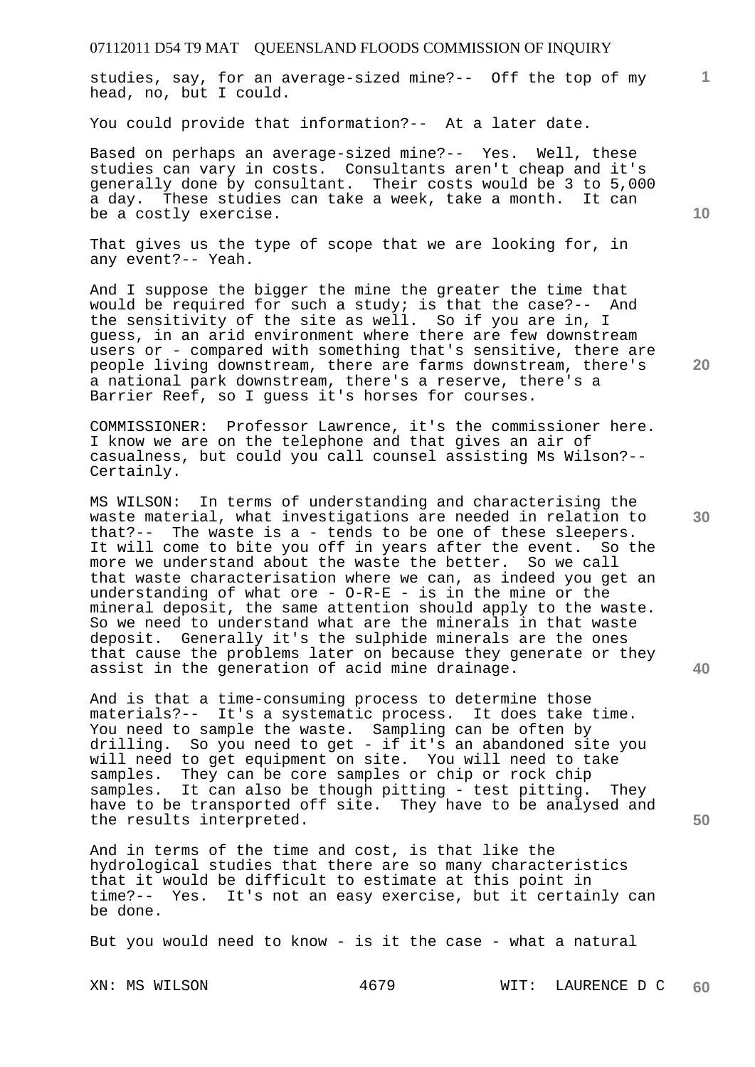studies, say, for an average-sized mine?-- Off the top of my head, no, but I could.

You could provide that information?-- At a later date.

Based on perhaps an average-sized mine?-- Yes. Well, these studies can vary in costs. Consultants aren't cheap and it's generally done by consultant. Their costs would be 3 to 5,000 a day. These studies can take a week, take a month. It can be a costly exercise.

That gives us the type of scope that we are looking for, in any event?-- Yeah.

And I suppose the bigger the mine the greater the time that would be required for such a study; is that the case?-- And the sensitivity of the site as well. So if you are in, I guess, in an arid environment where there are few downstream users or - compared with something that's sensitive, there are people living downstream, there are farms downstream, there's a national park downstream, there's a reserve, there's a Barrier Reef, so I guess it's horses for courses.

COMMISSIONER: Professor Lawrence, it's the commissioner here. I know we are on the telephone and that gives an air of casualness, but could you call counsel assisting Ms Wilson?-- Certainly.

MS WILSON: In terms of understanding and characterising the waste material, what investigations are needed in relation to that?-- The waste is a - tends to be one of these sleepers. It will come to bite you off in years after the event. So the more we understand about the waste the better. So we call that waste characterisation where we can, as indeed you get an understanding of what ore - O-R-E - is in the mine or the mineral deposit, the same attention should apply to the waste. So we need to understand what are the minerals in that waste deposit. Generally it's the sulphide minerals are the ones that cause the problems later on because they generate or they assist in the generation of acid mine drainage.

And is that a time-consuming process to determine those materials?-- It's a systematic process. It does take time. You need to sample the waste. Sampling can be often by drilling. So you need to get - if it's an abandoned site you will need to get equipment on site. You will need to take samples. They can be core samples or chip or rock chip samples. It can also be though pitting - test pitting. They have to be transported off site. They have to be analysed and the results interpreted.

And in terms of the time and cost, is that like the hydrological studies that there are so many characteristics that it would be difficult to estimate at this point in time?-- Yes. It's not an easy exercise, but it certainly can be done.

But you would need to know - is it the case - what a natural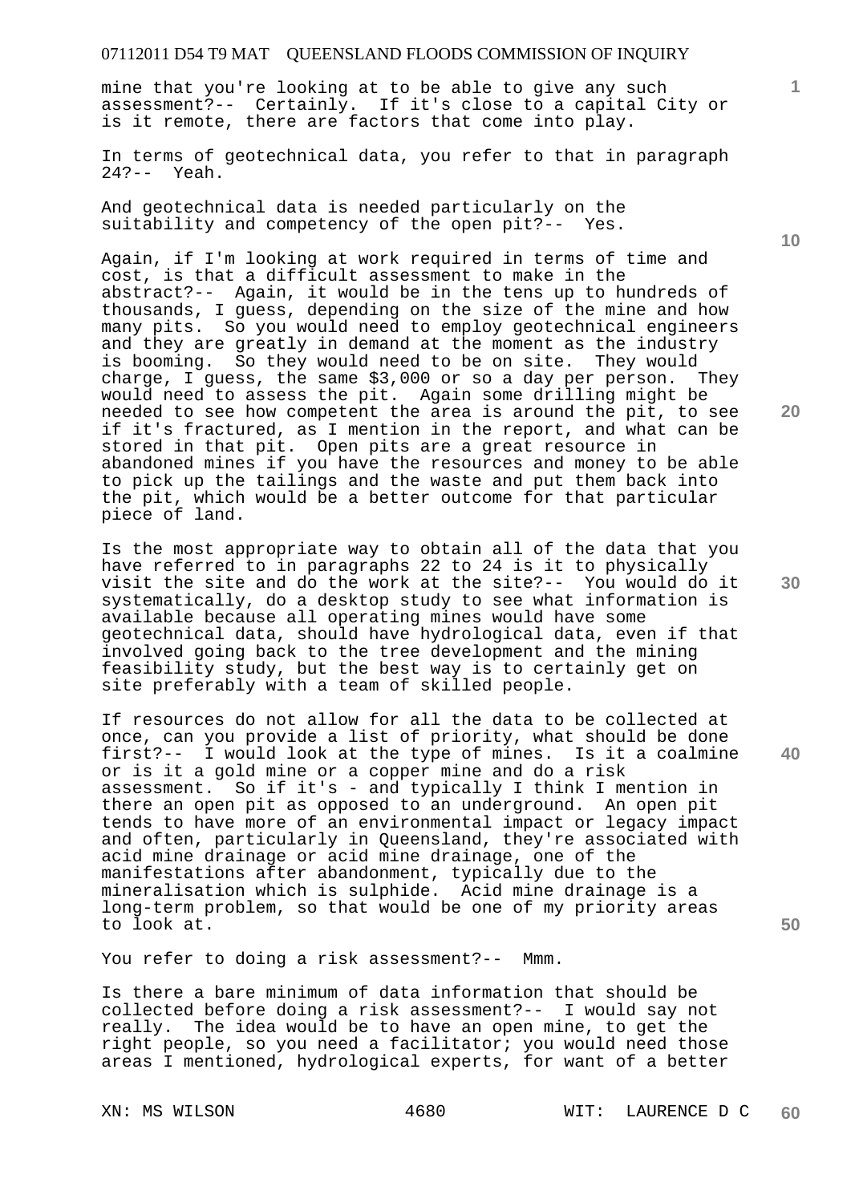mine that you're looking at to be able to give any such assessment?-- Certainly. If it's close to a capital City or is it remote, there are factors that come into play.

In terms of geotechnical data, you refer to that in paragraph 24?-- Yeah.

And geotechnical data is needed particularly on the suitability and competency of the open pit?-- Yes.

Again, if I'm looking at work required in terms of time and cost, is that a difficult assessment to make in the abstract?-- Again, it would be in the tens up to hundreds of thousands, I guess, depending on the size of the mine and how many pits. So you would need to employ geotechnical engineers and they are greatly in demand at the moment as the industry is booming. So they would need to be on site. They would charge, I guess, the same $3,000 or so a day per person. They would need to assess the pit. Again some drilling might be needed to see how competent the area is around the pit, to see if it's fractured, as I mention in the report, and what can be stored in that pit. Open pits are a great resource in abandoned mines if you have the resources and money to be able to pick up the tailings and the waste and put them back into the pit, which would be a better outcome for that particular piece of land.

Is the most appropriate way to obtain all of the data that you have referred to in paragraphs 22 to 24 is it to physically visit the site and do the work at the site?-- You would do it systematically, do a desktop study to see what information is available because all operating mines would have some geotechnical data, should have hydrological data, even if that involved going back to the tree development and the mining feasibility study, but the best way is to certainly get on site preferably with a team of skilled people.

If resources do not allow for all the data to be collected at once, can you provide a list of priority, what should be done first?-- I would look at the type of mines. Is it a coalmine or is it a gold mine or a copper mine and do a risk assessment. So if it's - and typically I think I mention in there an open pit as opposed to an underground. An open pit tends to have more of an environmental impact or legacy impact and often, particularly in Queensland, they're associated with acid mine drainage or acid mine drainage, one of the manifestations after abandonment, typically due to the mineralisation which is sulphide. Acid mine drainage is a long-term problem, so that would be one of my priority areas to look at.

You refer to doing a risk assessment?-- Mmm.

Is there a bare minimum of data information that should be collected before doing a risk assessment?-- I would say not really. The idea would be to have an open mine, to get the right people, so you need a facilitator; you would need those areas I mentioned, hydrological experts, for want of a better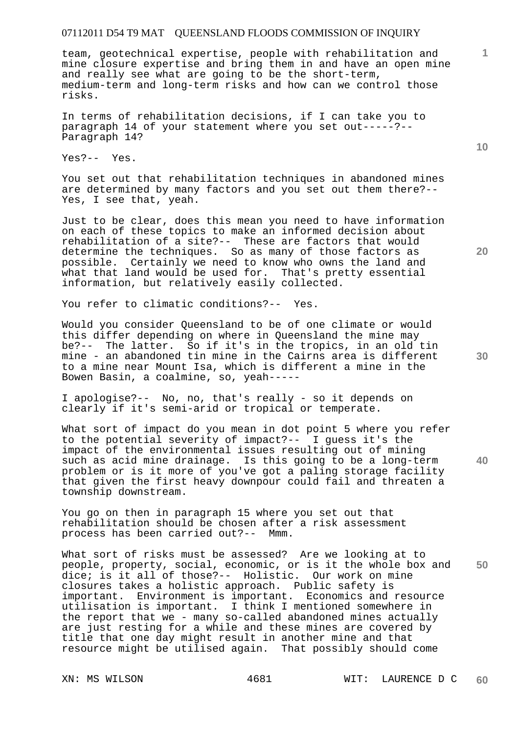team, geotechnical expertise, people with rehabilitation and mine closure expertise and bring them in and have an open mine and really see what are going to be the short-term, medium-term and long-term risks and how can we control those risks.

In terms of rehabilitation decisions, if I can take you to paragraph 14 of your statement where you set out-----?-- Paragraph 14?

Yes?-- Yes.

You set out that rehabilitation techniques in abandoned mines are determined by many factors and you set out them there?-- Yes, I see that, yeah.

Just to be clear, does this mean you need to have information on each of these topics to make an informed decision about rehabilitation of a site?-- These are factors that would determine the techniques. So as many of those factors as possible. Certainly we need to know who owns the land and what that land would be used for. That's pretty essential information, but relatively easily collected.

You refer to climatic conditions?-- Yes.

Would you consider Queensland to be of one climate or would this differ depending on where in Queensland the mine may be?-- The latter. So if it's in the tropics, in an old tin mine - an abandoned tin mine in the Cairns area is different to a mine near Mount Isa, which is different a mine in the Bowen Basin, a coalmine, so, yeah-----

I apologise?-- No, no, that's really - so it depends on clearly if it's semi-arid or tropical or temperate.

What sort of impact do you mean in dot point 5 where you refer to the potential severity of impact?-- I guess it's the impact of the environmental issues resulting out of mining such as acid mine drainage. Is this going to be a long-term problem or is it more of you've got a paling storage facility that given the first heavy downpour could fail and threaten a township downstream.

You go on then in paragraph 15 where you set out that rehabilitation should be chosen after a risk assessment process has been carried out?-- Mmm.

What sort of risks must be assessed? Are we looking at to people, property, social, economic, or is it the whole box and dice; is it all of those?-- Holistic. Our work on mine closures takes a holistic approach. Public safety is important. Environment is important. Economics and resource utilisation is important. I think I mentioned somewhere in the report that we - many so-called abandoned mines actually are just resting for a while and these mines are covered by title that one day might result in another mine and that resource might be utilised again. That possibly should come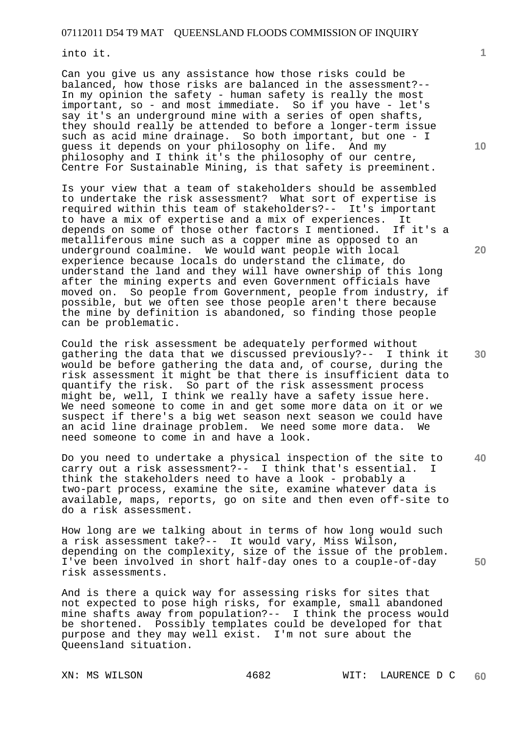into it.

Can you give us any assistance how those risks could be balanced, how those risks are balanced in the assessment?-- In my opinion the safety - human safety is really the most important, so - and most immediate. So if you have - let's say it's an underground mine with a series of open shafts, they should really be attended to before a longer-term issue such as acid mine drainage. So both important, but one - I guess it depends on your philosophy on life. And my philosophy and I think it's the philosophy of our centre, Centre For Sustainable Mining, is that safety is preeminent.

Is your view that a team of stakeholders should be assembled to undertake the risk assessment? What sort of expertise is required within this team of stakeholders?-- It's important to have a mix of expertise and a mix of experiences. It depends on some of those other factors I mentioned. If it's a metalliferous mine such as a copper mine as opposed to an underground coalmine. We would want people with local experience because locals do understand the climate, do understand the land and they will have ownership of this long after the mining experts and even Government officials have moved on. So people from Government, people from industry, if possible, but we often see those people aren't there because the mine by definition is abandoned, so finding those people can be problematic.

Could the risk assessment be adequately performed without gathering the data that we discussed previously?-- I think it would be before gathering the data and, of course, during the risk assessment it might be that there is insufficient data to quantify the risk. So part of the risk assessment process might be, well, I think we really have a safety issue here. We need someone to come in and get some more data on it or we suspect if there's a big wet season next season we could have an acid line drainage problem. We need some more data. We need someone to come in and have a look.

Do you need to undertake a physical inspection of the site to carry out a risk assessment?-- I think that's essential. I think the stakeholders need to have a look - probably a two-part process, examine the site, examine whatever data is available, maps, reports, go on site and then even off-site to do a risk assessment.

How long are we talking about in terms of how long would such a risk assessment take?-- It would vary, Miss Wilson, depending on the complexity, size of the issue of the problem. I've been involved in short half-day ones to a couple-of-day risk assessments.

And is there a quick way for assessing risks for sites that not expected to pose high risks, for example, small abandoned mine shafts away from population?-- I think the process would be shortened. Possibly templates could be developed for that purpose and they may well exist. I'm not sure about the Queensland situation.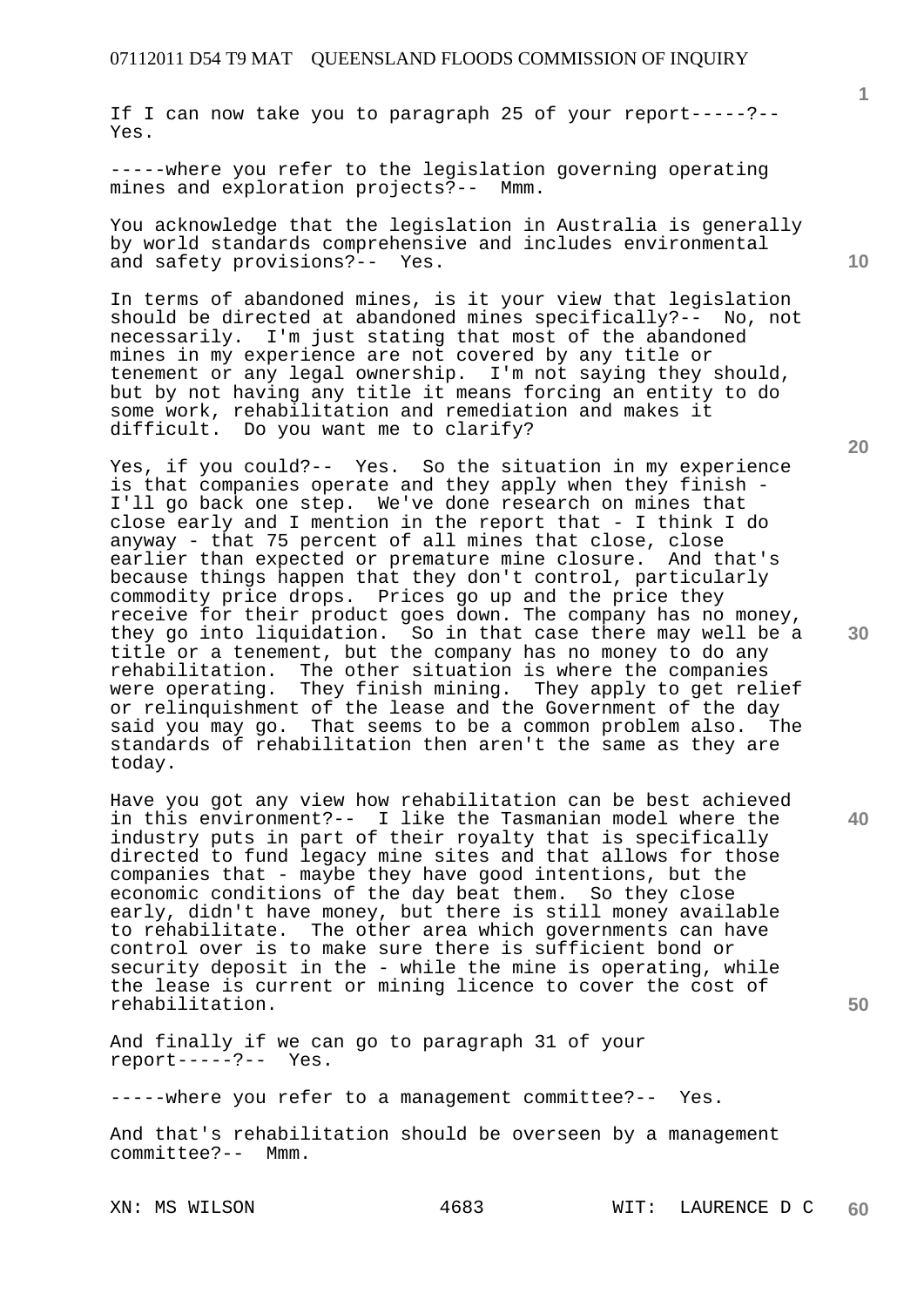If I can now take you to paragraph 25 of your report-----?-- Yes.

-----where you refer to the legislation governing operating mines and exploration projects?-- Mmm.

You acknowledge that the legislation in Australia is generally by world standards comprehensive and includes environmental and safety provisions?-- Yes.

In terms of abandoned mines, is it your view that legislation should be directed at abandoned mines specifically?-- No, not necessarily. I'm just stating that most of the abandoned mines in my experience are not covered by any title or tenement or any legal ownership. I'm not saying they should, but by not having any title it means forcing an entity to do some work, rehabilitation and remediation and makes it difficult. Do you want me to clarify?

Yes, if you could?-- Yes. So the situation in my experience is that companies operate and they apply when they finish - I'll go back one step. We've done research on mines that close early and I mention in the report that - I think I do anyway - that 75 percent of all mines that close, close earlier than expected or premature mine closure. And that's because things happen that they don't control, particularly commodity price drops. Prices go up and the price they receive for their product goes down. The company has no money, they go into liquidation. So in that case there may well be a title or a tenement, but the company has no money to do any rehabilitation. The other situation is where the companies were operating. They finish mining. They apply to get relief or relinquishment of the lease and the Government of the day said you may go. That seems to be a common problem also. The standards of rehabilitation then aren't the same as they are today.

Have you got any view how rehabilitation can be best achieved in this environment?-- I like the Tasmanian model where the industry puts in part of their royalty that is specifically directed to fund legacy mine sites and that allows for those companies that - maybe they have good intentions, but the economic conditions of the day beat them. So they close early, didn't have money, but there is still money available to rehabilitate. The other area which governments can have control over is to make sure there is sufficient bond or security deposit in the - while the mine is operating, while the lease is current or mining licence to cover the cost of rehabilitation.

And finally if we can go to paragraph 31 of your report-----?-- Yes.

-----where you refer to a management committee?-- Yes.

And that's rehabilitation should be overseen by a management committee?-- Mmm.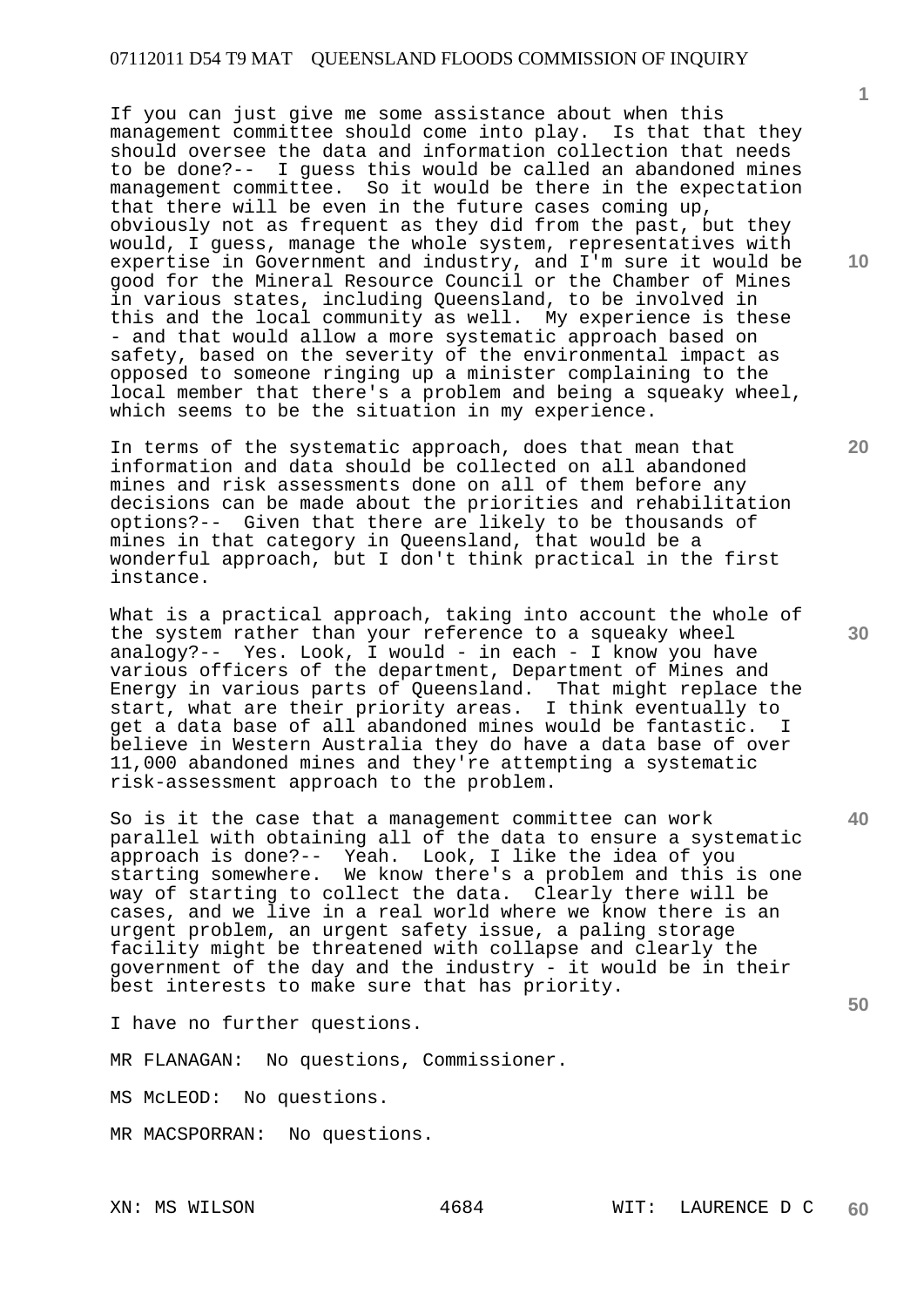If you can just give me some assistance about when this management committee should come into play. Is that that they should oversee the data and information collection that needs to be done?-- I guess this would be called an abandoned mines management committee. So it would be there in the expectation that there will be even in the future cases coming up, obviously not as frequent as they did from the past, but they would, I guess, manage the whole system, representatives with expertise in Government and industry, and I'm sure it would be good for the Mineral Resource Council or the Chamber of Mines in various states, including Queensland, to be involved in this and the local community as well. My experience is these - and that would allow a more systematic approach based on safety, based on the severity of the environmental impact as opposed to someone ringing up a minister complaining to the local member that there's a problem and being a squeaky wheel, which seems to be the situation in my experience.

In terms of the systematic approach, does that mean that information and data should be collected on all abandoned mines and risk assessments done on all of them before any decisions can be made about the priorities and rehabilitation options?-- Given that there are likely to be thousands of mines in that category in Queensland, that would be a wonderful approach, but I don't think practical in the first instance.

What is a practical approach, taking into account the whole of the system rather than your reference to a squeaky wheel analogy?-- Yes. Look, I would - in each - I know you have various officers of the department, Department of Mines and Energy in various parts of Queensland. That might replace the start, what are their priority areas. I think eventually to get a data base of all abandoned mines would be fantastic. I believe in Western Australia they do have a data base of over 11,000 abandoned mines and they're attempting a systematic risk-assessment approach to the problem.

So is it the case that a management committee can work parallel with obtaining all of the data to ensure a systematic approach is done?-- Yeah. Look, I like the idea of you starting somewhere. We know there's a problem and this is one way of starting to collect the data. Clearly there will be cases, and we live in a real world where we know there is an urgent problem, an urgent safety issue, a paling storage facility might be threatened with collapse and clearly the government of the day and the industry - it would be in their best interests to make sure that has priority.

I have no further questions.

MR FLANAGAN: No questions, Commissioner.

MS McLEOD: No questions.

MR MACSPORRAN: No questions.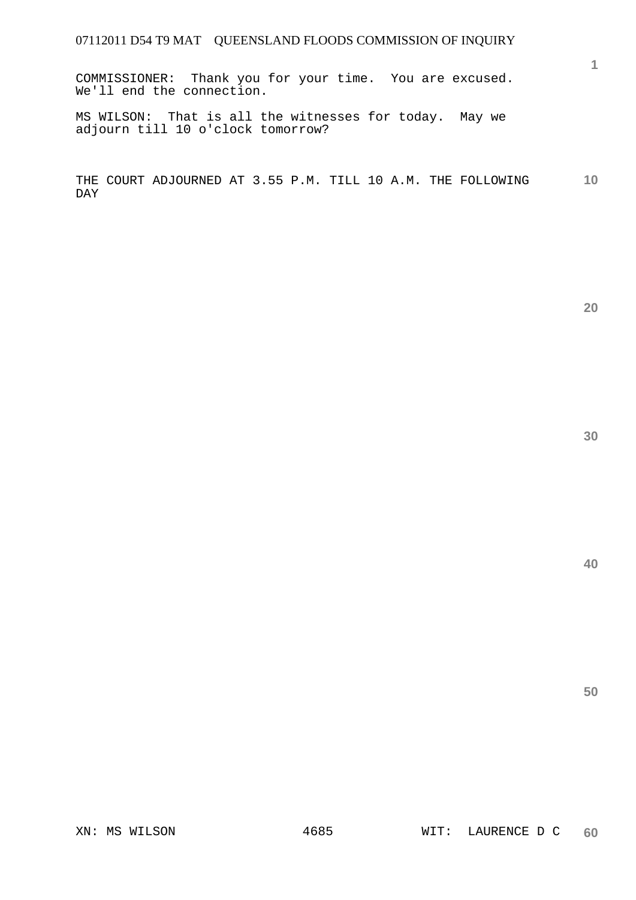COMMISSIONER: Thank you for your time. You are excused. We'll end the connection.

MS WILSON: That is all the witnesses for today. May we adjourn till 10 o'clock tomorrow?

THE COURT ADJOURNED AT 3.55 P.M. TILL 10 A.M. THE FOLLOWING DAY